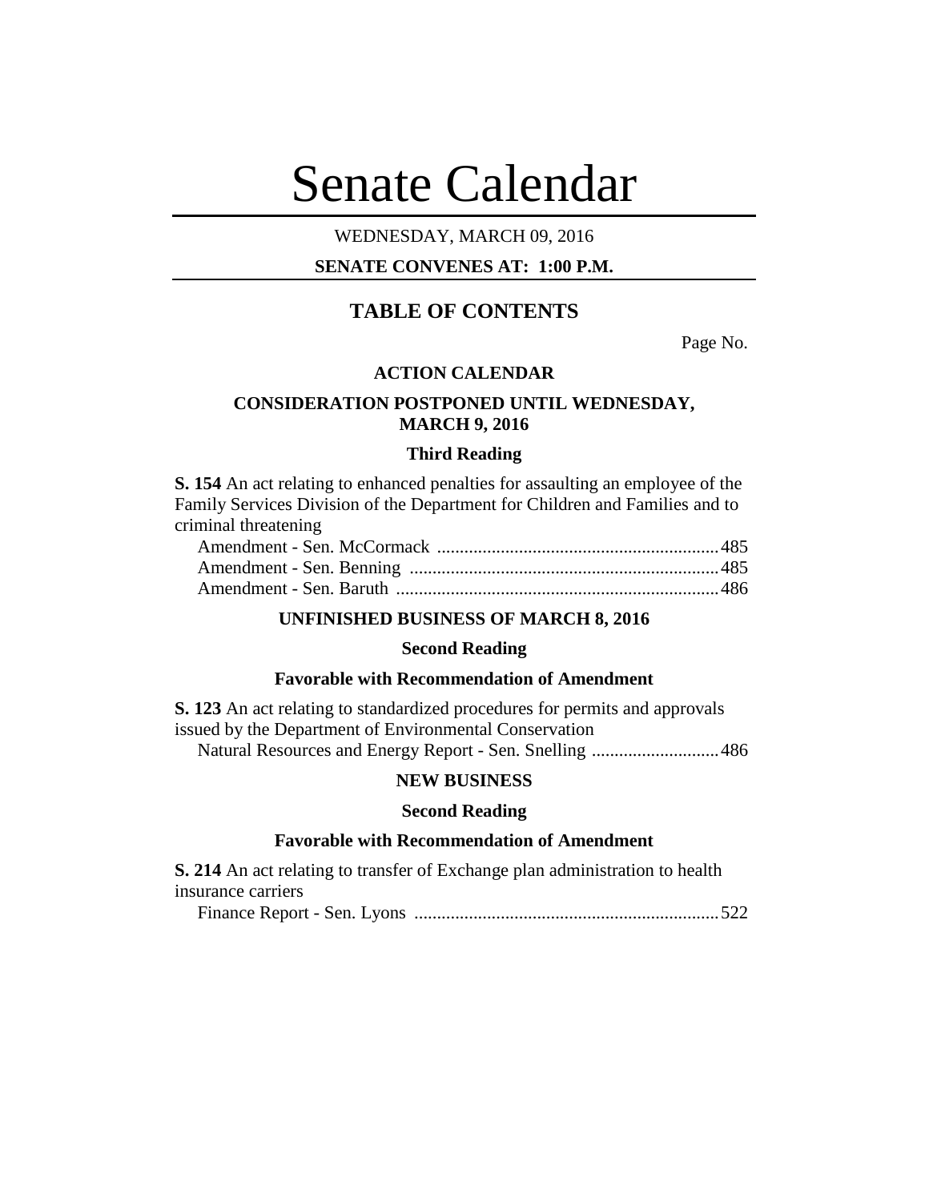# Senate Calendar

WEDNESDAY, MARCH 09, 2016

**SENATE CONVENES AT: 1:00 P.M.**

## TABLE OF CONTENTS

Page No.

### ACTION CALENDAR

### CONSIDERATION POSTPONED UNTIL WEDNESDAY, MARCH 9, 2016

#### Third Reading

**S. 154** An act relating to enhanced penalties for assaulting an employee of the Family Services Division of the Department for Children and Families and to criminal threatening

Amendment - Sen. McCormack .......................................................... 485
Amendment - Sen. Benning ............................................................... 485
Amendment - Sen. Baruth ................................................................. 486

### UNFINISHED BUSINESS OF MARCH 8, 2016

#### Second Reading

#### Favorable with Recommendation of Amendment

**S. 123** An act relating to standardized procedures for permits and approvals issued by the Department of Environmental Conservation

Natural Resources and Energy Report - Sen. Snelling ........................... 486

### NEW BUSINESS

#### Second Reading

#### Favorable with Recommendation of Amendment

**S. 214** An act relating to transfer of Exchange plan administration to health insurance carriers

Finance Report - Sen. Lyons ................................................................ 522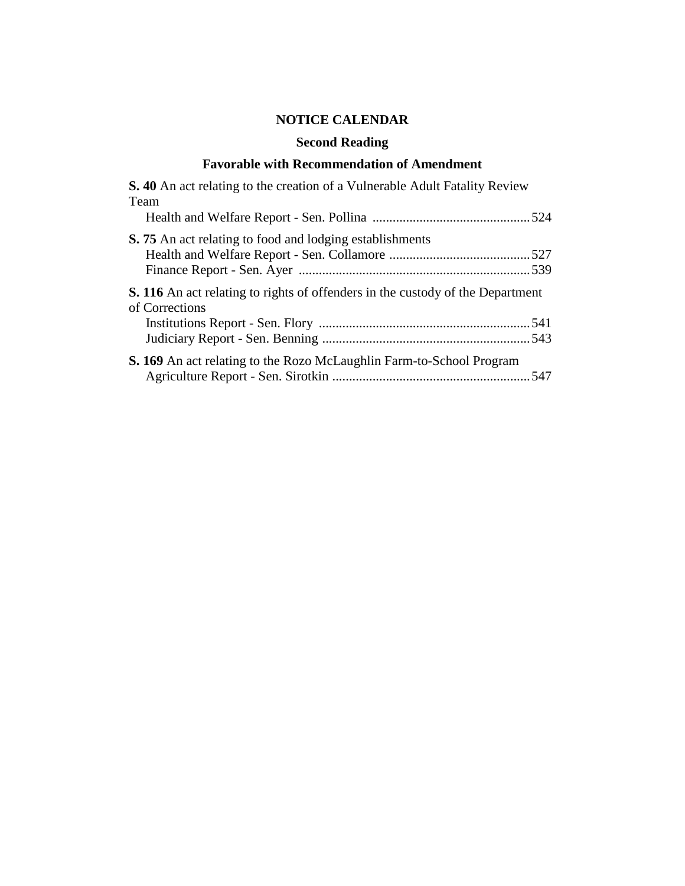## NOTICE CALENDAR

### Second Reading

### Favorable with Recommendation of Amendment

**S. 40** An act relating to the creation of a Vulnerable Adult Fatality Review Team

Health and Welfare Report - Sen. Pollina ............................................... 524

**S. 75** An act relating to food and lodging establishments

Health and Welfare Report - Sen. Collamore .......................................... 527

Finance Report - Sen. Ayer ..................................................................... 539

**S. 116** An act relating to rights of offenders in the custody of the Department of Corrections

Institutions Report - Sen. Flory ............................................................... 541

Judiciary Report - Sen. Benning .............................................................. 543

**S. 169** An act relating to the Rozo McLaughlin Farm-to-School Program

Agriculture Report - Sen. Sirotkin ........................................................... 547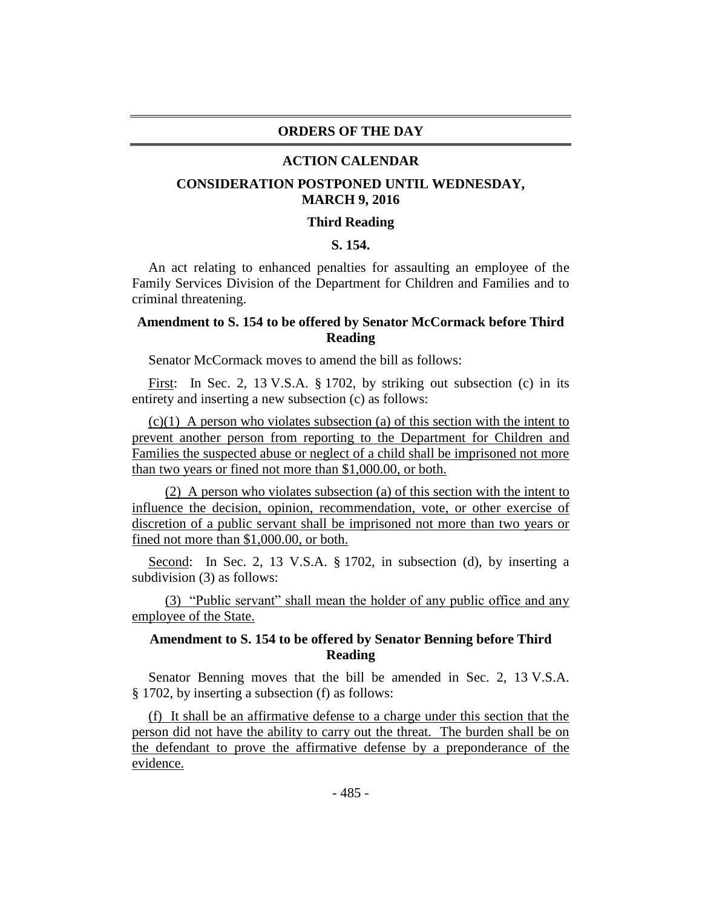## ORDERS OF THE DAY

### ACTION CALENDAR

### CONSIDERATION POSTPONED UNTIL WEDNESDAY, MARCH 9, 2016

#### Third Reading

#### S. 154.

An act relating to enhanced penalties for assaulting an employee of the Family Services Division of the Department for Children and Families and to criminal threatening.

#### Amendment to S. 154 to be offered by Senator McCormack before Third Reading

Senator McCormack moves to amend the bill as follows:

First: In Sec. 2, 13 V.S.A. § 1702, by striking out subsection (c) in its entirety and inserting a new subsection (c) as follows:

(c)(1) A person who violates subsection (a) of this section with the intent to prevent another person from reporting to the Department for Children and Families the suspected abuse or neglect of a child shall be imprisoned not more than two years or fined not more than $1,000.00, or both.

(2) A person who violates subsection (a) of this section with the intent to influence the decision, opinion, recommendation, vote, or other exercise of discretion of a public servant shall be imprisoned not more than two years or fined not more than $1,000.00, or both.

Second: In Sec. 2, 13 V.S.A. § 1702, in subsection (d), by inserting a subdivision (3) as follows:

(3) "Public servant" shall mean the holder of any public office and any employee of the State.

#### Amendment to S. 154 to be offered by Senator Benning before Third Reading

Senator Benning moves that the bill be amended in Sec. 2, 13 V.S.A. § 1702, by inserting a subsection (f) as follows:

(f) It shall be an affirmative defense to a charge under this section that the person did not have the ability to carry out the threat. The burden shall be on the defendant to prove the affirmative defense by a preponderance of the evidence.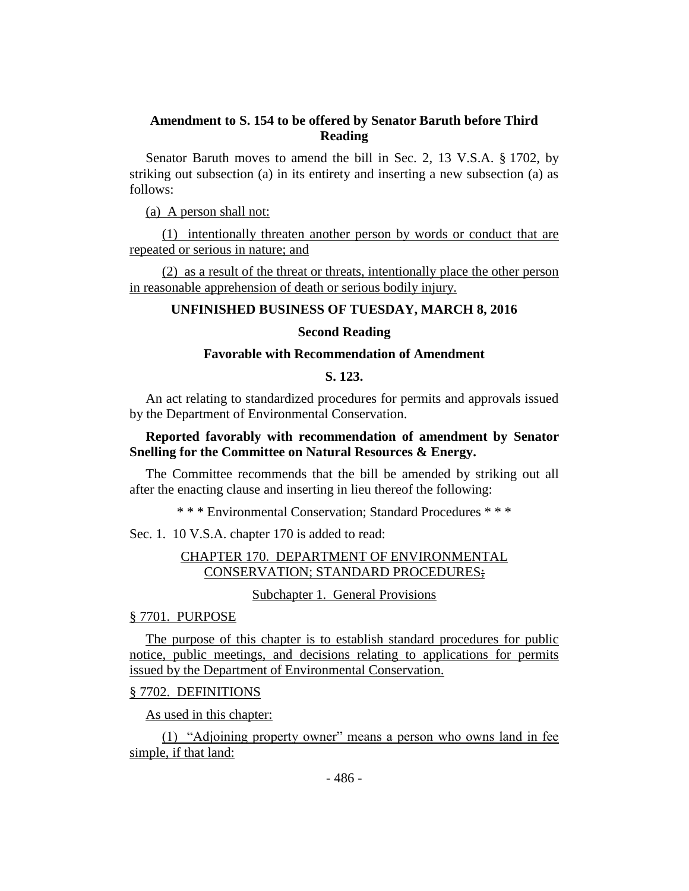**Amendment to S. 154 to be offered by Senator Baruth before Third Reading**

Senator Baruth moves to amend the bill in Sec. 2, 13 V.S.A. § 1702, by striking out subsection (a) in its entirety and inserting a new subsection (a) as follows:

(a) A person shall not:

(1) intentionally threaten another person by words or conduct that are repeated or serious in nature; and

(2) as a result of the threat or threats, intentionally place the other person in reasonable apprehension of death or serious bodily injury.

**UNFINISHED BUSINESS OF TUESDAY, MARCH 8, 2016**

**Second Reading**

**Favorable with Recommendation of Amendment**

**S. 123.**

An act relating to standardized procedures for permits and approvals issued by the Department of Environmental Conservation.

**Reported favorably with recommendation of amendment by Senator Snelling for the Committee on Natural Resources & Energy.**

The Committee recommends that the bill be amended by striking out all after the enacting clause and inserting in lieu thereof the following:

* * * Environmental Conservation; Standard Procedures * * *

Sec. 1. 10 V.S.A. chapter 170 is added to read:

CHAPTER 170. DEPARTMENT OF ENVIRONMENTAL CONSERVATION; STANDARD PROCEDURES~~;~~

Subchapter 1. General Provisions

§ 7701. PURPOSE

The purpose of this chapter is to establish standard procedures for public notice, public meetings, and decisions relating to applications for permits issued by the Department of Environmental Conservation.

§ 7702. DEFINITIONS

As used in this chapter:

(1) "Adjoining property owner" means a person who owns land in fee simple, if that land: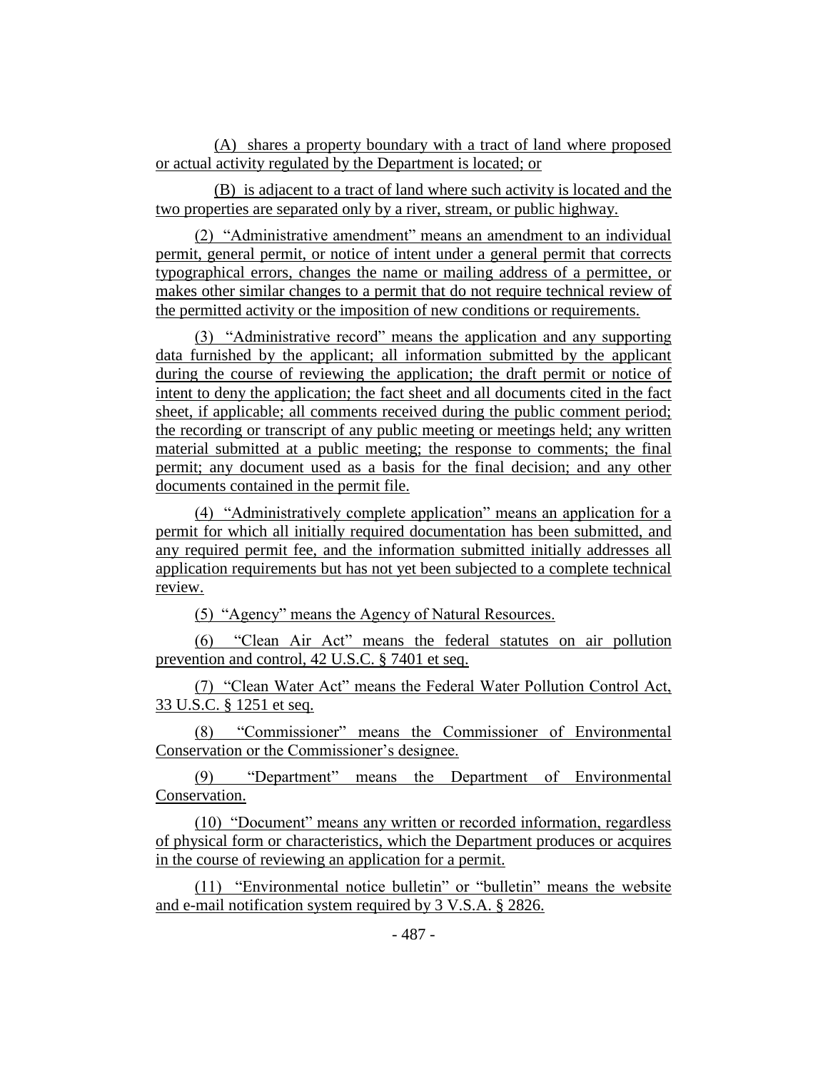(A) shares a property boundary with a tract of land where proposed or actual activity regulated by the Department is located; or

(B) is adjacent to a tract of land where such activity is located and the two properties are separated only by a river, stream, or public highway.

(2) "Administrative amendment" means an amendment to an individual permit, general permit, or notice of intent under a general permit that corrects typographical errors, changes the name or mailing address of a permittee, or makes other similar changes to a permit that do not require technical review of the permitted activity or the imposition of new conditions or requirements.

(3) "Administrative record" means the application and any supporting data furnished by the applicant; all information submitted by the applicant during the course of reviewing the application; the draft permit or notice of intent to deny the application; the fact sheet and all documents cited in the fact sheet, if applicable; all comments received during the public comment period; the recording or transcript of any public meeting or meetings held; any written material submitted at a public meeting; the response to comments; the final permit; any document used as a basis for the final decision; and any other documents contained in the permit file.

(4) "Administratively complete application" means an application for a permit for which all initially required documentation has been submitted, and any required permit fee, and the information submitted initially addresses all application requirements but has not yet been subjected to a complete technical review.

(5) "Agency" means the Agency of Natural Resources.

(6) "Clean Air Act" means the federal statutes on air pollution prevention and control, 42 U.S.C. § 7401 et seq.

(7) "Clean Water Act" means the Federal Water Pollution Control Act, 33 U.S.C. § 1251 et seq.

(8) "Commissioner" means the Commissioner of Environmental Conservation or the Commissioner's designee.

(9) "Department" means the Department of Environmental Conservation.

(10) "Document" means any written or recorded information, regardless of physical form or characteristics, which the Department produces or acquires in the course of reviewing an application for a permit.

(11) "Environmental notice bulletin" or "bulletin" means the website and e-mail notification system required by 3 V.S.A. § 2826.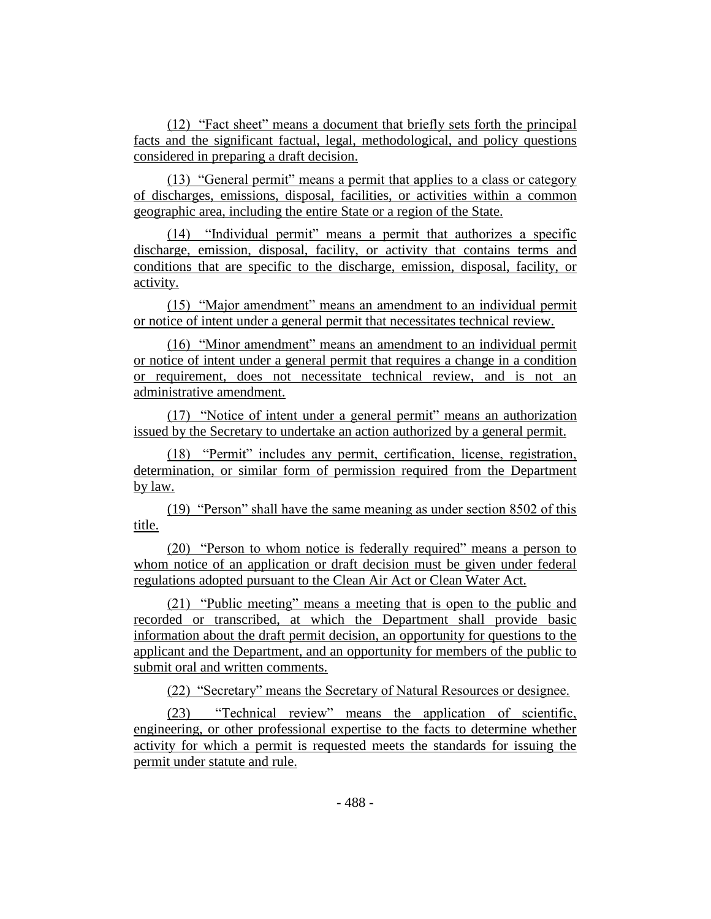(12) "Fact sheet" means a document that briefly sets forth the principal facts and the significant factual, legal, methodological, and policy questions considered in preparing a draft decision.

(13) "General permit" means a permit that applies to a class or category of discharges, emissions, disposal, facilities, or activities within a common geographic area, including the entire State or a region of the State.

(14) "Individual permit" means a permit that authorizes a specific discharge, emission, disposal, facility, or activity that contains terms and conditions that are specific to the discharge, emission, disposal, facility, or activity.

(15) "Major amendment" means an amendment to an individual permit or notice of intent under a general permit that necessitates technical review.

(16) "Minor amendment" means an amendment to an individual permit or notice of intent under a general permit that requires a change in a condition or requirement, does not necessitate technical review, and is not an administrative amendment.

(17) "Notice of intent under a general permit" means an authorization issued by the Secretary to undertake an action authorized by a general permit.

(18) "Permit" includes any permit, certification, license, registration, determination, or similar form of permission required from the Department by law.

(19) "Person" shall have the same meaning as under section 8502 of this title.

(20) "Person to whom notice is federally required" means a person to whom notice of an application or draft decision must be given under federal regulations adopted pursuant to the Clean Air Act or Clean Water Act.

(21) "Public meeting" means a meeting that is open to the public and recorded or transcribed, at which the Department shall provide basic information about the draft permit decision, an opportunity for questions to the applicant and the Department, and an opportunity for members of the public to submit oral and written comments.

(22) "Secretary" means the Secretary of Natural Resources or designee.

(23) "Technical review" means the application of scientific, engineering, or other professional expertise to the facts to determine whether activity for which a permit is requested meets the standards for issuing the permit under statute and rule.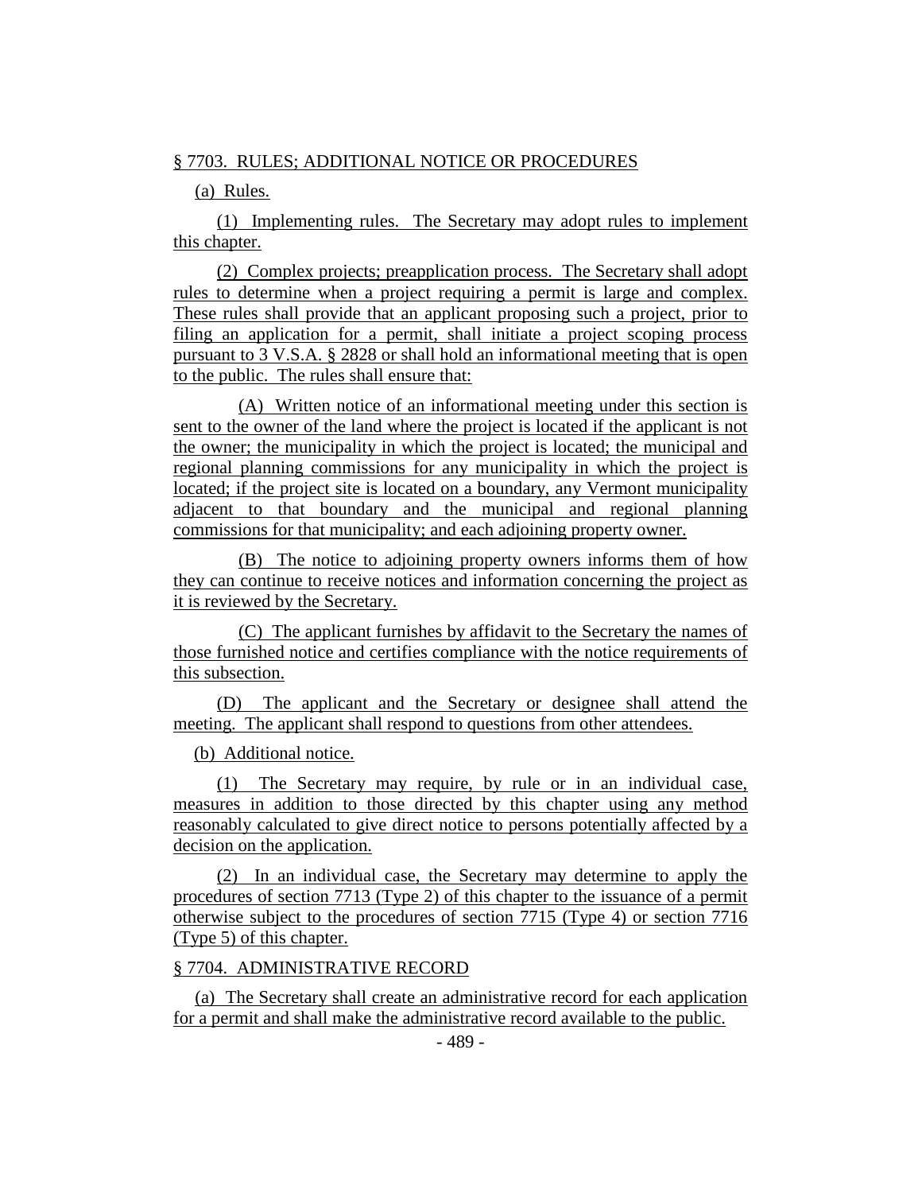§ 7703. RULES; ADDITIONAL NOTICE OR PROCEDURES

(a) Rules.

(1) Implementing rules. The Secretary may adopt rules to implement this chapter.

(2) Complex projects; preapplication process. The Secretary shall adopt rules to determine when a project requiring a permit is large and complex. These rules shall provide that an applicant proposing such a project, prior to filing an application for a permit, shall initiate a project scoping process pursuant to 3 V.S.A. § 2828 or shall hold an informational meeting that is open to the public. The rules shall ensure that:

(A) Written notice of an informational meeting under this section is sent to the owner of the land where the project is located if the applicant is not the owner; the municipality in which the project is located; the municipal and regional planning commissions for any municipality in which the project is located; if the project site is located on a boundary, any Vermont municipality adjacent to that boundary and the municipal and regional planning commissions for that municipality; and each adjoining property owner.

(B) The notice to adjoining property owners informs them of how they can continue to receive notices and information concerning the project as it is reviewed by the Secretary.

(C) The applicant furnishes by affidavit to the Secretary the names of those furnished notice and certifies compliance with the notice requirements of this subsection.

(D) The applicant and the Secretary or designee shall attend the meeting. The applicant shall respond to questions from other attendees.

(b) Additional notice.

(1) The Secretary may require, by rule or in an individual case, measures in addition to those directed by this chapter using any method reasonably calculated to give direct notice to persons potentially affected by a decision on the application.

(2) In an individual case, the Secretary may determine to apply the procedures of section 7713 (Type 2) of this chapter to the issuance of a permit otherwise subject to the procedures of section 7715 (Type 4) or section 7716 (Type 5) of this chapter.

§ 7704. ADMINISTRATIVE RECORD

(a) The Secretary shall create an administrative record for each application for a permit and shall make the administrative record available to the public.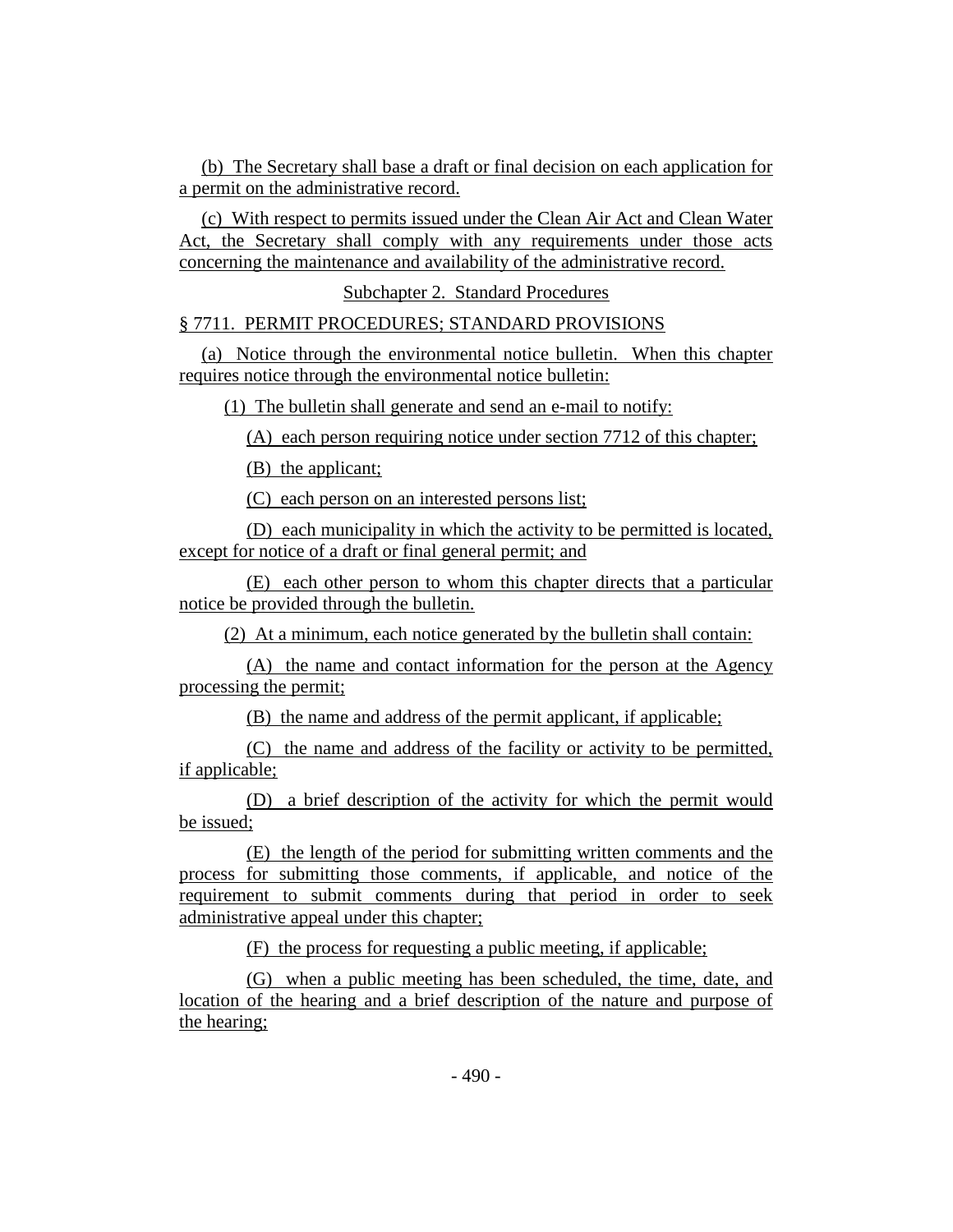(b) The Secretary shall base a draft or final decision on each application for a permit on the administrative record.

(c) With respect to permits issued under the Clean Air Act and Clean Water Act, the Secretary shall comply with any requirements under those acts concerning the maintenance and availability of the administrative record.

Subchapter 2. Standard Procedures

§ 7711. PERMIT PROCEDURES; STANDARD PROVISIONS

(a) Notice through the environmental notice bulletin. When this chapter requires notice through the environmental notice bulletin:

(1) The bulletin shall generate and send an e-mail to notify:

(A) each person requiring notice under section 7712 of this chapter;

(B) the applicant;

(C) each person on an interested persons list;

(D) each municipality in which the activity to be permitted is located, except for notice of a draft or final general permit; and

(E) each other person to whom this chapter directs that a particular notice be provided through the bulletin.

(2) At a minimum, each notice generated by the bulletin shall contain:

(A) the name and contact information for the person at the Agency processing the permit;

(B) the name and address of the permit applicant, if applicable;

(C) the name and address of the facility or activity to be permitted, if applicable;

(D) a brief description of the activity for which the permit would be issued;

(E) the length of the period for submitting written comments and the process for submitting those comments, if applicable, and notice of the requirement to submit comments during that period in order to seek administrative appeal under this chapter;

(F) the process for requesting a public meeting, if applicable;

(G) when a public meeting has been scheduled, the time, date, and location of the hearing and a brief description of the nature and purpose of the hearing;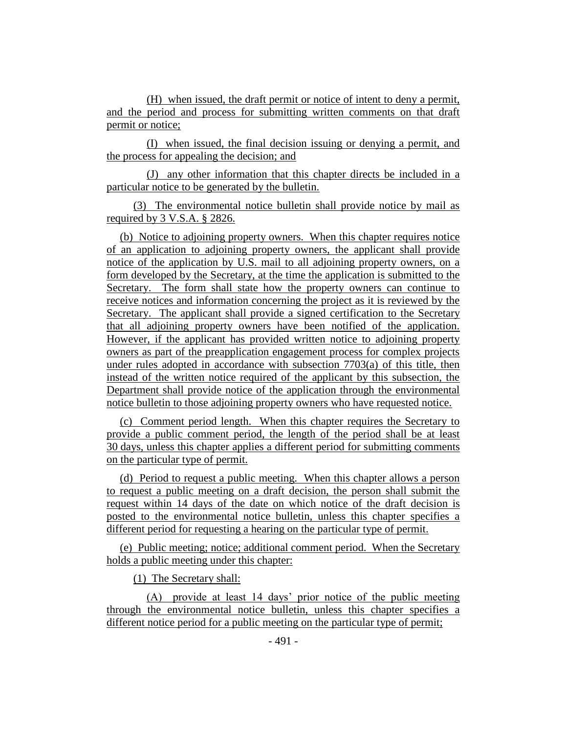(H) when issued, the draft permit or notice of intent to deny a permit, and the period and process for submitting written comments on that draft permit or notice;

(I) when issued, the final decision issuing or denying a permit, and the process for appealing the decision; and

(J) any other information that this chapter directs be included in a particular notice to be generated by the bulletin.

(3) The environmental notice bulletin shall provide notice by mail as required by 3 V.S.A. § 2826.

(b) Notice to adjoining property owners. When this chapter requires notice of an application to adjoining property owners, the applicant shall provide notice of the application by U.S. mail to all adjoining property owners, on a form developed by the Secretary, at the time the application is submitted to the Secretary. The form shall state how the property owners can continue to receive notices and information concerning the project as it is reviewed by the Secretary. The applicant shall provide a signed certification to the Secretary that all adjoining property owners have been notified of the application. However, if the applicant has provided written notice to adjoining property owners as part of the preapplication engagement process for complex projects under rules adopted in accordance with subsection 7703(a) of this title, then instead of the written notice required of the applicant by this subsection, the Department shall provide notice of the application through the environmental notice bulletin to those adjoining property owners who have requested notice.

(c) Comment period length. When this chapter requires the Secretary to provide a public comment period, the length of the period shall be at least 30 days, unless this chapter applies a different period for submitting comments on the particular type of permit.

(d) Period to request a public meeting. When this chapter allows a person to request a public meeting on a draft decision, the person shall submit the request within 14 days of the date on which notice of the draft decision is posted to the environmental notice bulletin, unless this chapter specifies a different period for requesting a hearing on the particular type of permit.

(e) Public meeting; notice; additional comment period. When the Secretary holds a public meeting under this chapter:

(1) The Secretary shall:

(A) provide at least 14 days' prior notice of the public meeting through the environmental notice bulletin, unless this chapter specifies a different notice period for a public meeting on the particular type of permit;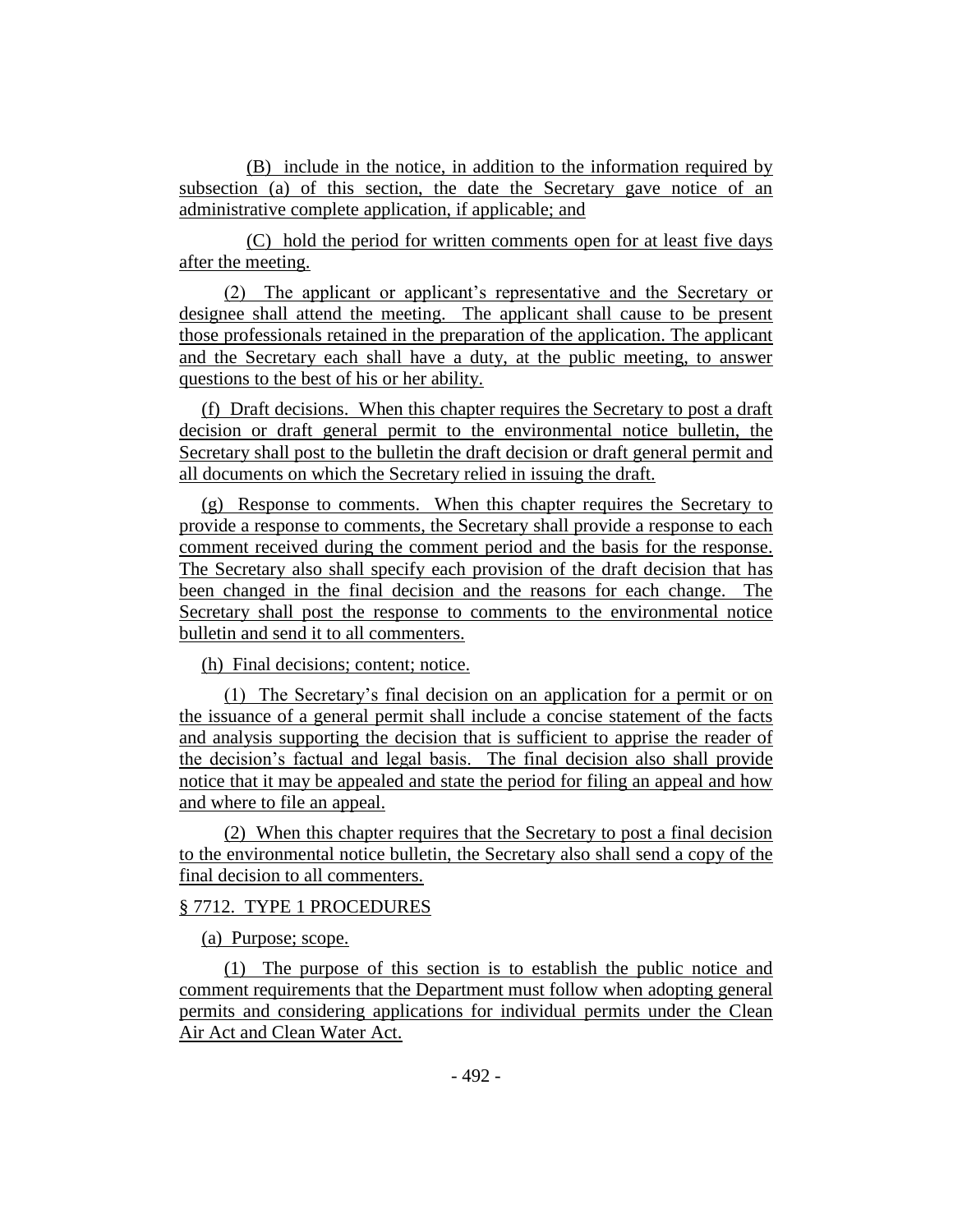(B) include in the notice, in addition to the information required by subsection (a) of this section, the date the Secretary gave notice of an administrative complete application, if applicable; and

(C) hold the period for written comments open for at least five days after the meeting.

(2) The applicant or applicant's representative and the Secretary or designee shall attend the meeting. The applicant shall cause to be present those professionals retained in the preparation of the application. The applicant and the Secretary each shall have a duty, at the public meeting, to answer questions to the best of his or her ability.

(f) Draft decisions. When this chapter requires the Secretary to post a draft decision or draft general permit to the environmental notice bulletin, the Secretary shall post to the bulletin the draft decision or draft general permit and all documents on which the Secretary relied in issuing the draft.

(g) Response to comments. When this chapter requires the Secretary to provide a response to comments, the Secretary shall provide a response to each comment received during the comment period and the basis for the response. The Secretary also shall specify each provision of the draft decision that has been changed in the final decision and the reasons for each change. The Secretary shall post the response to comments to the environmental notice bulletin and send it to all commenters.

(h) Final decisions; content; notice.

(1) The Secretary's final decision on an application for a permit or on the issuance of a general permit shall include a concise statement of the facts and analysis supporting the decision that is sufficient to apprise the reader of the decision's factual and legal basis. The final decision also shall provide notice that it may be appealed and state the period for filing an appeal and how and where to file an appeal.

(2) When this chapter requires that the Secretary to post a final decision to the environmental notice bulletin, the Secretary also shall send a copy of the final decision to all commenters.

§ 7712. TYPE 1 PROCEDURES

(a) Purpose; scope.

(1) The purpose of this section is to establish the public notice and comment requirements that the Department must follow when adopting general permits and considering applications for individual permits under the Clean Air Act and Clean Water Act.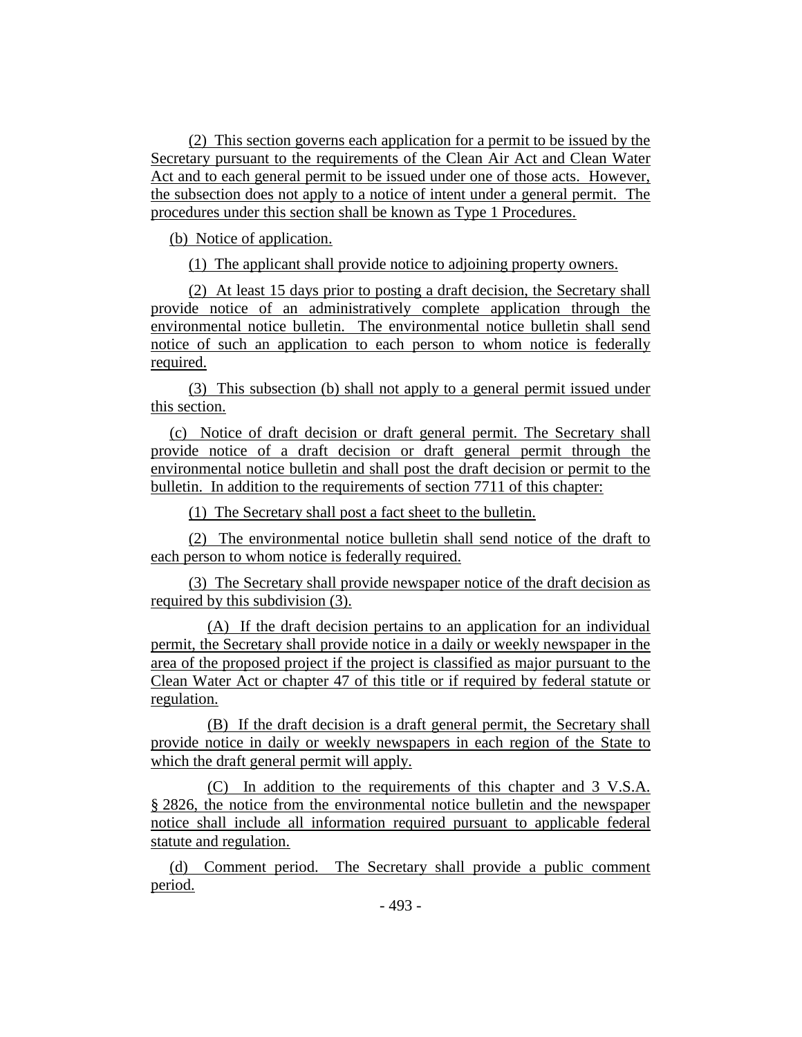(2) This section governs each application for a permit to be issued by the Secretary pursuant to the requirements of the Clean Air Act and Clean Water Act and to each general permit to be issued under one of those acts. However, the subsection does not apply to a notice of intent under a general permit. The procedures under this section shall be known as Type 1 Procedures.

(b) Notice of application.

(1) The applicant shall provide notice to adjoining property owners.

(2) At least 15 days prior to posting a draft decision, the Secretary shall provide notice of an administratively complete application through the environmental notice bulletin. The environmental notice bulletin shall send notice of such an application to each person to whom notice is federally required.

(3) This subsection (b) shall not apply to a general permit issued under this section.

(c) Notice of draft decision or draft general permit. The Secretary shall provide notice of a draft decision or draft general permit through the environmental notice bulletin and shall post the draft decision or permit to the bulletin. In addition to the requirements of section 7711 of this chapter:

(1) The Secretary shall post a fact sheet to the bulletin.

(2) The environmental notice bulletin shall send notice of the draft to each person to whom notice is federally required.

(3) The Secretary shall provide newspaper notice of the draft decision as required by this subdivision (3).

(A) If the draft decision pertains to an application for an individual permit, the Secretary shall provide notice in a daily or weekly newspaper in the area of the proposed project if the project is classified as major pursuant to the Clean Water Act or chapter 47 of this title or if required by federal statute or regulation.

(B) If the draft decision is a draft general permit, the Secretary shall provide notice in daily or weekly newspapers in each region of the State to which the draft general permit will apply.

(C) In addition to the requirements of this chapter and 3 V.S.A. § 2826, the notice from the environmental notice bulletin and the newspaper notice shall include all information required pursuant to applicable federal statute and regulation.

(d) Comment period. The Secretary shall provide a public comment period.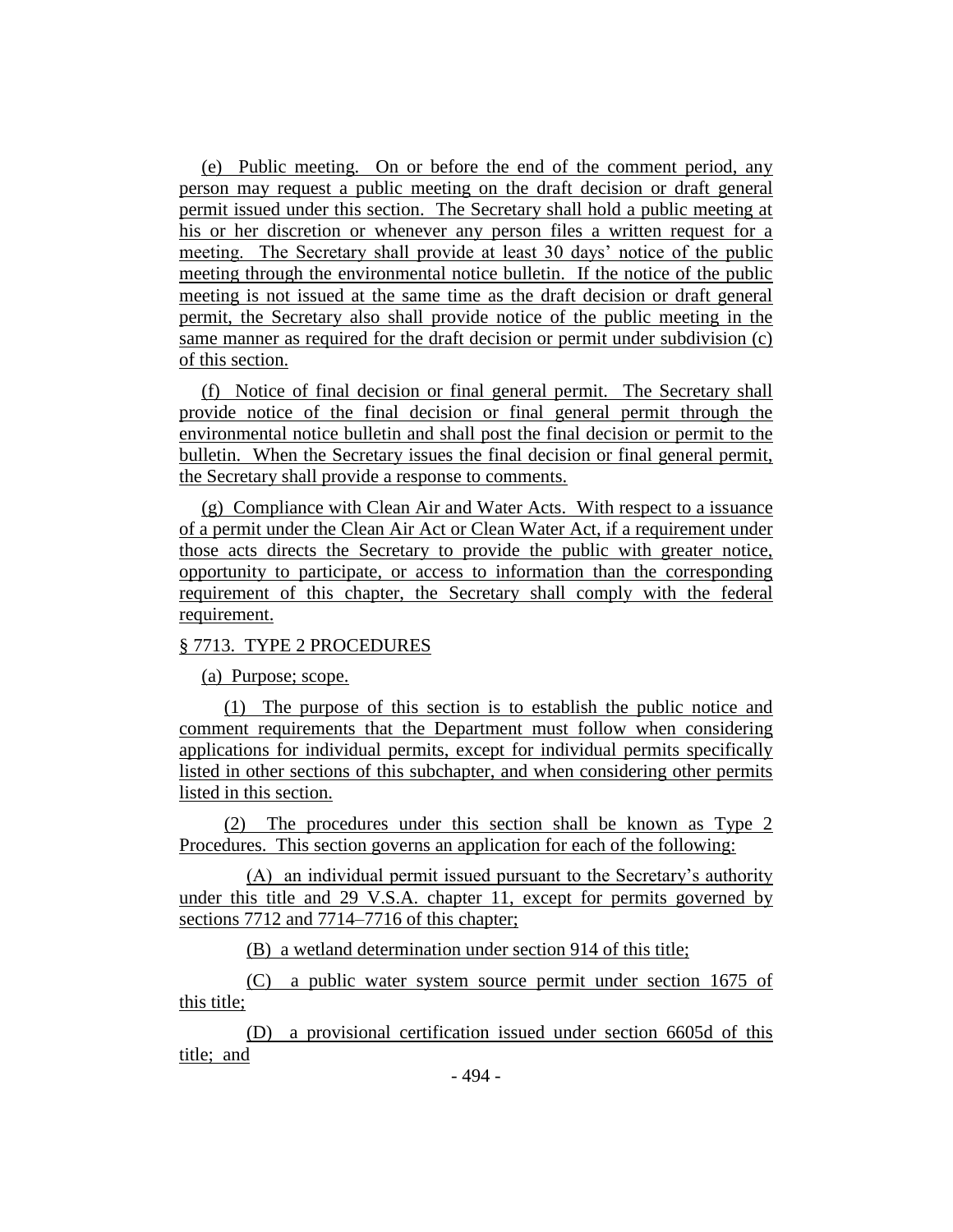(e) Public meeting. On or before the end of the comment period, any person may request a public meeting on the draft decision or draft general permit issued under this section. The Secretary shall hold a public meeting at his or her discretion or whenever any person files a written request for a meeting. The Secretary shall provide at least 30 days' notice of the public meeting through the environmental notice bulletin. If the notice of the public meeting is not issued at the same time as the draft decision or draft general permit, the Secretary also shall provide notice of the public meeting in the same manner as required for the draft decision or permit under subdivision (c) of this section.

(f) Notice of final decision or final general permit. The Secretary shall provide notice of the final decision or final general permit through the environmental notice bulletin and shall post the final decision or permit to the bulletin. When the Secretary issues the final decision or final general permit, the Secretary shall provide a response to comments.

(g) Compliance with Clean Air and Water Acts. With respect to a issuance of a permit under the Clean Air Act or Clean Water Act, if a requirement under those acts directs the Secretary to provide the public with greater notice, opportunity to participate, or access to information than the corresponding requirement of this chapter, the Secretary shall comply with the federal requirement.

§ 7713. TYPE 2 PROCEDURES

(a) Purpose; scope.

(1) The purpose of this section is to establish the public notice and comment requirements that the Department must follow when considering applications for individual permits, except for individual permits specifically listed in other sections of this subchapter, and when considering other permits listed in this section.

(2) The procedures under this section shall be known as Type 2 Procedures. This section governs an application for each of the following:

(A) an individual permit issued pursuant to the Secretary's authority under this title and 29 V.S.A. chapter 11, except for permits governed by sections 7712 and 7714–7716 of this chapter;

(B) a wetland determination under section 914 of this title;

(C) a public water system source permit under section 1675 of this title;

(D) a provisional certification issued under section 6605d of this title; and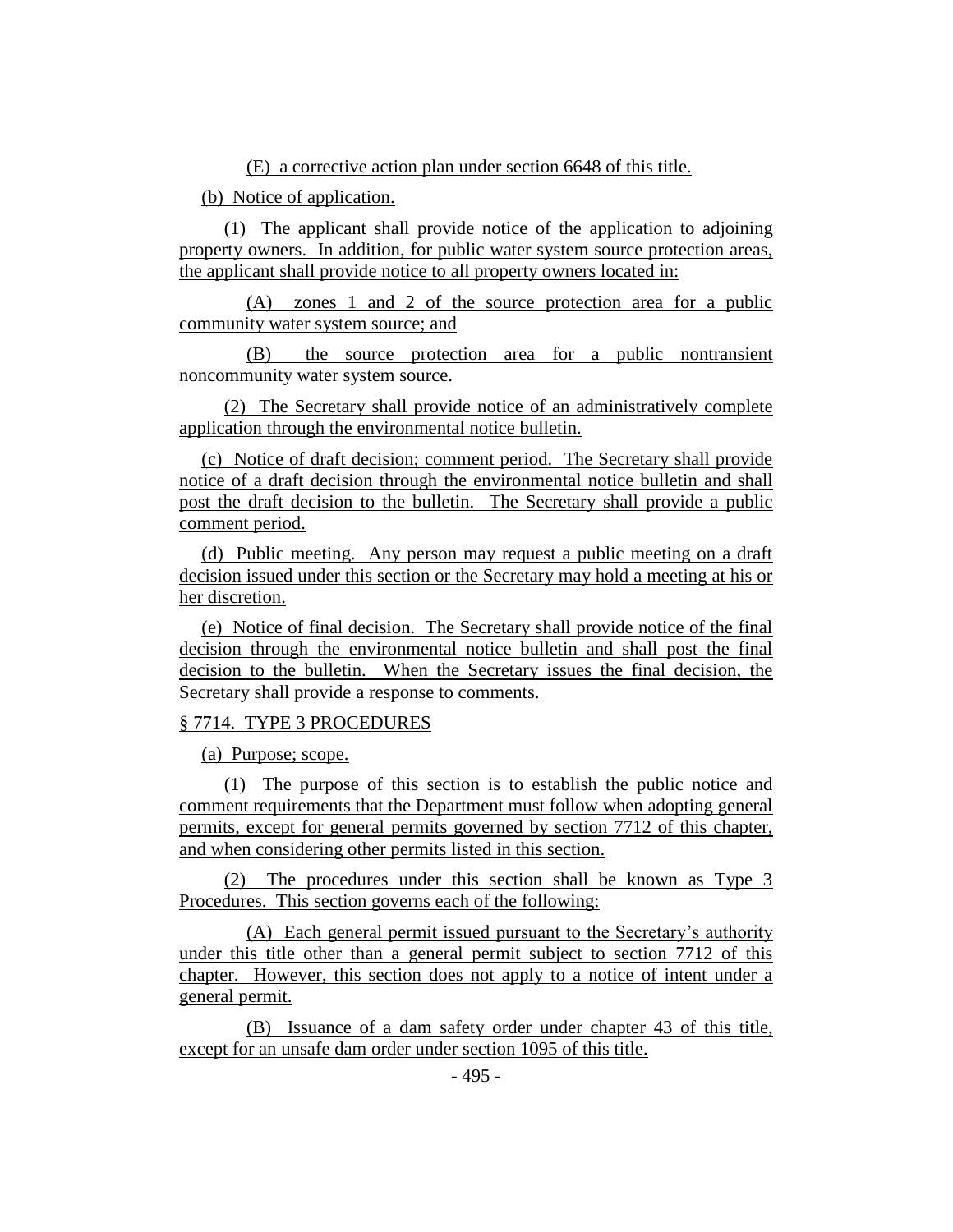(E) a corrective action plan under section 6648 of this title.

(b) Notice of application.

(1) The applicant shall provide notice of the application to adjoining property owners. In addition, for public water system source protection areas, the applicant shall provide notice to all property owners located in:

(A) zones 1 and 2 of the source protection area for a public community water system source; and

(B) the source protection area for a public nontransient noncommunity water system source.

(2) The Secretary shall provide notice of an administratively complete application through the environmental notice bulletin.

(c) Notice of draft decision; comment period. The Secretary shall provide notice of a draft decision through the environmental notice bulletin and shall post the draft decision to the bulletin. The Secretary shall provide a public comment period.

(d) Public meeting. Any person may request a public meeting on a draft decision issued under this section or the Secretary may hold a meeting at his or her discretion.

(e) Notice of final decision. The Secretary shall provide notice of the final decision through the environmental notice bulletin and shall post the final decision to the bulletin. When the Secretary issues the final decision, the Secretary shall provide a response to comments.

§ 7714. TYPE 3 PROCEDURES

(a) Purpose; scope.

(1) The purpose of this section is to establish the public notice and comment requirements that the Department must follow when adopting general permits, except for general permits governed by section 7712 of this chapter, and when considering other permits listed in this section.

(2) The procedures under this section shall be known as Type 3 Procedures. This section governs each of the following:

(A) Each general permit issued pursuant to the Secretary's authority under this title other than a general permit subject to section 7712 of this chapter. However, this section does not apply to a notice of intent under a general permit.

(B) Issuance of a dam safety order under chapter 43 of this title, except for an unsafe dam order under section 1095 of this title.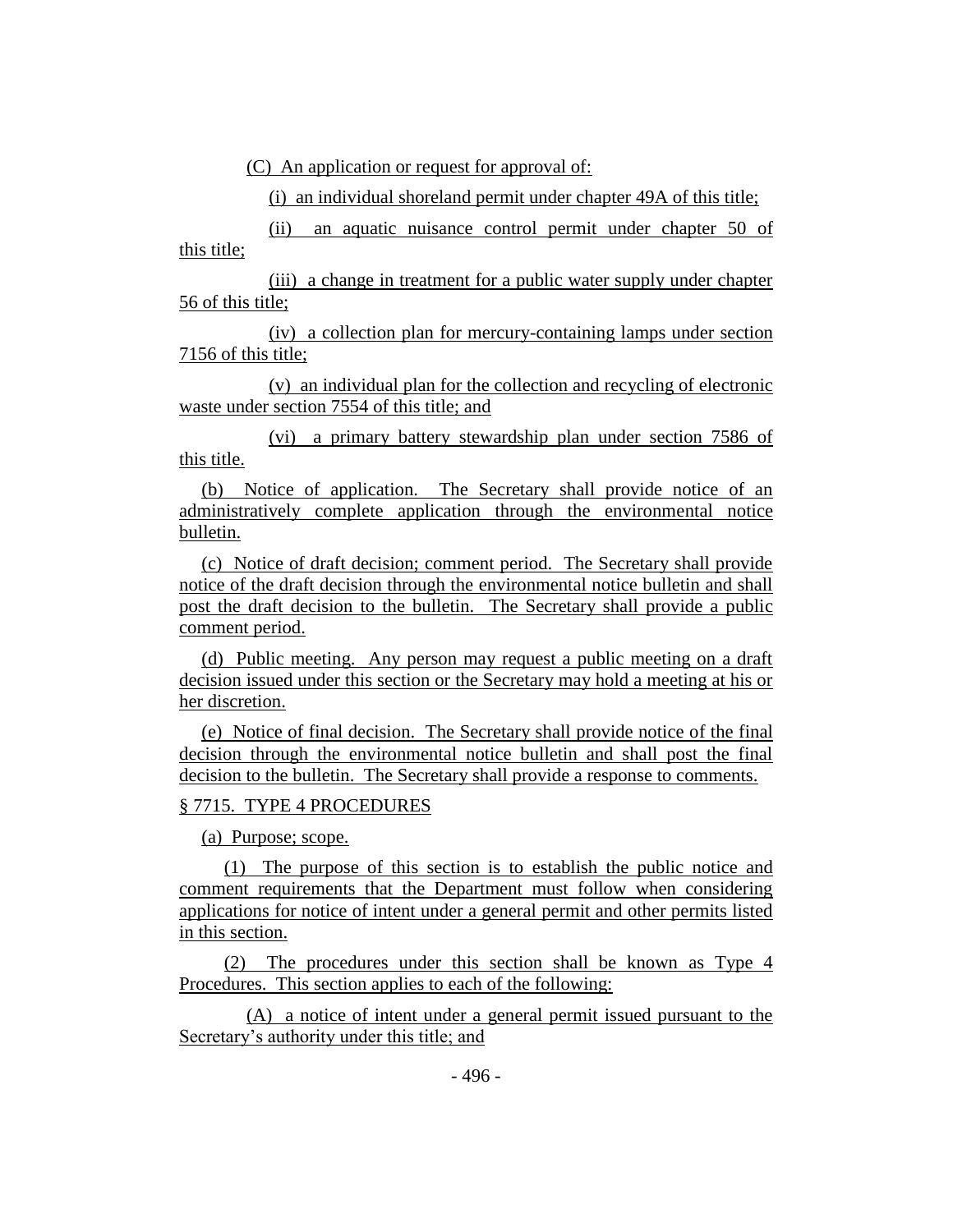(C) An application or request for approval of:

(i) an individual shoreland permit under chapter 49A of this title;

(ii) an aquatic nuisance control permit under chapter 50 of this title;

(iii) a change in treatment for a public water supply under chapter 56 of this title;

(iv) a collection plan for mercury-containing lamps under section 7156 of this title;

(v) an individual plan for the collection and recycling of electronic waste under section 7554 of this title; and

(vi) a primary battery stewardship plan under section 7586 of this title.

(b) Notice of application. The Secretary shall provide notice of an administratively complete application through the environmental notice bulletin.

(c) Notice of draft decision; comment period. The Secretary shall provide notice of the draft decision through the environmental notice bulletin and shall post the draft decision to the bulletin. The Secretary shall provide a public comment period.

(d) Public meeting. Any person may request a public meeting on a draft decision issued under this section or the Secretary may hold a meeting at his or her discretion.

(e) Notice of final decision. The Secretary shall provide notice of the final decision through the environmental notice bulletin and shall post the final decision to the bulletin. The Secretary shall provide a response to comments.

§ 7715. TYPE 4 PROCEDURES

(a) Purpose; scope.

(1) The purpose of this section is to establish the public notice and comment requirements that the Department must follow when considering applications for notice of intent under a general permit and other permits listed in this section.

(2) The procedures under this section shall be known as Type 4 Procedures. This section applies to each of the following:

(A) a notice of intent under a general permit issued pursuant to the Secretary's authority under this title; and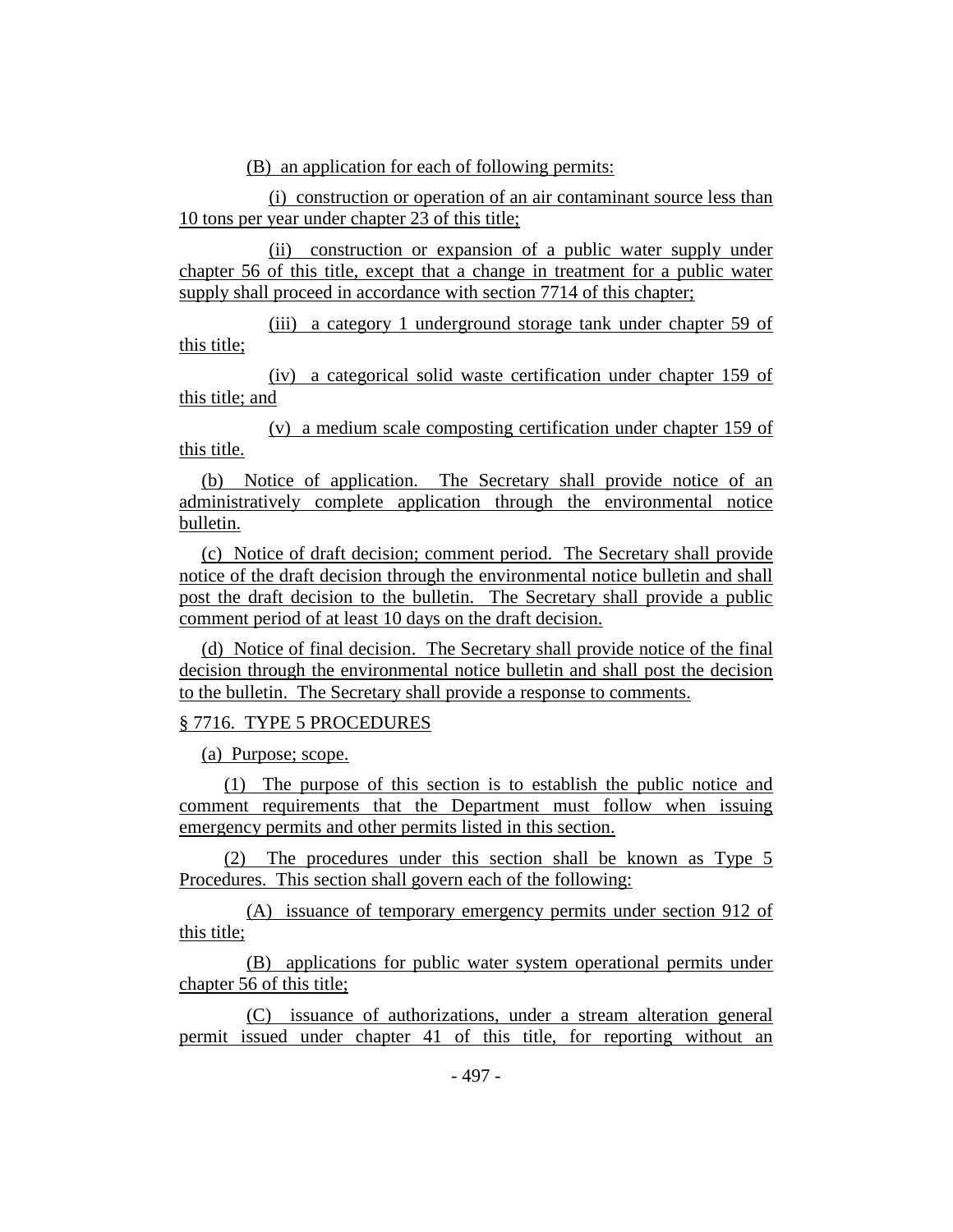(B) an application for each of following permits:

(i) construction or operation of an air contaminant source less than 10 tons per year under chapter 23 of this title;

(ii) construction or expansion of a public water supply under chapter 56 of this title, except that a change in treatment for a public water supply shall proceed in accordance with section 7714 of this chapter;

(iii) a category 1 underground storage tank under chapter 59 of this title;

(iv) a categorical solid waste certification under chapter 159 of this title; and

(v) a medium scale composting certification under chapter 159 of this title.

(b) Notice of application. The Secretary shall provide notice of an administratively complete application through the environmental notice bulletin.

(c) Notice of draft decision; comment period. The Secretary shall provide notice of the draft decision through the environmental notice bulletin and shall post the draft decision to the bulletin. The Secretary shall provide a public comment period of at least 10 days on the draft decision.

(d) Notice of final decision. The Secretary shall provide notice of the final decision through the environmental notice bulletin and shall post the decision to the bulletin. The Secretary shall provide a response to comments.

§ 7716. TYPE 5 PROCEDURES

(a) Purpose; scope.

(1) The purpose of this section is to establish the public notice and comment requirements that the Department must follow when issuing emergency permits and other permits listed in this section.

(2) The procedures under this section shall be known as Type 5 Procedures. This section shall govern each of the following:

(A) issuance of temporary emergency permits under section 912 of this title;

(B) applications for public water system operational permits under chapter 56 of this title;

(C) issuance of authorizations, under a stream alteration general permit issued under chapter 41 of this title, for reporting without an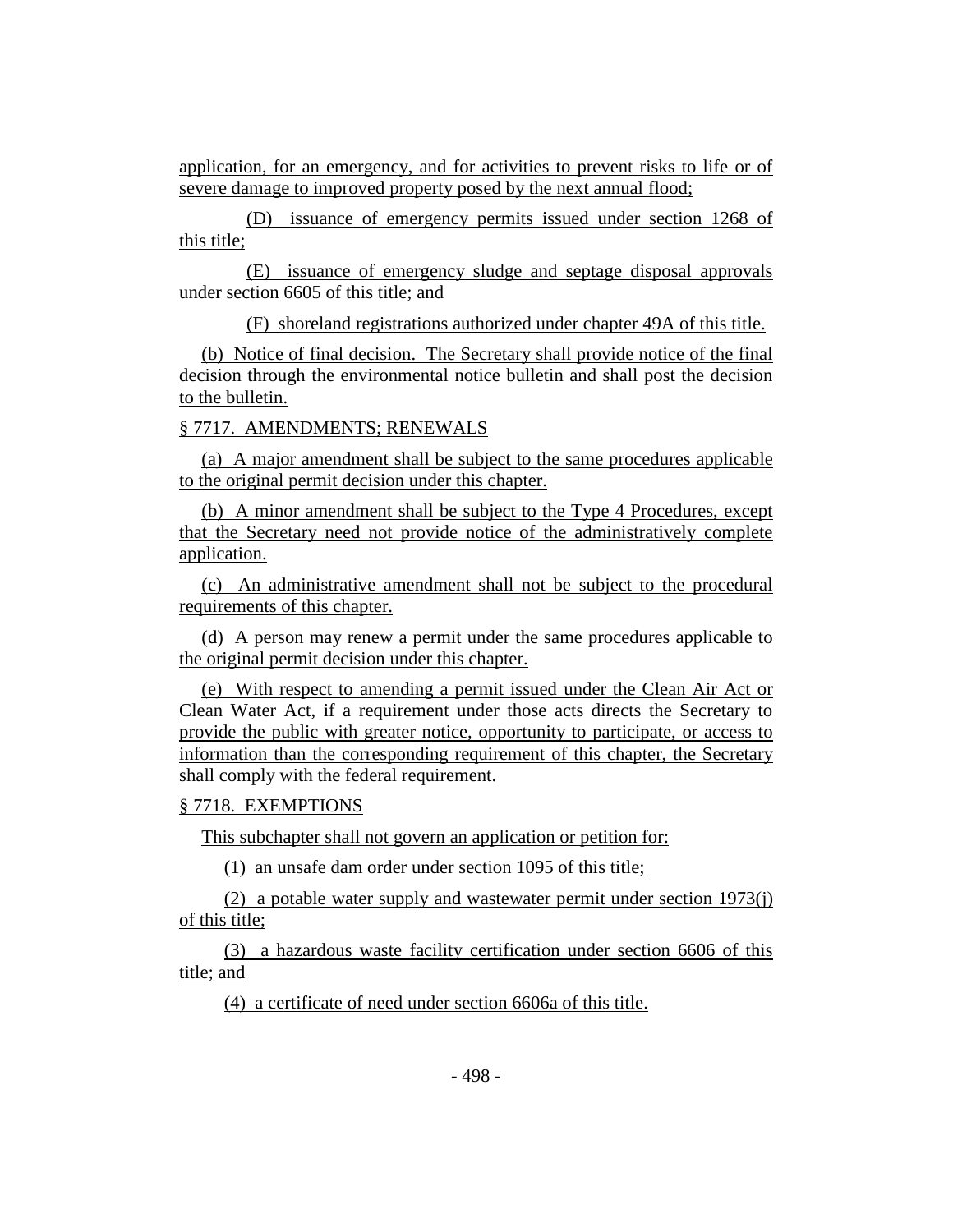application, for an emergency, and for activities to prevent risks to life or of severe damage to improved property posed by the next annual flood;

(D) issuance of emergency permits issued under section 1268 of this title;

(E) issuance of emergency sludge and septage disposal approvals under section 6605 of this title; and

(F) shoreland registrations authorized under chapter 49A of this title.

(b) Notice of final decision. The Secretary shall provide notice of the final decision through the environmental notice bulletin and shall post the decision to the bulletin.

§ 7717. AMENDMENTS; RENEWALS

(a) A major amendment shall be subject to the same procedures applicable to the original permit decision under this chapter.

(b) A minor amendment shall be subject to the Type 4 Procedures, except that the Secretary need not provide notice of the administratively complete application.

(c) An administrative amendment shall not be subject to the procedural requirements of this chapter.

(d) A person may renew a permit under the same procedures applicable to the original permit decision under this chapter.

(e) With respect to amending a permit issued under the Clean Air Act or Clean Water Act, if a requirement under those acts directs the Secretary to provide the public with greater notice, opportunity to participate, or access to information than the corresponding requirement of this chapter, the Secretary shall comply with the federal requirement.

§ 7718. EXEMPTIONS

This subchapter shall not govern an application or petition for:

(1) an unsafe dam order under section 1095 of this title;

(2) a potable water supply and wastewater permit under section 1973(j) of this title;

(3) a hazardous waste facility certification under section 6606 of this title; and

(4) a certificate of need under section 6606a of this title.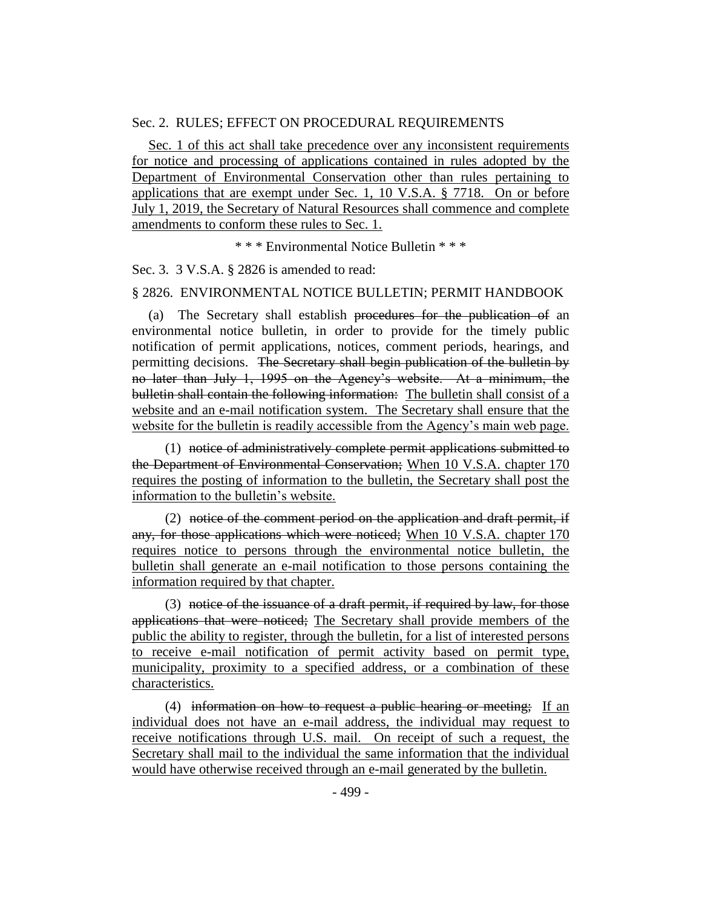Sec. 2. RULES; EFFECT ON PROCEDURAL REQUIREMENTS

Sec. 1 of this act shall take precedence over any inconsistent requirements for notice and processing of applications contained in rules adopted by the Department of Environmental Conservation other than rules pertaining to applications that are exempt under Sec. 1, 10 V.S.A. § 7718. On or before July 1, 2019, the Secretary of Natural Resources shall commence and complete amendments to conform these rules to Sec. 1.

\* \* \* Environmental Notice Bulletin \* \* \*

Sec. 3. 3 V.S.A. § 2826 is amended to read:

§ 2826. ENVIRONMENTAL NOTICE BULLETIN; PERMIT HANDBOOK

(a) The Secretary shall establish ~~procedures for the publication of~~ an environmental notice bulletin, in order to provide for the timely public notification of permit applications, notices, comment periods, hearings, and permitting decisions. ~~The Secretary shall begin publication of the bulletin by no later than July 1, 1995 on the Agency's website. At a minimum, the bulletin shall contain the following information:~~ The bulletin shall consist of a website and an e-mail notification system. The Secretary shall ensure that the website for the bulletin is readily accessible from the Agency's main web page.

(1) ~~notice of administratively complete permit applications submitted to the Department of Environmental Conservation;~~ When 10 V.S.A. chapter 170 requires the posting of information to the bulletin, the Secretary shall post the information to the bulletin's website.

(2) ~~notice of the comment period on the application and draft permit, if any, for those applications which were noticed;~~ When 10 V.S.A. chapter 170 requires notice to persons through the environmental notice bulletin, the bulletin shall generate an e-mail notification to those persons containing the information required by that chapter.

(3) ~~notice of the issuance of a draft permit, if required by law, for those applications that were noticed;~~ The Secretary shall provide members of the public the ability to register, through the bulletin, for a list of interested persons to receive e-mail notification of permit activity based on permit type, municipality, proximity to a specified address, or a combination of these characteristics.

(4) ~~information on how to request a public hearing or meeting;~~ If an individual does not have an e-mail address, the individual may request to receive notifications through U.S. mail. On receipt of such a request, the Secretary shall mail to the individual the same information that the individual would have otherwise received through an e-mail generated by the bulletin.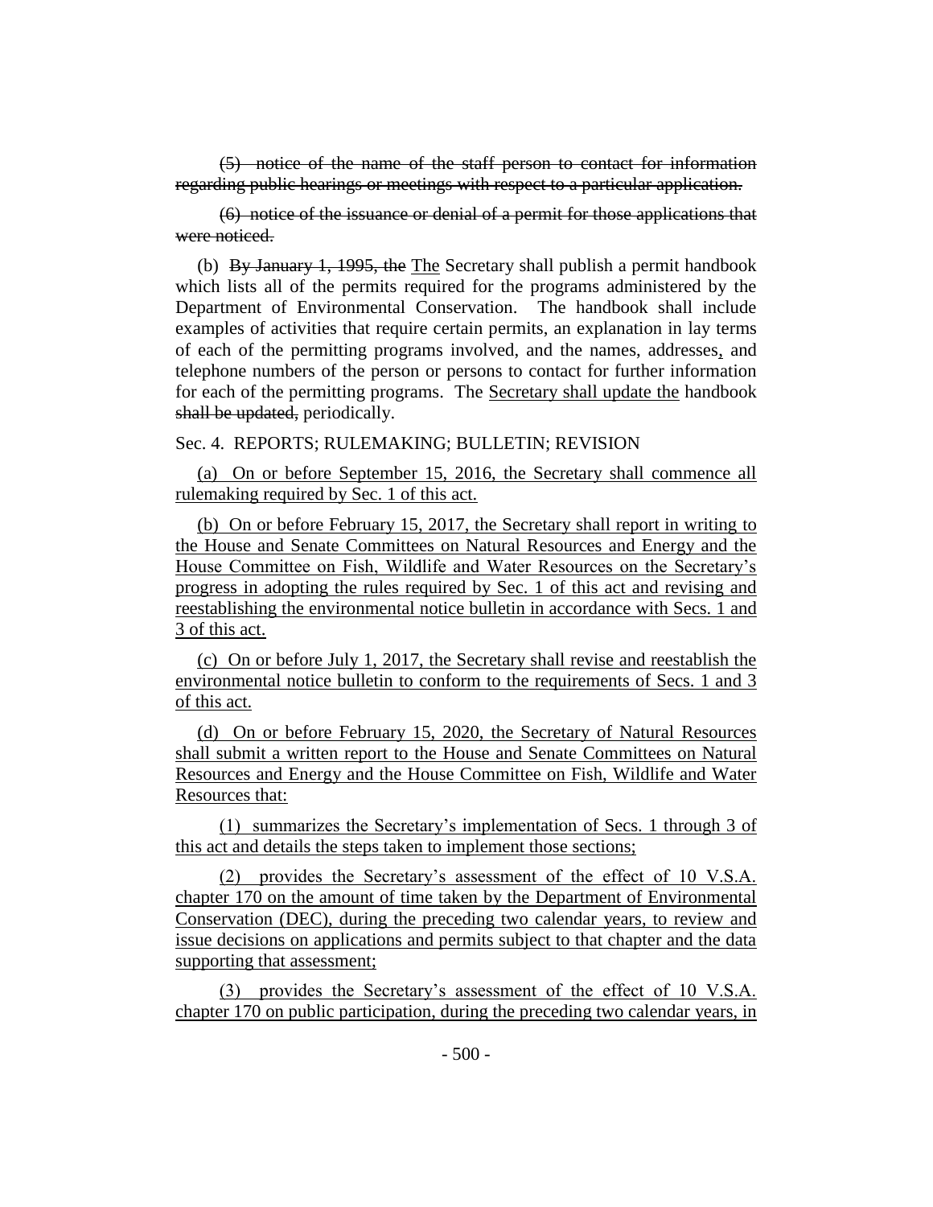~~(5) notice of the name of the staff person to contact for information regarding public hearings or meetings with respect to a particular application.~~

~~(6) notice of the issuance or denial of a permit for those applications that were noticed.~~

(b) ~~By January 1, 1995, the~~ <u>The</u> Secretary shall publish a permit handbook which lists all of the permits required for the programs administered by the Department of Environmental Conservation. The handbook shall include examples of activities that require certain permits, an explanation in lay terms of each of the permitting programs involved, and the names, addresses<u>,</u> and telephone numbers of the person or persons to contact for further information for each of the permitting programs. The <u>Secretary shall update the</u> handbook ~~shall be updated,~~ periodically.

Sec. 4. REPORTS; RULEMAKING; BULLETIN; REVISION

<u>(a) On or before September 15, 2016, the Secretary shall commence all rulemaking required by Sec. 1 of this act.</u>

<u>(b) On or before February 15, 2017, the Secretary shall report in writing to the House and Senate Committees on Natural Resources and Energy and the House Committee on Fish, Wildlife and Water Resources on the Secretary's progress in adopting the rules required by Sec. 1 of this act and revising and reestablishing the environmental notice bulletin in accordance with Secs. 1 and 3 of this act.</u>

<u>(c) On or before July 1, 2017, the Secretary shall revise and reestablish the environmental notice bulletin to conform to the requirements of Secs. 1 and 3 of this act.</u>

<u>(d) On or before February 15, 2020, the Secretary of Natural Resources shall submit a written report to the House and Senate Committees on Natural Resources and Energy and the House Committee on Fish, Wildlife and Water Resources that:</u>

<u>(1) summarizes the Secretary's implementation of Secs. 1 through 3 of this act and details the steps taken to implement those sections;</u>

<u>(2) provides the Secretary's assessment of the effect of 10 V.S.A. chapter 170 on the amount of time taken by the Department of Environmental Conservation (DEC), during the preceding two calendar years, to review and issue decisions on applications and permits subject to that chapter and the data supporting that assessment;</u>

<u>(3) provides the Secretary's assessment of the effect of 10 V.S.A. chapter 170 on public participation, during the preceding two calendar years, in</u>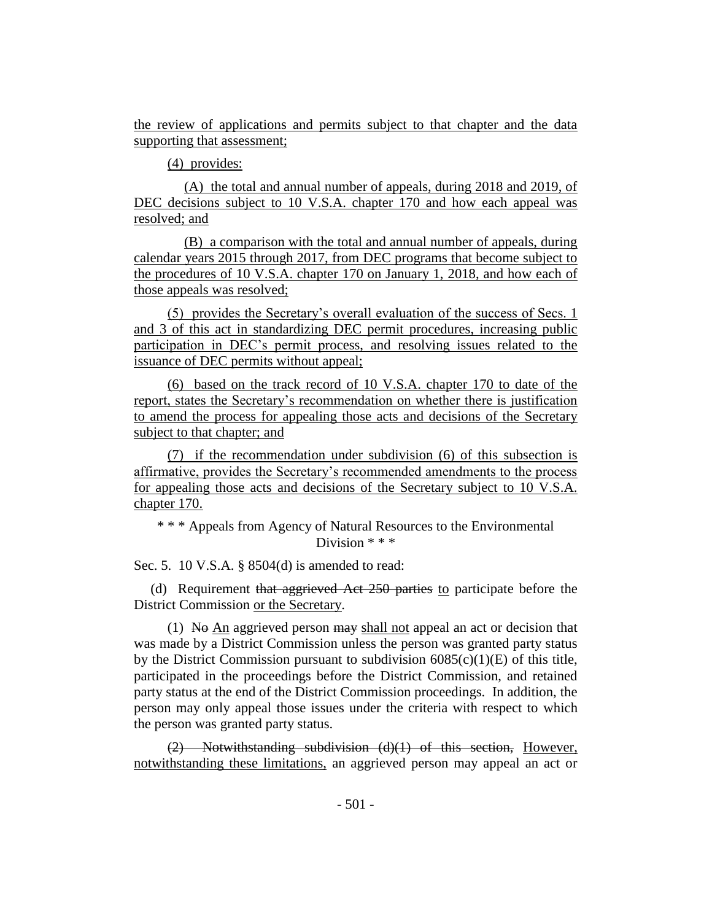the review of applications and permits subject to that chapter and the data supporting that assessment;

(4) provides:

(A) the total and annual number of appeals, during 2018 and 2019, of DEC decisions subject to 10 V.S.A. chapter 170 and how each appeal was resolved; and

(B) a comparison with the total and annual number of appeals, during calendar years 2015 through 2017, from DEC programs that become subject to the procedures of 10 V.S.A. chapter 170 on January 1, 2018, and how each of those appeals was resolved;

(5) provides the Secretary's overall evaluation of the success of Secs. 1 and 3 of this act in standardizing DEC permit procedures, increasing public participation in DEC's permit process, and resolving issues related to the issuance of DEC permits without appeal;

(6) based on the track record of 10 V.S.A. chapter 170 to date of the report, states the Secretary's recommendation on whether there is justification to amend the process for appealing those acts and decisions of the Secretary subject to that chapter; and

(7) if the recommendation under subdivision (6) of this subsection is affirmative, provides the Secretary's recommended amendments to the process for appealing those acts and decisions of the Secretary subject to 10 V.S.A. chapter 170.

\* \* \* Appeals from Agency of Natural Resources to the Environmental Division \* \* \*

Sec. 5. 10 V.S.A. § 8504(d) is amended to read:

(d) Requirement ~~that aggrieved Act 250 parties~~ to participate before the District Commission or the Secretary.

(1) ~~No~~ An aggrieved person ~~may~~ shall not appeal an act or decision that was made by a District Commission unless the person was granted party status by the District Commission pursuant to subdivision 6085(c)(1)(E) of this title, participated in the proceedings before the District Commission, and retained party status at the end of the District Commission proceedings. In addition, the person may only appeal those issues under the criteria with respect to which the person was granted party status.

~~(2) Notwithstanding subdivision (d)(1) of this section,~~ However, notwithstanding these limitations, an aggrieved person may appeal an act or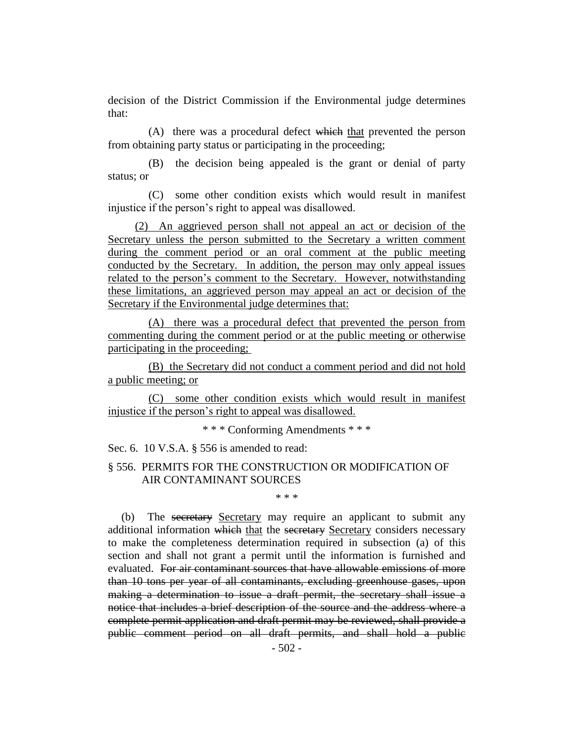decision of the District Commission if the Environmental judge determines that:

(A) there was a procedural defect ~~which~~ that prevented the person from obtaining party status or participating in the proceeding;

(B) the decision being appealed is the grant or denial of party status; or

(C) some other condition exists which would result in manifest injustice if the person's right to appeal was disallowed.

<u>(2) An aggrieved person shall not appeal an act or decision of the Secretary unless the person submitted to the Secretary a written comment during the comment period or an oral comment at the public meeting conducted by the Secretary. In addition, the person may only appeal issues related to the person's comment to the Secretary. However, notwithstanding these limitations, an aggrieved person may appeal an act or decision of the Secretary if the Environmental judge determines that:</u>

<u>(A) there was a procedural defect that prevented the person from commenting during the comment period or at the public meeting or otherwise participating in the proceeding;</u>

<u>(B) the Secretary did not conduct a comment period and did not hold a public meeting; or</u>

<u>(C) some other condition exists which would result in manifest injustice if the person's right to appeal was disallowed.</u>

\* \* \* Conforming Amendments \* \* \*

Sec. 6. 10 V.S.A. § 556 is amended to read:

§ 556. PERMITS FOR THE CONSTRUCTION OR MODIFICATION OF AIR CONTAMINANT SOURCES

\* \* \*

(b) The ~~secretary~~ Secretary may require an applicant to submit any additional information ~~which~~ that the ~~secretary~~ Secretary considers necessary to make the completeness determination required in subsection (a) of this section and shall not grant a permit until the information is furnished and evaluated. ~~For air contaminant sources that have allowable emissions of more than 10 tons per year of all contaminants, excluding greenhouse gases, upon making a determination to issue a draft permit, the secretary shall issue a notice that includes a brief description of the source and the address where a complete permit application and draft permit may be reviewed, shall provide a public comment period on all draft permits, and shall hold a public~~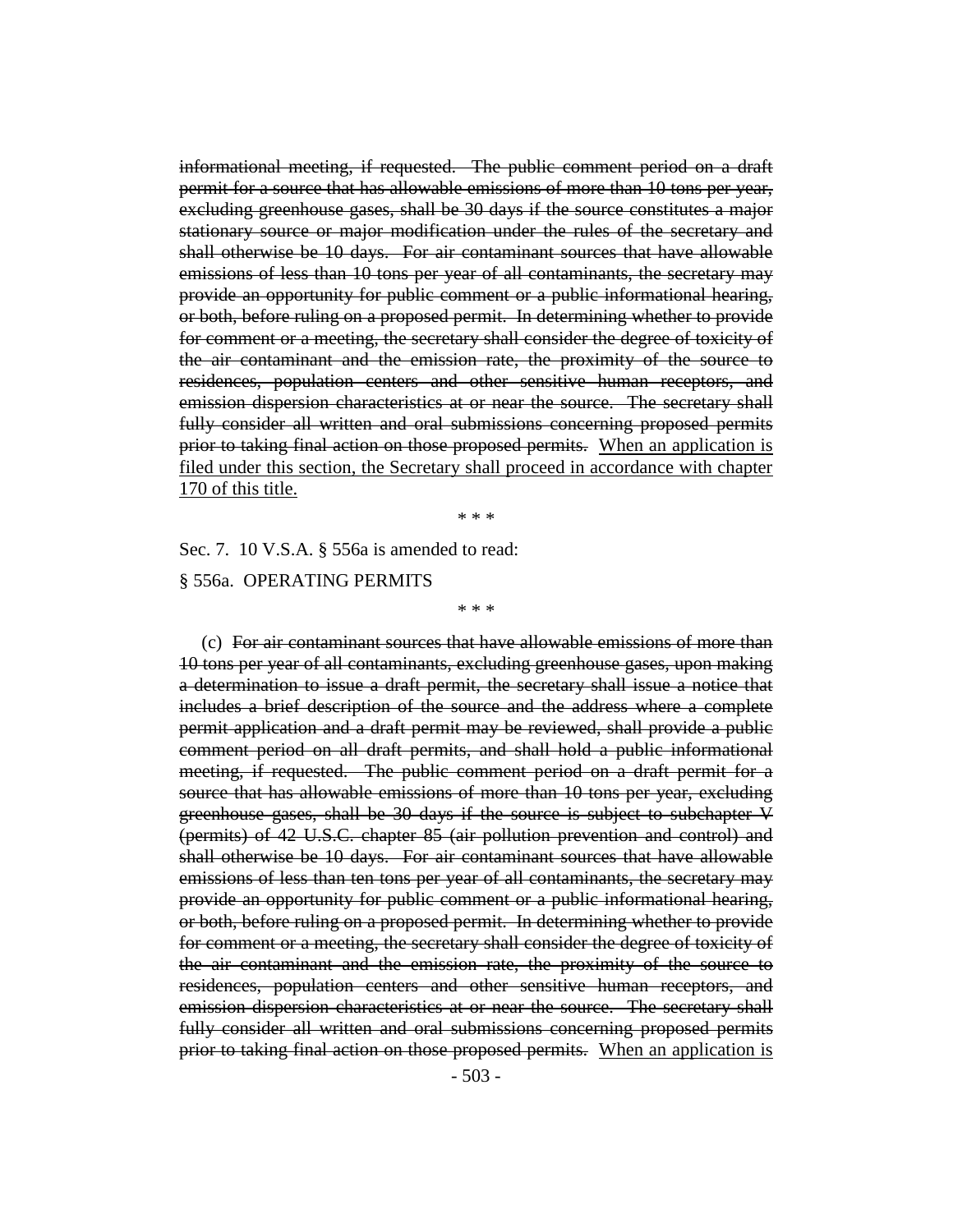~~informational meeting, if requested. The public comment period on a draft permit for a source that has allowable emissions of more than 10 tons per year, excluding greenhouse gases, shall be 30 days if the source constitutes a major stationary source or major modification under the rules of the secretary and shall otherwise be 10 days. For air contaminant sources that have allowable emissions of less than 10 tons per year of all contaminants, the secretary may provide an opportunity for public comment or a public informational hearing, or both, before ruling on a proposed permit. In determining whether to provide for comment or a meeting, the secretary shall consider the degree of toxicity of the air contaminant and the emission rate, the proximity of the source to residences, population centers and other sensitive human receptors, and emission dispersion characteristics at or near the source. The secretary shall fully consider all written and oral submissions concerning proposed permits prior to taking final action on those proposed permits.~~ <u>When an application is filed under this section, the Secretary shall proceed in accordance with chapter 170 of this title.</u>

\* \* \*

Sec. 7. 10 V.S.A. § 556a is amended to read:

§ 556a. OPERATING PERMITS

\* \* \*

(c) ~~For air contaminant sources that have allowable emissions of more than 10 tons per year of all contaminants, excluding greenhouse gases, upon making a determination to issue a draft permit, the secretary shall issue a notice that includes a brief description of the source and the address where a complete permit application and a draft permit may be reviewed, shall provide a public comment period on all draft permits, and shall hold a public informational meeting, if requested. The public comment period on a draft permit for a source that has allowable emissions of more than 10 tons per year, excluding greenhouse gases, shall be 30 days if the source is subject to subchapter V (permits) of 42 U.S.C. chapter 85 (air pollution prevention and control) and shall otherwise be 10 days. For air contaminant sources that have allowable emissions of less than ten tons per year of all contaminants, the secretary may provide an opportunity for public comment or a public informational hearing, or both, before ruling on a proposed permit. In determining whether to provide for comment or a meeting, the secretary shall consider the degree of toxicity of the air contaminant and the emission rate, the proximity of the source to residences, population centers and other sensitive human receptors, and emission dispersion characteristics at or near the source. The secretary shall fully consider all written and oral submissions concerning proposed permits prior to taking final action on those proposed permits.~~ <u>When an application is</u>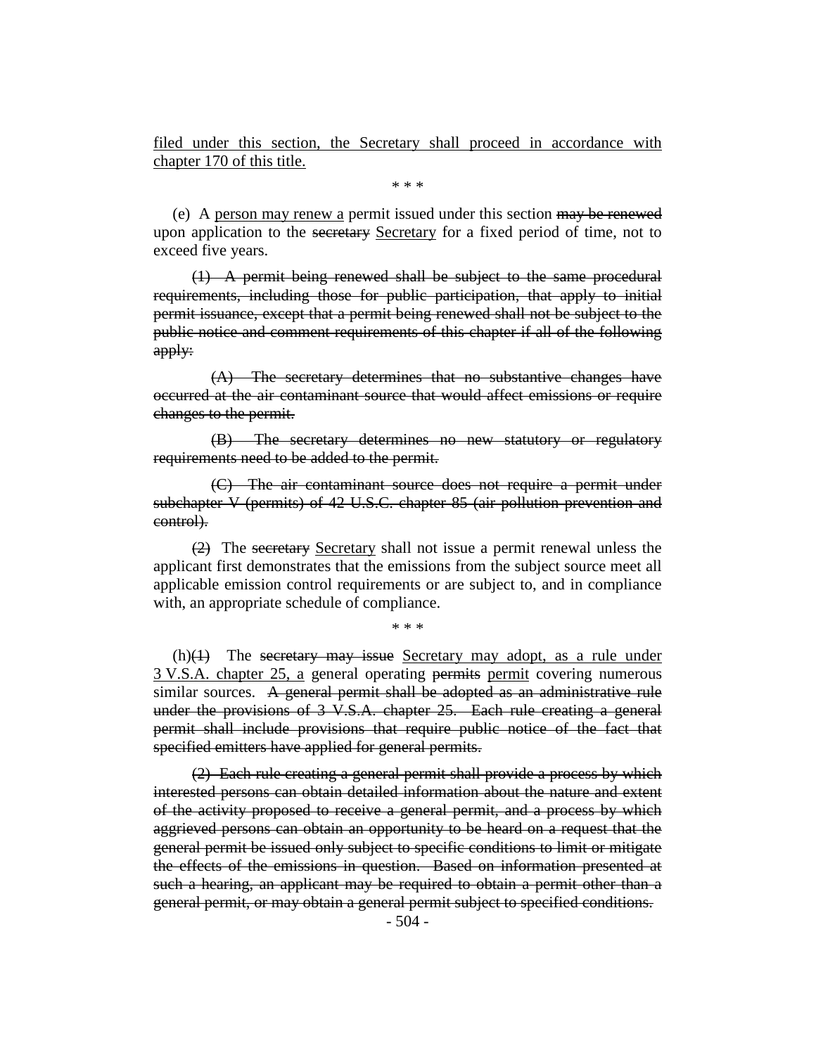filed under this section, the Secretary shall proceed in accordance with chapter 170 of this title.

\* \* \*

(e) A person may renew a permit issued under this section ~~may be renewed~~ upon application to the ~~secretary~~ Secretary for a fixed period of time, not to exceed five years.

~~(1) A permit being renewed shall be subject to the same procedural requirements, including those for public participation, that apply to initial permit issuance, except that a permit being renewed shall not be subject to the public notice and comment requirements of this chapter if all of the following apply:~~

~~(A) The secretary determines that no substantive changes have occurred at the air contaminant source that would affect emissions or require changes to the permit.~~

~~(B) The secretary determines no new statutory or regulatory requirements need to be added to the permit.~~

~~(C) The air contaminant source does not require a permit under subchapter V (permits) of 42 U.S.C. chapter 85 (air pollution prevention and control).~~

~~(2)~~ The ~~secretary~~ Secretary shall not issue a permit renewal unless the applicant first demonstrates that the emissions from the subject source meet all applicable emission control requirements or are subject to, and in compliance with, an appropriate schedule of compliance.

\* \* \*

(h)~~(1)~~ The ~~secretary may issue~~ Secretary may adopt, as a rule under 3 V.S.A. chapter 25, a general operating ~~permits~~ permit covering numerous similar sources. ~~A general permit shall be adopted as an administrative rule under the provisions of 3 V.S.A. chapter 25. Each rule creating a general permit shall include provisions that require public notice of the fact that specified emitters have applied for general permits.~~

~~(2) Each rule creating a general permit shall provide a process by which interested persons can obtain detailed information about the nature and extent of the activity proposed to receive a general permit, and a process by which aggrieved persons can obtain an opportunity to be heard on a request that the general permit be issued only subject to specific conditions to limit or mitigate the effects of the emissions in question. Based on information presented at such a hearing, an applicant may be required to obtain a permit other than a general permit, or may obtain a general permit subject to specified conditions.~~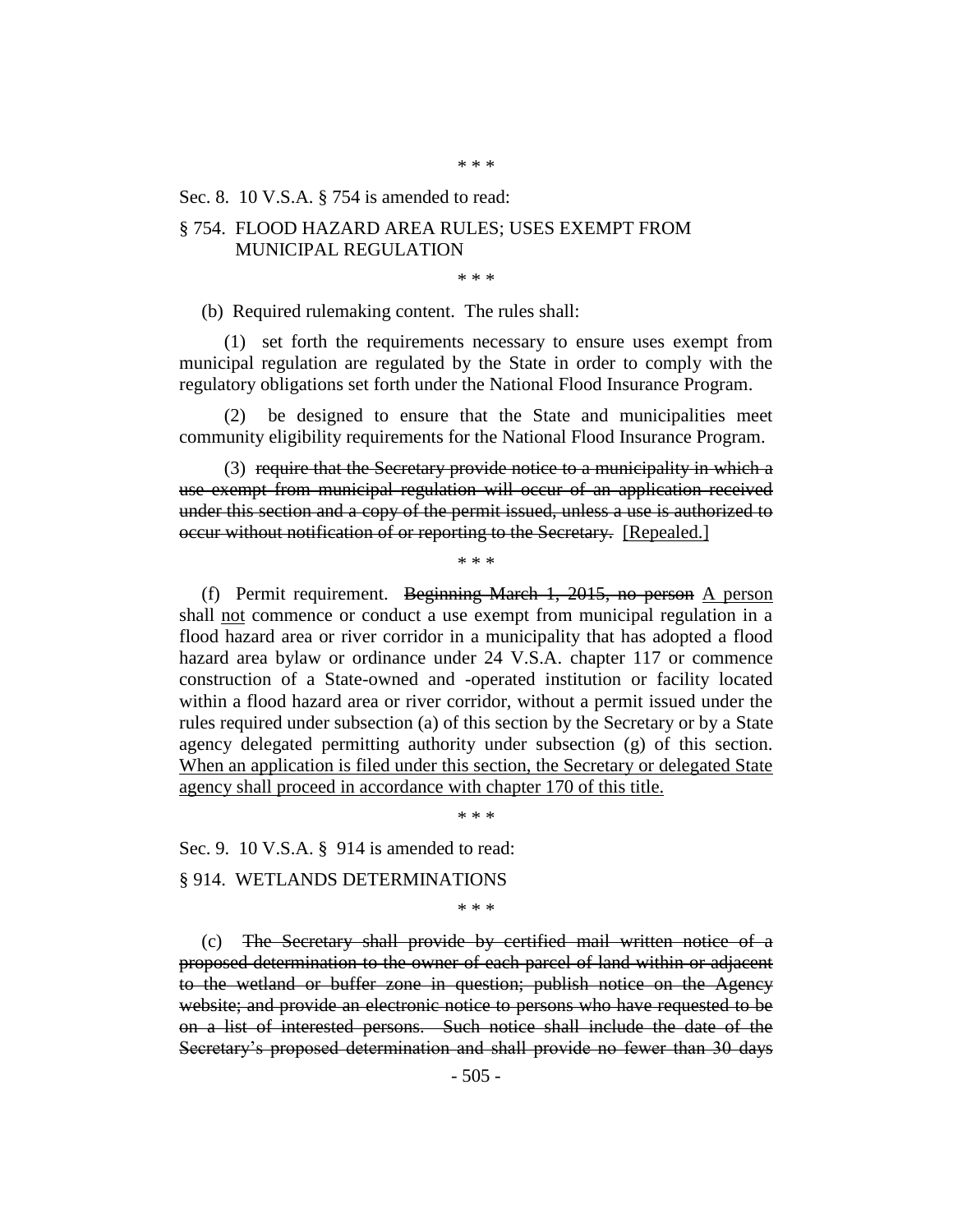\* \* \*

Sec. 8. 10 V.S.A. § 754 is amended to read:

§ 754. FLOOD HAZARD AREA RULES; USES EXEMPT FROM MUNICIPAL REGULATION

\* \* \*

(b) Required rulemaking content. The rules shall:

(1) set forth the requirements necessary to ensure uses exempt from municipal regulation are regulated by the State in order to comply with the regulatory obligations set forth under the National Flood Insurance Program.

(2) be designed to ensure that the State and municipalities meet community eligibility requirements for the National Flood Insurance Program.

(3) ~~require that the Secretary provide notice to a municipality in which a use exempt from municipal regulation will occur of an application received under this section and a copy of the permit issued, unless a use is authorized to occur without notification of or reporting to the Secretary.~~ [Repealed.]

\* \* \*

(f) Permit requirement. ~~Beginning March 1, 2015, no person~~ <u>A person</u> shall <u>not</u> commence or conduct a use exempt from municipal regulation in a flood hazard area or river corridor in a municipality that has adopted a flood hazard area bylaw or ordinance under 24 V.S.A. chapter 117 or commence construction of a State-owned and -operated institution or facility located within a flood hazard area or river corridor, without a permit issued under the rules required under subsection (a) of this section by the Secretary or by a State agency delegated permitting authority under subsection (g) of this section. <u>When an application is filed under this section, the Secretary or delegated State agency shall proceed in accordance with chapter 170 of this title.</u>

\* \* \*

Sec. 9. 10 V.S.A. § 914 is amended to read:

§ 914. WETLANDS DETERMINATIONS

\* \* \*

(c) ~~The Secretary shall provide by certified mail written notice of a proposed determination to the owner of each parcel of land within or adjacent to the wetland or buffer zone in question; publish notice on the Agency website; and provide an electronic notice to persons who have requested to be on a list of interested persons. Such notice shall include the date of the Secretary's proposed determination and shall provide no fewer than 30 days~~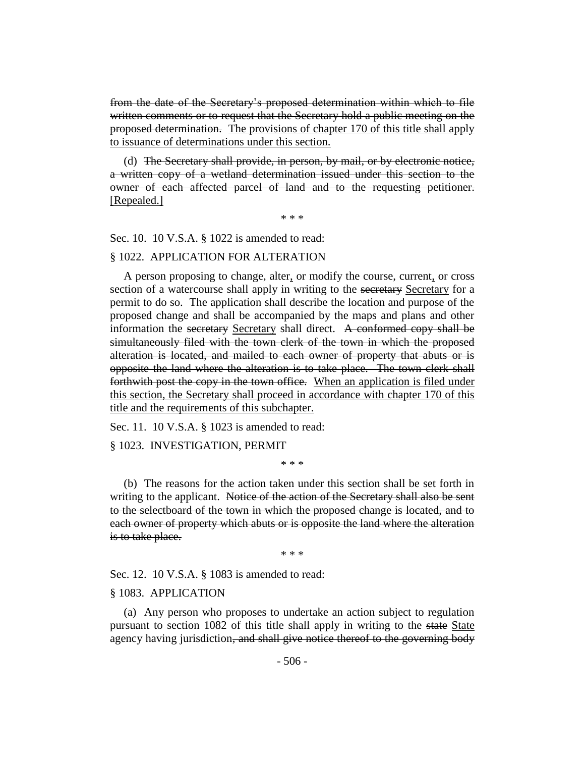~~from the date of the Secretary's proposed determination within which to file written comments or to request that the Secretary hold a public meeting on the proposed determination.~~ <u>The provisions of chapter 170 of this title shall apply to issuance of determinations under this section.</u>

(d) ~~The Secretary shall provide, in person, by mail, or by electronic notice, a written copy of a wetland determination issued under this section to the owner of each affected parcel of land and to the requesting petitioner.~~ <u>[Repealed.]</u>

\* \* \*

Sec. 10. 10 V.S.A. § 1022 is amended to read:

§ 1022. APPLICATION FOR ALTERATION

A person proposing to change, alter<u>,</u> or modify the course, current<u>,</u> or cross section of a watercourse shall apply in writing to the ~~secretary~~ <u>Secretary</u> for a permit to do so. The application shall describe the location and purpose of the proposed change and shall be accompanied by the maps and plans and other information the ~~secretary~~ <u>Secretary</u> shall direct. ~~A conformed copy shall be simultaneously filed with the town clerk of the town in which the proposed alteration is located, and mailed to each owner of property that abuts or is opposite the land where the alteration is to take place. The town clerk shall forthwith post the copy in the town office.~~ <u>When an application is filed under this section, the Secretary shall proceed in accordance with chapter 170 of this title and the requirements of this subchapter.</u>

Sec. 11. 10 V.S.A. § 1023 is amended to read:

§ 1023. INVESTIGATION, PERMIT

\* \* \*

(b) The reasons for the action taken under this section shall be set forth in writing to the applicant. ~~Notice of the action of the Secretary shall also be sent to the selectboard of the town in which the proposed change is located, and to each owner of property which abuts or is opposite the land where the alteration is to take place.~~

\* \* \*

Sec. 12. 10 V.S.A. § 1083 is amended to read:

§ 1083. APPLICATION

(a) Any person who proposes to undertake an action subject to regulation pursuant to section 1082 of this title shall apply in writing to the ~~state~~ <u>State</u> agency having jurisdiction~~, and shall give notice thereof to the governing body~~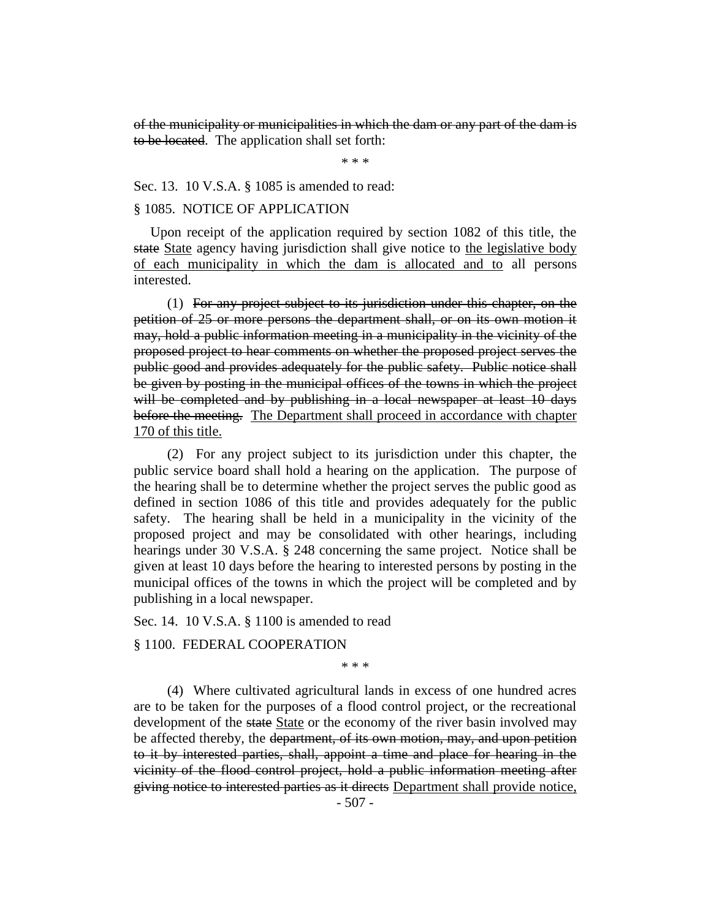~~of the municipality or municipalities in which the dam or any part of the dam is to be located~~. The application shall set forth:

\* \* \*

Sec. 13. 10 V.S.A. § 1085 is amended to read:

§ 1085. NOTICE OF APPLICATION

Upon receipt of the application required by section 1082 of this title, the ~~state~~ <u>State</u> agency having jurisdiction shall give notice to <u>the legislative body of each municipality in which the dam is allocated and to</u> all persons interested.

(1) ~~For any project subject to its jurisdiction under this chapter, on the petition of 25 or more persons the department shall, or on its own motion it may, hold a public information meeting in a municipality in the vicinity of the proposed project to hear comments on whether the proposed project serves the public good and provides adequately for the public safety. Public notice shall be given by posting in the municipal offices of the towns in which the project will be completed and by publishing in a local newspaper at least 10 days before the meeting.~~ <u>The Department shall proceed in accordance with chapter 170 of this title.</u>

(2) For any project subject to its jurisdiction under this chapter, the public service board shall hold a hearing on the application. The purpose of the hearing shall be to determine whether the project serves the public good as defined in section 1086 of this title and provides adequately for the public safety. The hearing shall be held in a municipality in the vicinity of the proposed project and may be consolidated with other hearings, including hearings under 30 V.S.A. § 248 concerning the same project. Notice shall be given at least 10 days before the hearing to interested persons by posting in the municipal offices of the towns in which the project will be completed and by publishing in a local newspaper.

Sec. 14. 10 V.S.A. § 1100 is amended to read

§ 1100. FEDERAL COOPERATION

\* \* \*

(4) Where cultivated agricultural lands in excess of one hundred acres are to be taken for the purposes of a flood control project, or the recreational development of the ~~state~~ <u>State</u> or the economy of the river basin involved may be affected thereby, the ~~department, of its own motion, may, and upon petition to it by interested parties, shall, appoint a time and place for hearing in the vicinity of the flood control project, hold a public information meeting after giving notice to interested parties as it directs~~ <u>Department shall provide notice,</u>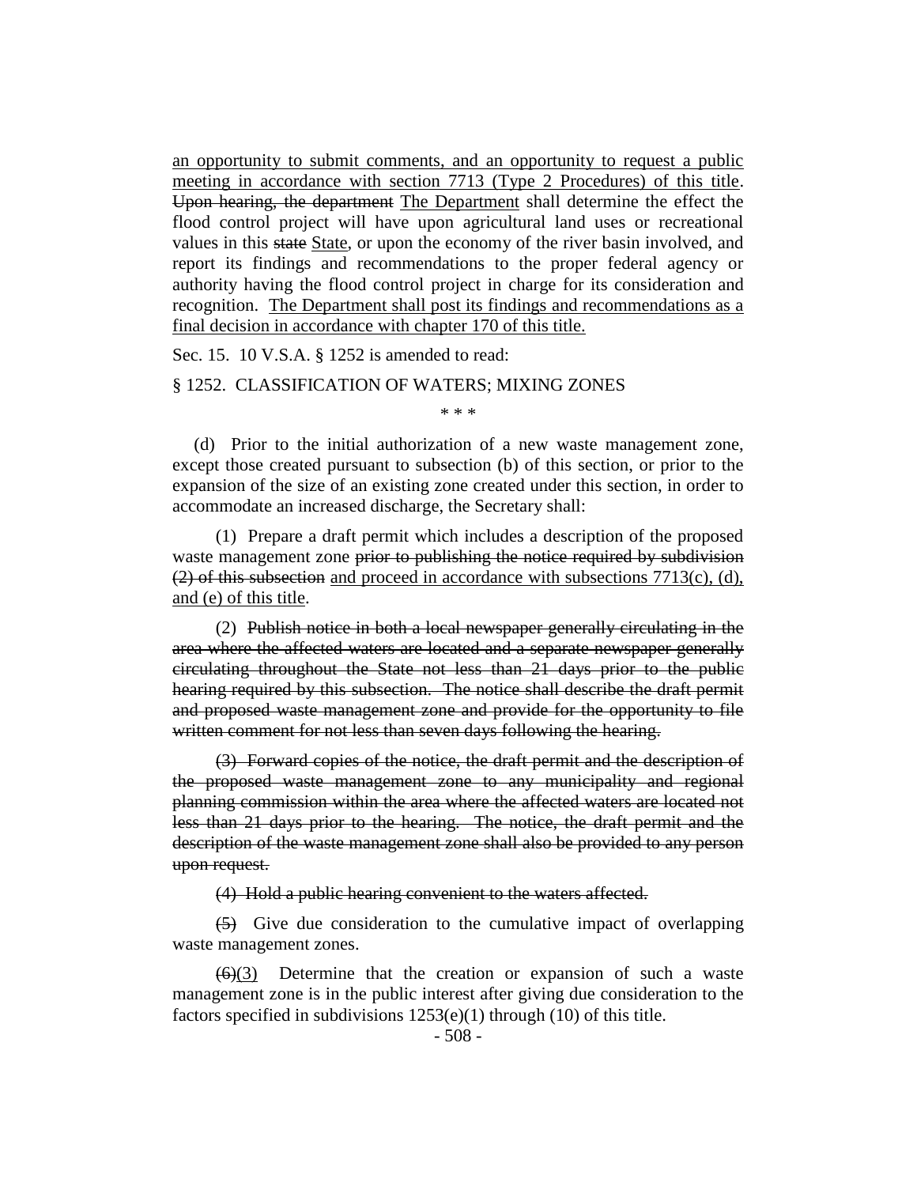an opportunity to submit comments, and an opportunity to request a public meeting in accordance with section 7713 (Type 2 Procedures) of this title. ~~Upon hearing, the department~~ The Department shall determine the effect the flood control project will have upon agricultural land uses or recreational values in this ~~state~~ State, or upon the economy of the river basin involved, and report its findings and recommendations to the proper federal agency or authority having the flood control project in charge for its consideration and recognition. The Department shall post its findings and recommendations as a final decision in accordance with chapter 170 of this title.

Sec. 15. 10 V.S.A. § 1252 is amended to read:

§ 1252. CLASSIFICATION OF WATERS; MIXING ZONES

\* \* \*

(d) Prior to the initial authorization of a new waste management zone, except those created pursuant to subsection (b) of this section, or prior to the expansion of the size of an existing zone created under this section, in order to accommodate an increased discharge, the Secretary shall:

(1) Prepare a draft permit which includes a description of the proposed waste management zone ~~prior to publishing the notice required by subdivision (2) of this subsection~~ and proceed in accordance with subsections 7713(c), (d), and (e) of this title.

(2) ~~Publish notice in both a local newspaper generally circulating in the area where the affected waters are located and a separate newspaper generally circulating throughout the State not less than 21 days prior to the public hearing required by this subsection. The notice shall describe the draft permit and proposed waste management zone and provide for the opportunity to file written comment for not less than seven days following the hearing.~~

~~(3) Forward copies of the notice, the draft permit and the description of the proposed waste management zone to any municipality and regional planning commission within the area where the affected waters are located not less than 21 days prior to the hearing. The notice, the draft permit and the description of the waste management zone shall also be provided to any person upon request.~~

~~(4) Hold a public hearing convenient to the waters affected.~~

~~(5)~~ Give due consideration to the cumulative impact of overlapping waste management zones.

~~(6)~~(3) Determine that the creation or expansion of such a waste management zone is in the public interest after giving due consideration to the factors specified in subdivisions 1253(e)(1) through (10) of this title.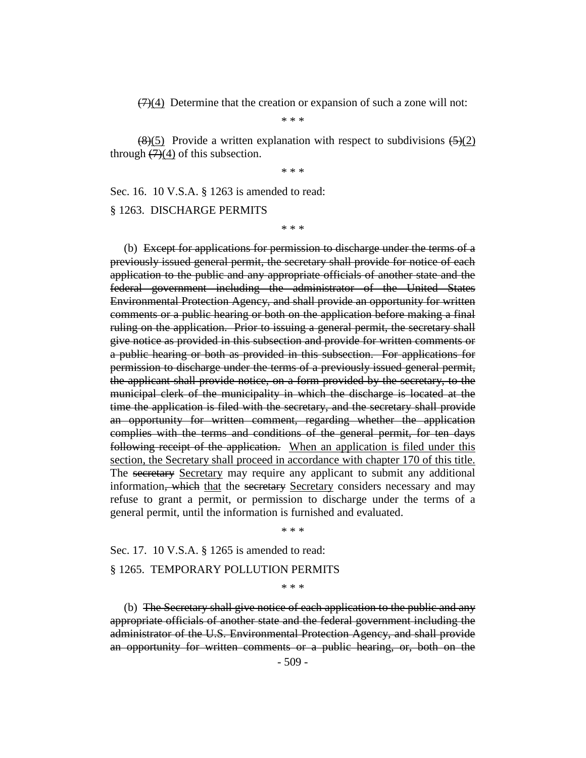~~(7)~~(4) Determine that the creation or expansion of such a zone will not:

\* \* \*

~~(8)~~(5) Provide a written explanation with respect to subdivisions ~~(5)~~(2) through ~~(7)~~(4) of this subsection.

\* \* \*

Sec. 16. 10 V.S.A. § 1263 is amended to read:

§ 1263. DISCHARGE PERMITS

\* \* \*

(b) ~~Except for applications for permission to discharge under the terms of a previously issued general permit, the secretary shall provide for notice of each application to the public and any appropriate officials of another state and the federal government including the administrator of the United States Environmental Protection Agency, and shall provide an opportunity for written comments or a public hearing or both on the application before making a final ruling on the application. Prior to issuing a general permit, the secretary shall give notice as provided in this subsection and provide for written comments or a public hearing or both as provided in this subsection. For applications for permission to discharge under the terms of a previously issued general permit, the applicant shall provide notice, on a form provided by the secretary, to the municipal clerk of the municipality in which the discharge is located at the time the application is filed with the secretary, and the secretary shall provide an opportunity for written comment, regarding whether the application complies with the terms and conditions of the general permit, for ten days following receipt of the application.~~ <u>When an application is filed under this section, the Secretary shall proceed in accordance with chapter 170 of this title.</u> The ~~secretary~~ <u>Secretary</u> may require any applicant to submit any additional information~~, which~~ <u>that</u> the ~~secretary~~ <u>Secretary</u> considers necessary and may refuse to grant a permit, or permission to discharge under the terms of a general permit, until the information is furnished and evaluated.

\* \* \*

Sec. 17. 10 V.S.A. § 1265 is amended to read:

§ 1265. TEMPORARY POLLUTION PERMITS

\* \* \*

(b) ~~The Secretary shall give notice of each application to the public and any appropriate officials of another state and the federal government including the administrator of the U.S. Environmental Protection Agency, and shall provide an opportunity for written comments or a public hearing, or, both on the~~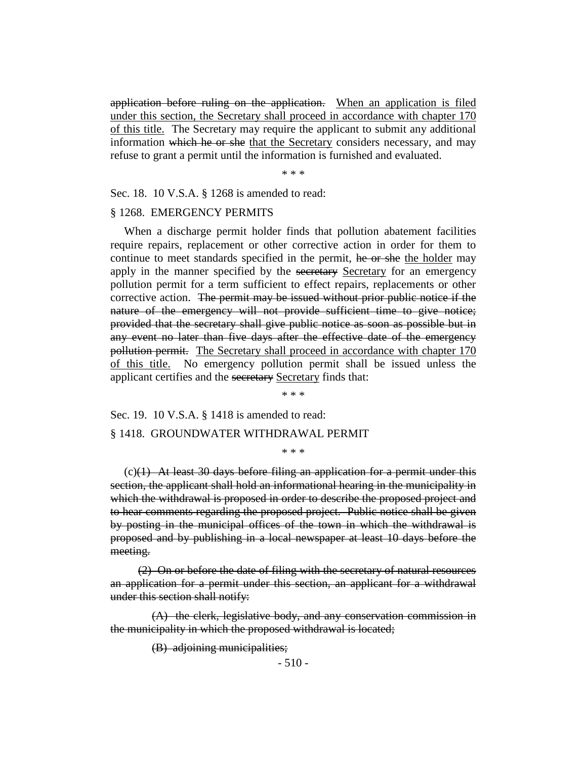~~application before ruling on the application.~~ When an application is filed under this section, the Secretary shall proceed in accordance with chapter 170 of this title. The Secretary may require the applicant to submit any additional information ~~which he or she~~ that the Secretary considers necessary, and may refuse to grant a permit until the information is furnished and evaluated.

\* \* \*

Sec. 18. 10 V.S.A. § 1268 is amended to read:

§ 1268. EMERGENCY PERMITS

When a discharge permit holder finds that pollution abatement facilities require repairs, replacement or other corrective action in order for them to continue to meet standards specified in the permit, ~~he or she~~ the holder may apply in the manner specified by the ~~secretary~~ Secretary for an emergency pollution permit for a term sufficient to effect repairs, replacements or other corrective action. ~~The permit may be issued without prior public notice if the nature of the emergency will not provide sufficient time to give notice; provided that the secretary shall give public notice as soon as possible but in any event no later than five days after the effective date of the emergency pollution permit.~~ The Secretary shall proceed in accordance with chapter 170 of this title. No emergency pollution permit shall be issued unless the applicant certifies and the ~~secretary~~ Secretary finds that:

\* \* \*

Sec. 19. 10 V.S.A. § 1418 is amended to read:

§ 1418. GROUNDWATER WITHDRAWAL PERMIT

\* \* \*

(c)~~(1) At least 30 days before filing an application for a permit under this section, the applicant shall hold an informational hearing in the municipality in which the withdrawal is proposed in order to describe the proposed project and to hear comments regarding the proposed project. Public notice shall be given by posting in the municipal offices of the town in which the withdrawal is proposed and by publishing in a local newspaper at least 10 days before the meeting.~~

~~(2) On or before the date of filing with the secretary of natural resources an application for a permit under this section, an applicant for a withdrawal under this section shall notify:~~

~~(A) the clerk, legislative body, and any conservation commission in the municipality in which the proposed withdrawal is located;~~

~~(B) adjoining municipalities;~~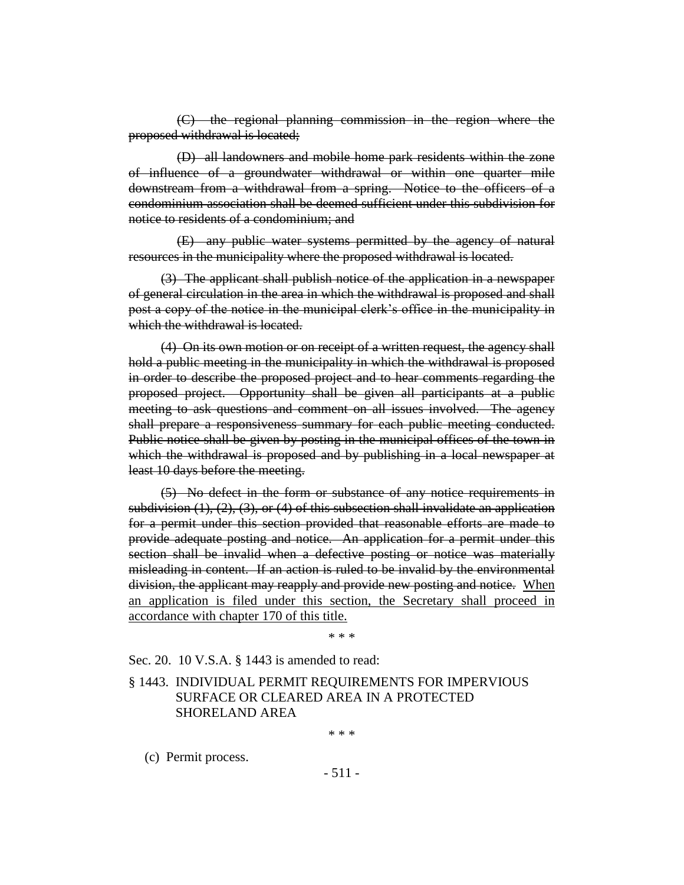~~(C) the regional planning commission in the region where the proposed withdrawal is located;~~

~~(D) all landowners and mobile home park residents within the zone of influence of a groundwater withdrawal or within one quarter mile downstream from a withdrawal from a spring. Notice to the officers of a condominium association shall be deemed sufficient under this subdivision for notice to residents of a condominium; and~~

~~(E) any public water systems permitted by the agency of natural resources in the municipality where the proposed withdrawal is located.~~

~~(3) The applicant shall publish notice of the application in a newspaper of general circulation in the area in which the withdrawal is proposed and shall post a copy of the notice in the municipal clerk's office in the municipality in which the withdrawal is located.~~

~~(4) On its own motion or on receipt of a written request, the agency shall hold a public meeting in the municipality in which the withdrawal is proposed in order to describe the proposed project and to hear comments regarding the proposed project. Opportunity shall be given all participants at a public meeting to ask questions and comment on all issues involved. The agency shall prepare a responsiveness summary for each public meeting conducted. Public notice shall be given by posting in the municipal offices of the town in which the withdrawal is proposed and by publishing in a local newspaper at least 10 days before the meeting.~~

~~(5) No defect in the form or substance of any notice requirements in subdivision (1), (2), (3), or (4) of this subsection shall invalidate an application for a permit under this section provided that reasonable efforts are made to provide adequate posting and notice. An application for a permit under this section shall be invalid when a defective posting or notice was materially misleading in content. If an action is ruled to be invalid by the environmental division, the applicant may reapply and provide new posting and notice.~~ <u>When an application is filed under this section, the Secretary shall proceed in accordance with chapter 170 of this title.</u>

\* \* \*

Sec. 20. 10 V.S.A. § 1443 is amended to read:

§ 1443. INDIVIDUAL PERMIT REQUIREMENTS FOR IMPERVIOUS SURFACE OR CLEARED AREA IN A PROTECTED SHORELAND AREA

\* \* \*

(c) Permit process.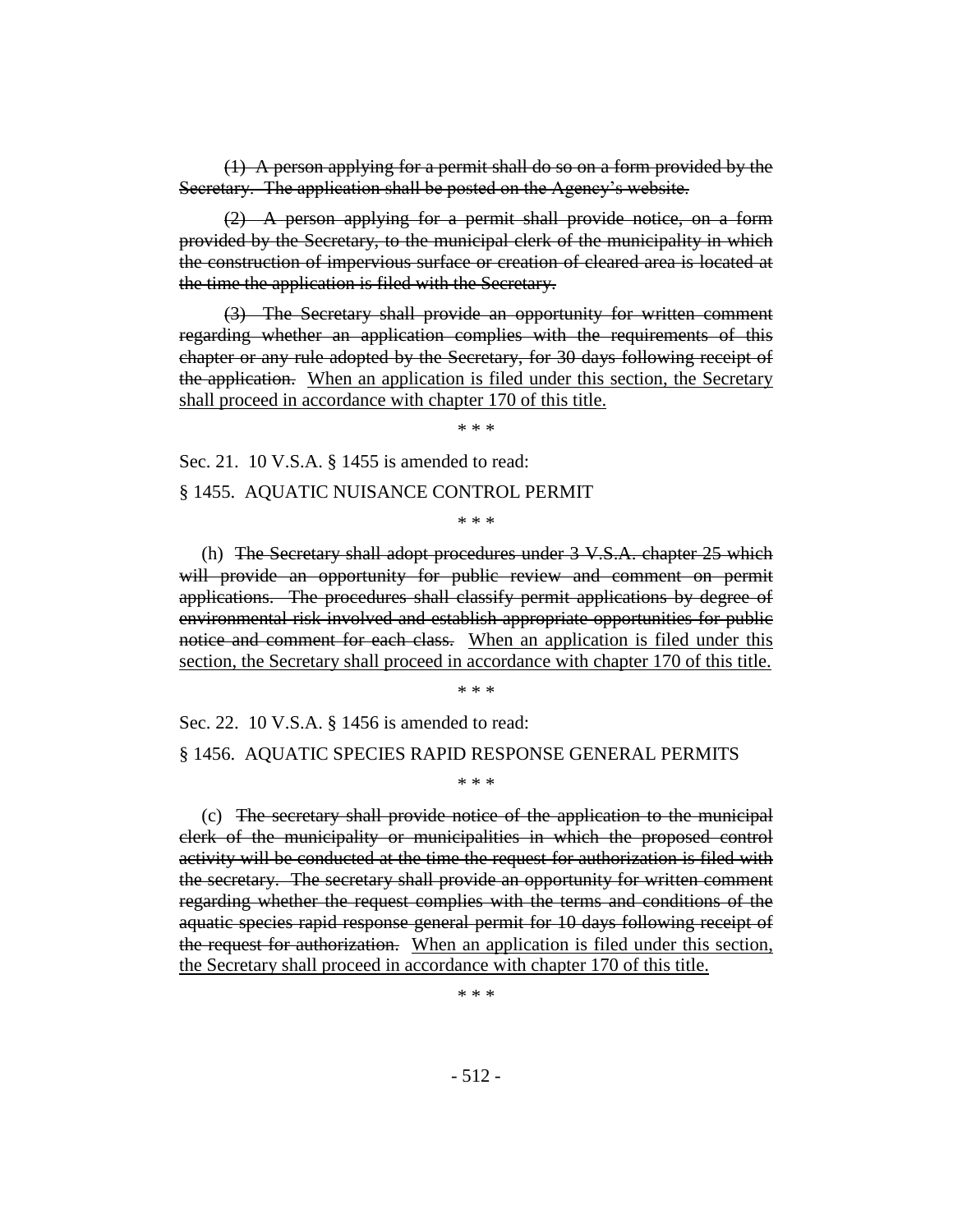~~(1) A person applying for a permit shall do so on a form provided by the Secretary. The application shall be posted on the Agency's website.~~

~~(2) A person applying for a permit shall provide notice, on a form provided by the Secretary, to the municipal clerk of the municipality in which the construction of impervious surface or creation of cleared area is located at the time the application is filed with the Secretary.~~

~~(3) The Secretary shall provide an opportunity for written comment regarding whether an application complies with the requirements of this chapter or any rule adopted by the Secretary, for 30 days following receipt of the application.~~ <u>When an application is filed under this section, the Secretary shall proceed in accordance with chapter 170 of this title.</u>

\* \* \*

Sec. 21. 10 V.S.A. § 1455 is amended to read:

§ 1455. AQUATIC NUISANCE CONTROL PERMIT

\* \* \*

(h) ~~The Secretary shall adopt procedures under 3 V.S.A. chapter 25 which will provide an opportunity for public review and comment on permit applications. The procedures shall classify permit applications by degree of environmental risk involved and establish appropriate opportunities for public notice and comment for each class.~~ <u>When an application is filed under this section, the Secretary shall proceed in accordance with chapter 170 of this title.</u>

\* \* \*

Sec. 22. 10 V.S.A. § 1456 is amended to read:

§ 1456. AQUATIC SPECIES RAPID RESPONSE GENERAL PERMITS

\* \* \*

(c) ~~The secretary shall provide notice of the application to the municipal clerk of the municipality or municipalities in which the proposed control activity will be conducted at the time the request for authorization is filed with the secretary. The secretary shall provide an opportunity for written comment regarding whether the request complies with the terms and conditions of the aquatic species rapid response general permit for 10 days following receipt of the request for authorization.~~ <u>When an application is filed under this section, the Secretary shall proceed in accordance with chapter 170 of this title.</u>

\* \* \*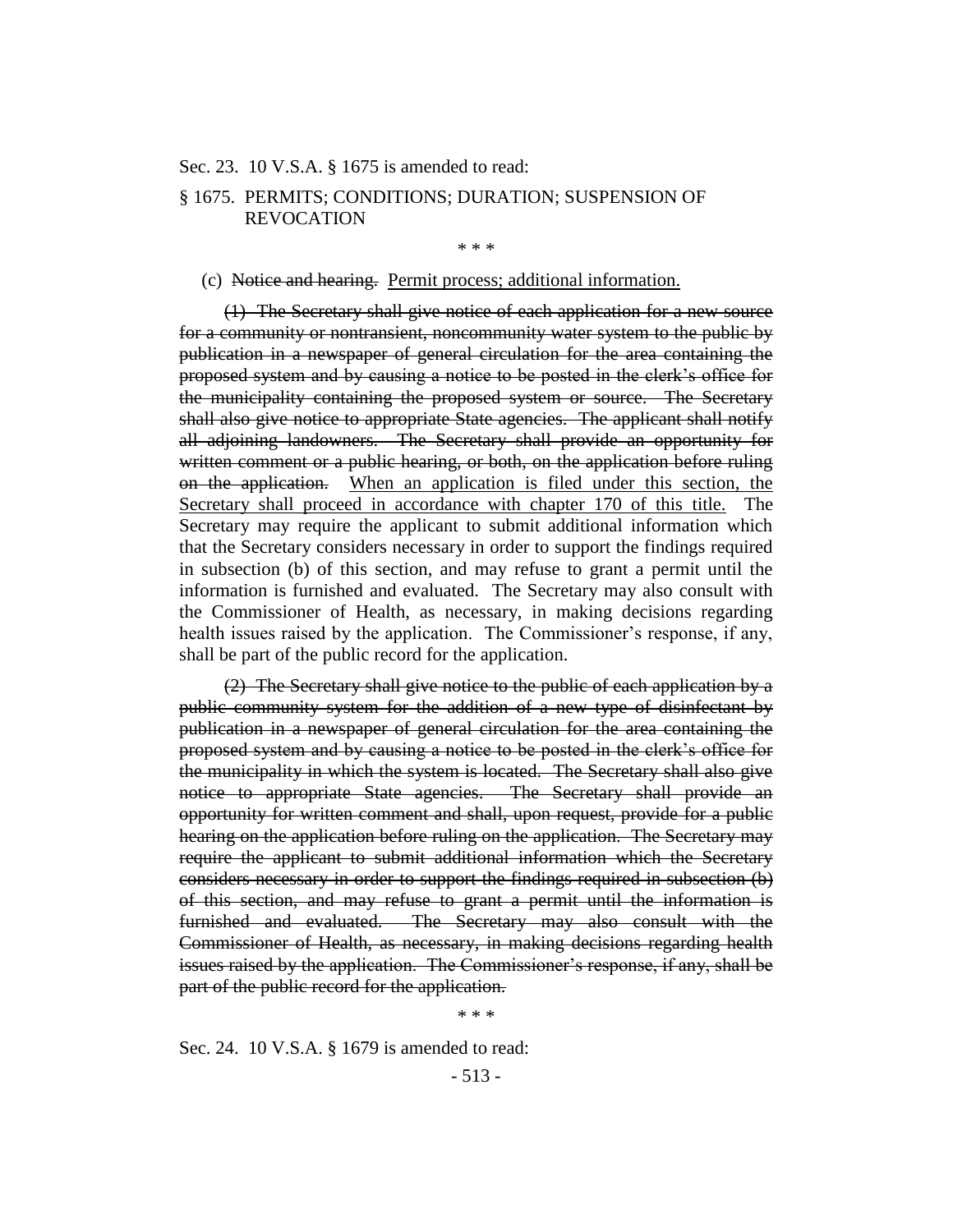Sec. 23. 10 V.S.A. § 1675 is amended to read:

§ 1675. PERMITS; CONDITIONS; DURATION; SUSPENSION OF REVOCATION

\* \* \*

(c) ~~Notice and hearing.~~ <u>Permit process; additional information.</u>

~~(1) The Secretary shall give notice of each application for a new source for a community or nontransient, noncommunity water system to the public by publication in a newspaper of general circulation for the area containing the proposed system and by causing a notice to be posted in the clerk's office for the municipality containing the proposed system or source. The Secretary shall also give notice to appropriate State agencies. The applicant shall notify all adjoining landowners. The Secretary shall provide an opportunity for written comment or a public hearing, or both, on the application before ruling on the application.~~ <u>When an application is filed under this section, the Secretary shall proceed in accordance with chapter 170 of this title.</u> The Secretary may require the applicant to submit additional information ~~which~~ <u>that</u> the Secretary considers necessary in order to support the findings required in subsection (b) of this section, and may refuse to grant a permit until the information is furnished and evaluated. The Secretary may also consult with the Commissioner of Health, as necessary, in making decisions regarding health issues raised by the application. The Commissioner's response, if any, shall be part of the public record for the application.

~~(2) The Secretary shall give notice to the public of each application by a public community system for the addition of a new type of disinfectant by publication in a newspaper of general circulation for the area containing the proposed system and by causing a notice to be posted in the clerk's office for the municipality in which the system is located. The Secretary shall also give notice to appropriate State agencies. The Secretary shall provide an opportunity for written comment and shall, upon request, provide for a public hearing on the application before ruling on the application. The Secretary may require the applicant to submit additional information which the Secretary considers necessary in order to support the findings required in subsection (b) of this section, and may refuse to grant a permit until the information is furnished and evaluated. The Secretary may also consult with the Commissioner of Health, as necessary, in making decisions regarding health issues raised by the application. The Commissioner's response, if any, shall be part of the public record for the application.~~

\* \* \*

Sec. 24. 10 V.S.A. § 1679 is amended to read: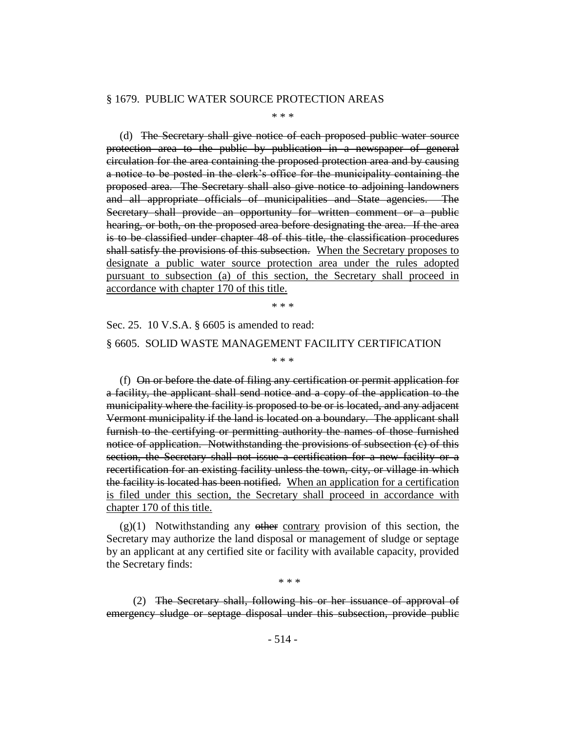§ 1679. PUBLIC WATER SOURCE PROTECTION AREAS

\* \* \*

(d) ~~The Secretary shall give notice of each proposed public water source protection area to the public by publication in a newspaper of general circulation for the area containing the proposed protection area and by causing a notice to be posted in the clerk's office for the municipality containing the proposed area. The Secretary shall also give notice to adjoining landowners and all appropriate officials of municipalities and State agencies. The Secretary shall provide an opportunity for written comment or a public hearing, or both, on the proposed area before designating the area. If the area is to be classified under chapter 48 of this title, the classification procedures shall satisfy the provisions of this subsection.~~ <u>When the Secretary proposes to designate a public water source protection area under the rules adopted pursuant to subsection (a) of this section, the Secretary shall proceed in accordance with chapter 170 of this title.</u>

\* \* \*

Sec. 25. 10 V.S.A. § 6605 is amended to read:

§ 6605. SOLID WASTE MANAGEMENT FACILITY CERTIFICATION

\* \* \*

(f) ~~On or before the date of filing any certification or permit application for a facility, the applicant shall send notice and a copy of the application to the municipality where the facility is proposed to be or is located, and any adjacent Vermont municipality if the land is located on a boundary. The applicant shall furnish to the certifying or permitting authority the names of those furnished notice of application. Notwithstanding the provisions of subsection (c) of this section, the Secretary shall not issue a certification for a new facility or a recertification for an existing facility unless the town, city, or village in which the facility is located has been notified.~~ <u>When an application for a certification is filed under this section, the Secretary shall proceed in accordance with chapter 170 of this title.</u>

(g)(1) Notwithstanding any ~~other~~ <u>contrary</u> provision of this section, the Secretary may authorize the land disposal or management of sludge or septage by an applicant at any certified site or facility with available capacity, provided the Secretary finds:

\* \* \*

(2) ~~The Secretary shall, following his or her issuance of approval of emergency sludge or septage disposal under this subsection, provide public~~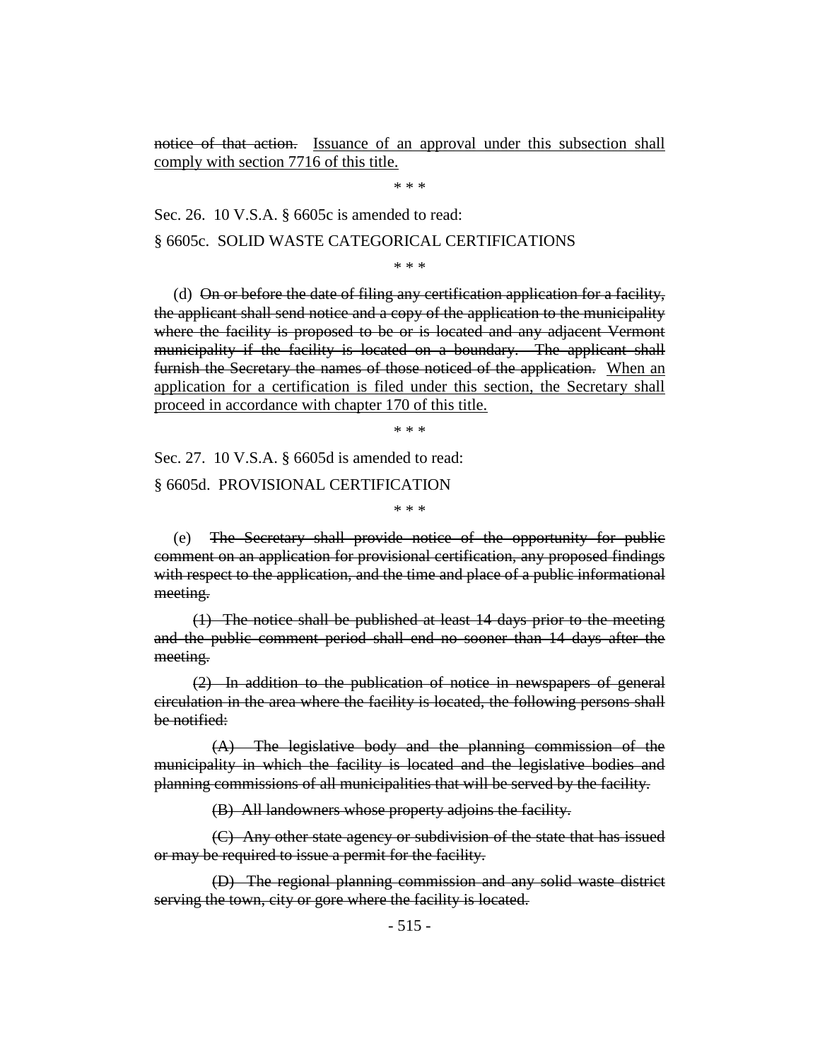~~notice of that action.~~ <u>Issuance of an approval under this subsection shall comply with section 7716 of this title.</u>

\* \* \*

Sec. 26. 10 V.S.A. § 6605c is amended to read:

§ 6605c. SOLID WASTE CATEGORICAL CERTIFICATIONS

\* \* \*

(d) ~~On or before the date of filing any certification application for a facility, the applicant shall send notice and a copy of the application to the municipality where the facility is proposed to be or is located and any adjacent Vermont municipality if the facility is located on a boundary. The applicant shall furnish the Secretary the names of those noticed of the application.~~ <u>When an application for a certification is filed under this section, the Secretary shall proceed in accordance with chapter 170 of this title.</u>

\* \* \*

Sec. 27. 10 V.S.A. § 6605d is amended to read:

§ 6605d. PROVISIONAL CERTIFICATION

\* \* \*

(e) ~~The Secretary shall provide notice of the opportunity for public comment on an application for provisional certification, any proposed findings with respect to the application, and the time and place of a public informational meeting.~~

~~(1) The notice shall be published at least 14 days prior to the meeting and the public comment period shall end no sooner than 14 days after the meeting.~~

~~(2) In addition to the publication of notice in newspapers of general circulation in the area where the facility is located, the following persons shall be notified:~~

~~(A) The legislative body and the planning commission of the municipality in which the facility is located and the legislative bodies and planning commissions of all municipalities that will be served by the facility.~~

~~(B) All landowners whose property adjoins the facility.~~

~~(C) Any other state agency or subdivision of the state that has issued or may be required to issue a permit for the facility.~~

~~(D) The regional planning commission and any solid waste district serving the town, city or gore where the facility is located.~~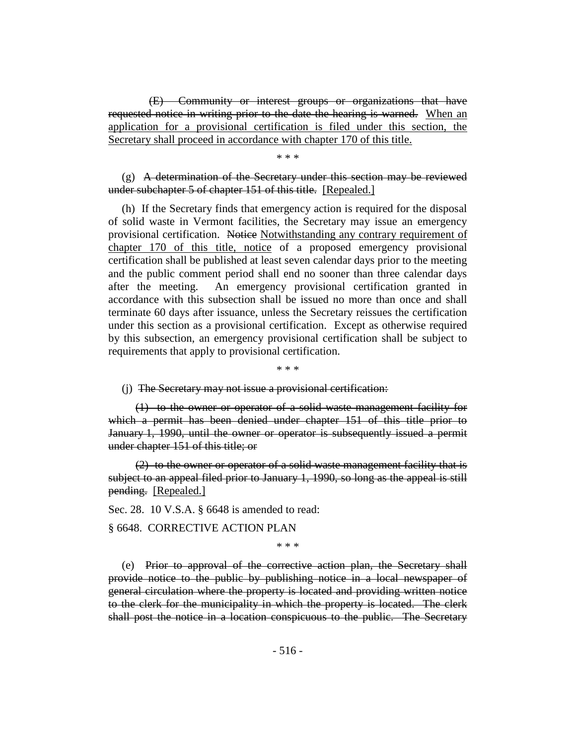(E) ~~Community or interest groups or organizations that have requested notice in writing prior to the date the hearing is warned.~~ When an application for a provisional certification is filed under this section, the Secretary shall proceed in accordance with chapter 170 of this title.

\* \* \*

(g) ~~A determination of the Secretary under this section may be reviewed under subchapter 5 of chapter 151 of this title.~~ [Repealed.]

(h) If the Secretary finds that emergency action is required for the disposal of solid waste in Vermont facilities, the Secretary may issue an emergency provisional certification. ~~Notice~~ Notwithstanding any contrary requirement of chapter 170 of this title, notice of a proposed emergency provisional certification shall be published at least seven calendar days prior to the meeting and the public comment period shall end no sooner than three calendar days after the meeting. An emergency provisional certification granted in accordance with this subsection shall be issued no more than once and shall terminate 60 days after issuance, unless the Secretary reissues the certification under this section as a provisional certification. Except as otherwise required by this subsection, an emergency provisional certification shall be subject to requirements that apply to provisional certification.

\* \* \*

(j) ~~The Secretary may not issue a provisional certification:~~

~~(1) to the owner or operator of a solid waste management facility for which a permit has been denied under chapter 151 of this title prior to January 1, 1990, until the owner or operator is subsequently issued a permit under chapter 151 of this title; or~~

~~(2) to the owner or operator of a solid waste management facility that is subject to an appeal filed prior to January 1, 1990, so long as the appeal is still pending.~~ [Repealed.]

Sec. 28. 10 V.S.A. § 6648 is amended to read:

§ 6648. CORRECTIVE ACTION PLAN

\* \* \*

(e) ~~Prior to approval of the corrective action plan, the Secretary shall provide notice to the public by publishing notice in a local newspaper of general circulation where the property is located and providing written notice to the clerk for the municipality in which the property is located. The clerk shall post the notice in a location conspicuous to the public. The Secretary~~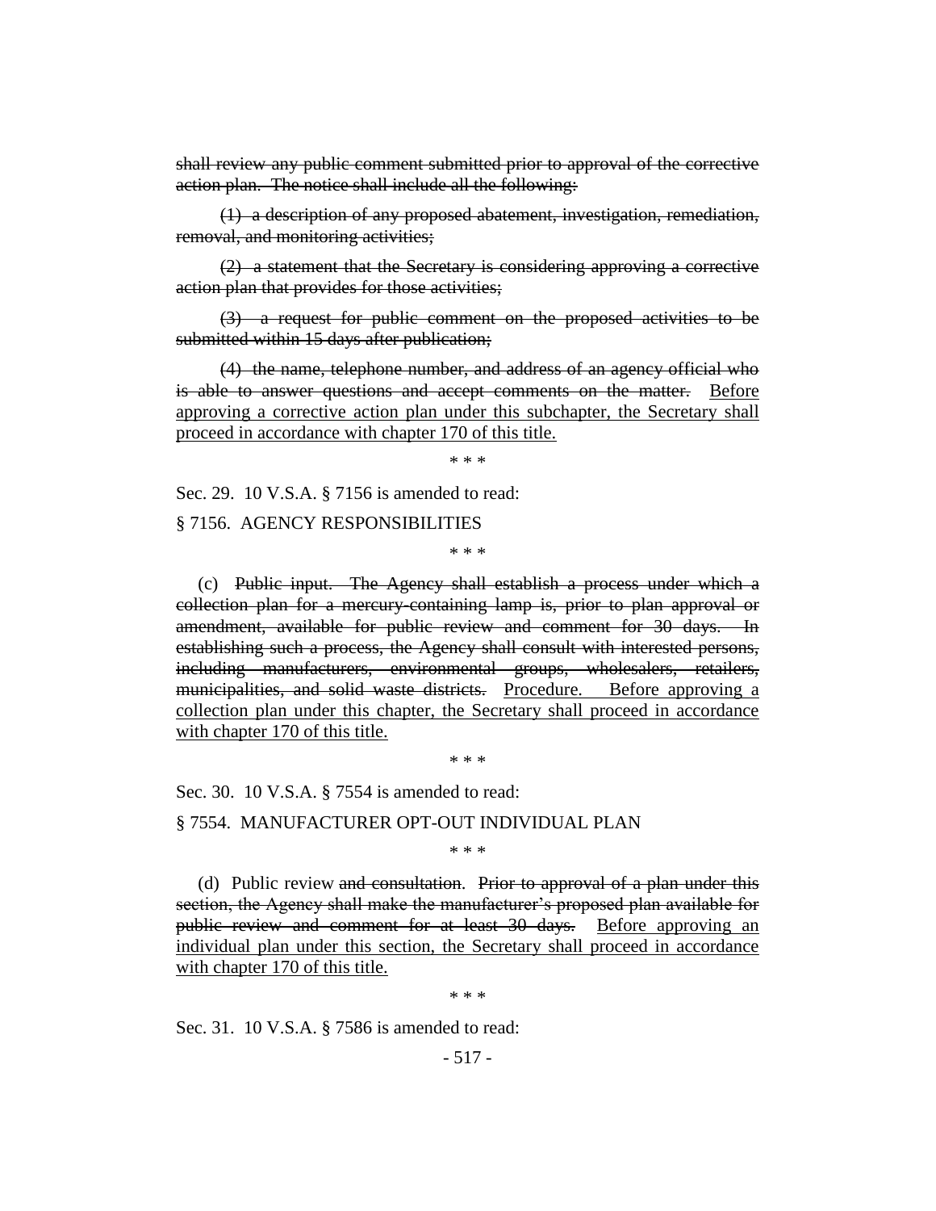~~shall review any public comment submitted prior to approval of the corrective action plan. The notice shall include all the following:~~

~~(1) a description of any proposed abatement, investigation, remediation, removal, and monitoring activities;~~

~~(2) a statement that the Secretary is considering approving a corrective action plan that provides for those activities;~~

~~(3) a request for public comment on the proposed activities to be submitted within 15 days after publication;~~

~~(4) the name, telephone number, and address of an agency official who is able to answer questions and accept comments on the matter.~~ <u>Before approving a corrective action plan under this subchapter, the Secretary shall proceed in accordance with chapter 170 of this title.</u>

\* \* \*

Sec. 29. 10 V.S.A. § 7156 is amended to read:

§ 7156. AGENCY RESPONSIBILITIES

\* \* \*

(c) ~~Public input. The Agency shall establish a process under which a collection plan for a mercury-containing lamp is, prior to plan approval or amendment, available for public review and comment for 30 days. In establishing such a process, the Agency shall consult with interested persons, including manufacturers, environmental groups, wholesalers, retailers, municipalities, and solid waste districts.~~ <u>Procedure. Before approving a collection plan under this chapter, the Secretary shall proceed in accordance with chapter 170 of this title.</u>

\* \* \*

Sec. 30. 10 V.S.A. § 7554 is amended to read:

§ 7554. MANUFACTURER OPT-OUT INDIVIDUAL PLAN

\* \* \*

(d) Public review ~~and consultation~~. ~~Prior to approval of a plan under this section, the Agency shall make the manufacturer's proposed plan available for public review and comment for at least 30 days.~~ <u>Before approving an individual plan under this section, the Secretary shall proceed in accordance with chapter 170 of this title.</u>

\* \* \*

Sec. 31. 10 V.S.A. § 7586 is amended to read: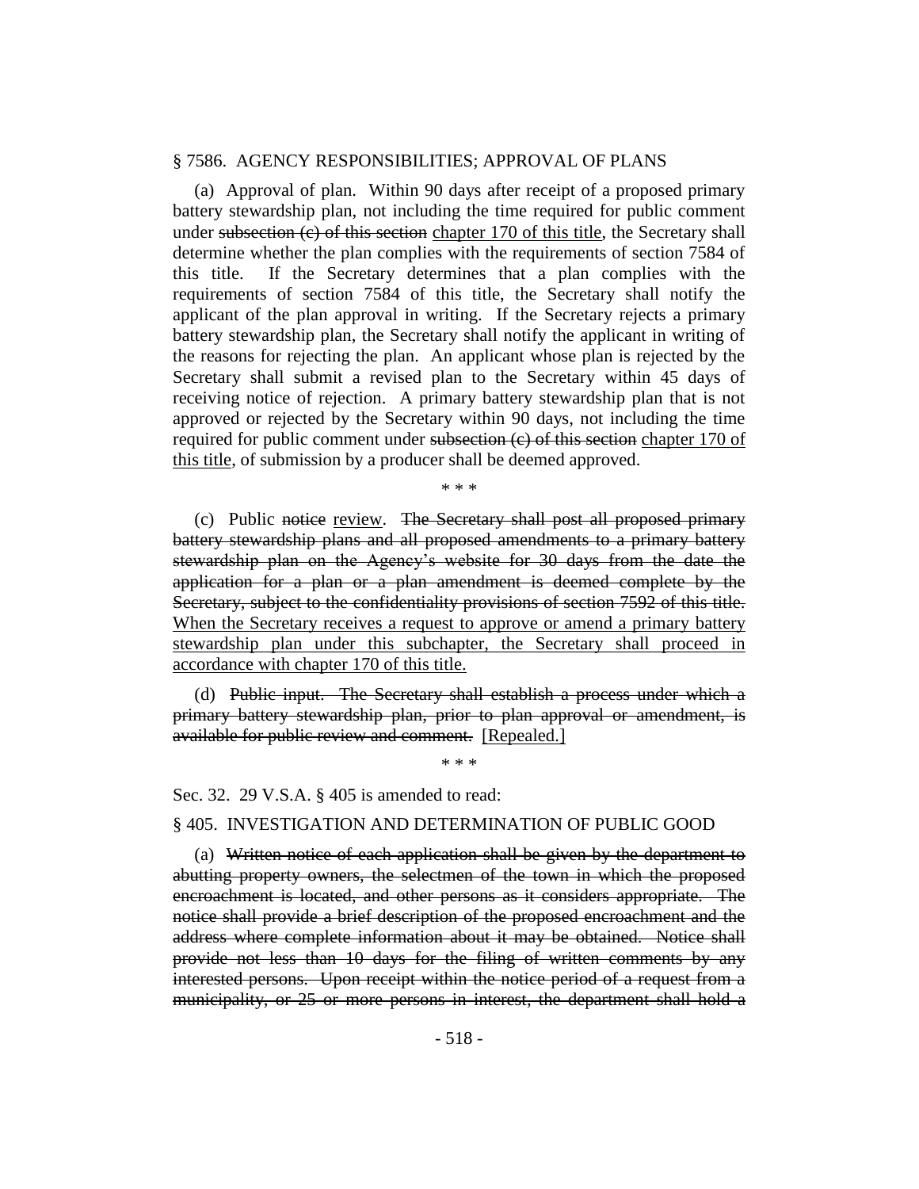§ 7586. AGENCY RESPONSIBILITIES; APPROVAL OF PLANS

(a) Approval of plan. Within 90 days after receipt of a proposed primary battery stewardship plan, not including the time required for public comment under ~~subsection (c) of this section~~ <u>chapter 170 of this title</u>, the Secretary shall determine whether the plan complies with the requirements of section 7584 of this title. If the Secretary determines that a plan complies with the requirements of section 7584 of this title, the Secretary shall notify the applicant of the plan approval in writing. If the Secretary rejects a primary battery stewardship plan, the Secretary shall notify the applicant in writing of the reasons for rejecting the plan. An applicant whose plan is rejected by the Secretary shall submit a revised plan to the Secretary within 45 days of receiving notice of rejection. A primary battery stewardship plan that is not approved or rejected by the Secretary within 90 days, not including the time required for public comment under ~~subsection (c) of this section~~ <u>chapter 170 of this title</u>, of submission by a producer shall be deemed approved.

\* \* \*

(c) Public ~~notice~~ <u>review</u>. ~~The Secretary shall post all proposed primary battery stewardship plans and all proposed amendments to a primary battery stewardship plan on the Agency's website for 30 days from the date the application for a plan or a plan amendment is deemed complete by the Secretary, subject to the confidentiality provisions of section 7592 of this title.~~ <u>When the Secretary receives a request to approve or amend a primary battery stewardship plan under this subchapter, the Secretary shall proceed in accordance with chapter 170 of this title.</u>

(d) ~~Public input. The Secretary shall establish a process under which a primary battery stewardship plan, prior to plan approval or amendment, is available for public review and comment.~~ <u>[Repealed.]</u>

\* \* \*

Sec. 32. 29 V.S.A. § 405 is amended to read:

§ 405. INVESTIGATION AND DETERMINATION OF PUBLIC GOOD

(a) ~~Written notice of each application shall be given by the department to abutting property owners, the selectmen of the town in which the proposed encroachment is located, and other persons as it considers appropriate. The notice shall provide a brief description of the proposed encroachment and the address where complete information about it may be obtained. Notice shall provide not less than 10 days for the filing of written comments by any interested persons. Upon receipt within the notice period of a request from a municipality, or 25 or more persons in interest, the department shall hold a~~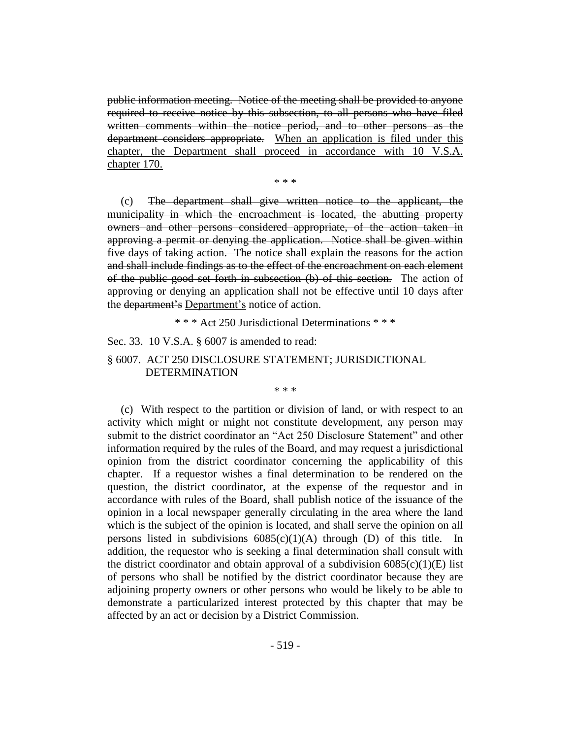~~public information meeting. Notice of the meeting shall be provided to anyone required to receive notice by this subsection, to all persons who have filed written comments within the notice period, and to other persons as the department considers appropriate.~~ <u>When an application is filed under this chapter, the Department shall proceed in accordance with 10 V.S.A. chapter 170.</u>

\* \* \*

(c) ~~The department shall give written notice to the applicant, the municipality in which the encroachment is located, the abutting property owners and other persons considered appropriate, of the action taken in approving a permit or denying the application. Notice shall be given within five days of taking action. The notice shall explain the reasons for the action and shall include findings as to the effect of the encroachment on each element of the public good set forth in subsection (b) of this section.~~ The action of approving or denying an application shall not be effective until 10 days after the ~~department's~~ <u>Department's</u> notice of action.

\* \* \* Act 250 Jurisdictional Determinations \* \* \*

Sec. 33. 10 V.S.A. § 6007 is amended to read:

§ 6007. ACT 250 DISCLOSURE STATEMENT; JURISDICTIONAL DETERMINATION

\* \* \*

(c) With respect to the partition or division of land, or with respect to an activity which might or might not constitute development, any person may submit to the district coordinator an "Act 250 Disclosure Statement" and other information required by the rules of the Board, and may request a jurisdictional opinion from the district coordinator concerning the applicability of this chapter. If a requestor wishes a final determination to be rendered on the question, the district coordinator, at the expense of the requestor and in accordance with rules of the Board, shall publish notice of the issuance of the opinion in a local newspaper generally circulating in the area where the land which is the subject of the opinion is located, and shall serve the opinion on all persons listed in subdivisions 6085(c)(1)(A) through (D) of this title. In addition, the requestor who is seeking a final determination shall consult with the district coordinator and obtain approval of a subdivision 6085(c)(1)(E) list of persons who shall be notified by the district coordinator because they are adjoining property owners or other persons who would be likely to be able to demonstrate a particularized interest protected by this chapter that may be affected by an act or decision by a District Commission.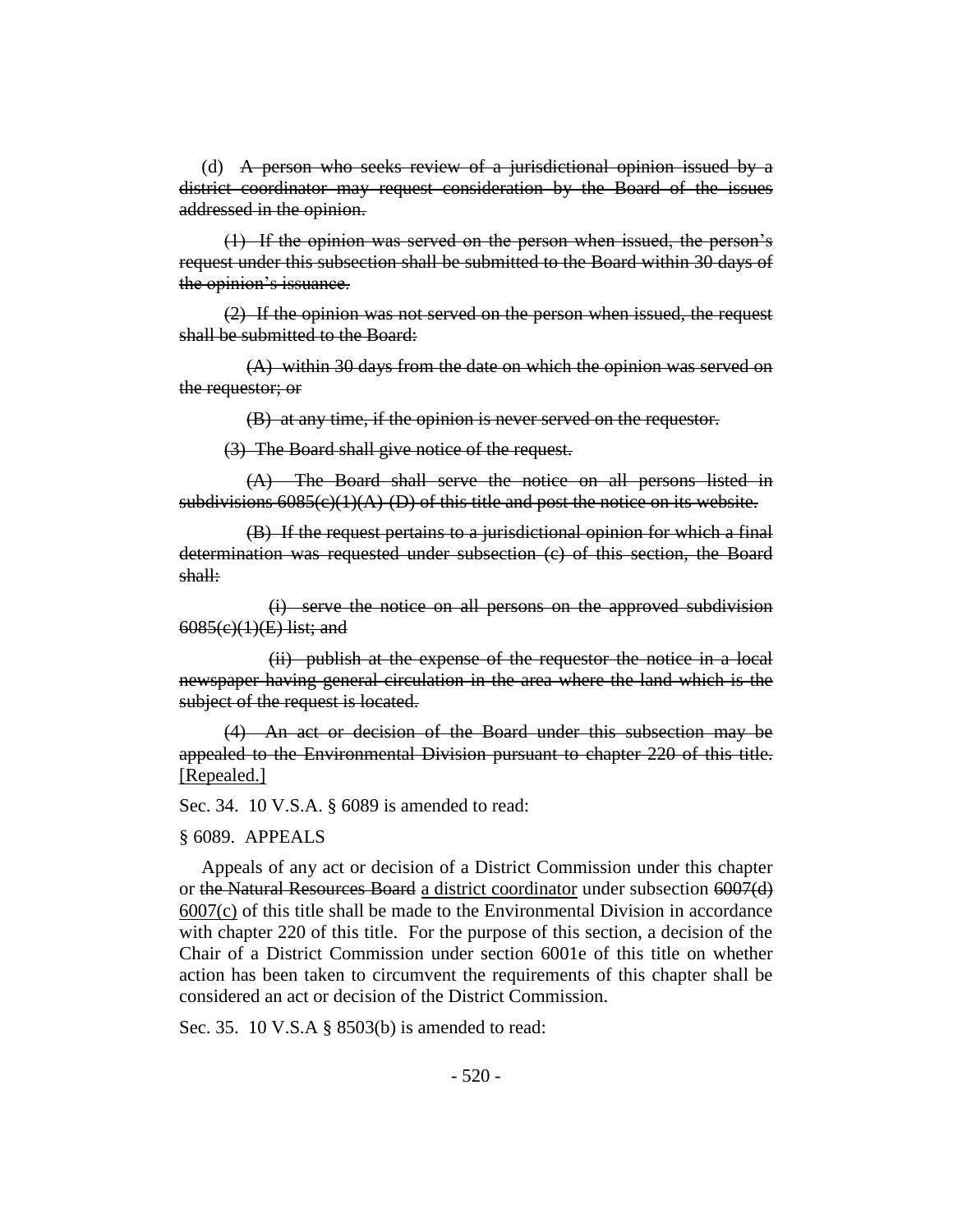(d) ~~A person who seeks review of a jurisdictional opinion issued by a district coordinator may request consideration by the Board of the issues addressed in the opinion.~~

~~(1) If the opinion was served on the person when issued, the person's request under this subsection shall be submitted to the Board within 30 days of the opinion's issuance.~~

~~(2) If the opinion was not served on the person when issued, the request shall be submitted to the Board:~~

~~(A) within 30 days from the date on which the opinion was served on the requestor; or~~

~~(B) at any time, if the opinion is never served on the requestor.~~

~~(3) The Board shall give notice of the request.~~

~~(A) The Board shall serve the notice on all persons listed in subdivisions 6085(c)(1)(A)–(D) of this title and post the notice on its website.~~

~~(B) If the request pertains to a jurisdictional opinion for which a final determination was requested under subsection (c) of this section, the Board shall:~~

~~(i) serve the notice on all persons on the approved subdivision 6085(c)(1)(E) list; and~~

~~(ii) publish at the expense of the requestor the notice in a local newspaper having general circulation in the area where the land which is the subject of the request is located.~~

~~(4) An act or decision of the Board under this subsection may be appealed to the Environmental Division pursuant to chapter 220 of this title.~~ <u>[Repealed.]</u>

Sec. 34. 10 V.S.A. § 6089 is amended to read:

§ 6089. APPEALS

Appeals of any act or decision of a District Commission under this chapter or ~~the Natural Resources Board~~ <u>a district coordinator</u> under subsection ~~6007(d)~~ <u>6007(c)</u> of this title shall be made to the Environmental Division in accordance with chapter 220 of this title. For the purpose of this section, a decision of the Chair of a District Commission under section 6001e of this title on whether action has been taken to circumvent the requirements of this chapter shall be considered an act or decision of the District Commission.

Sec. 35. 10 V.S.A § 8503(b) is amended to read: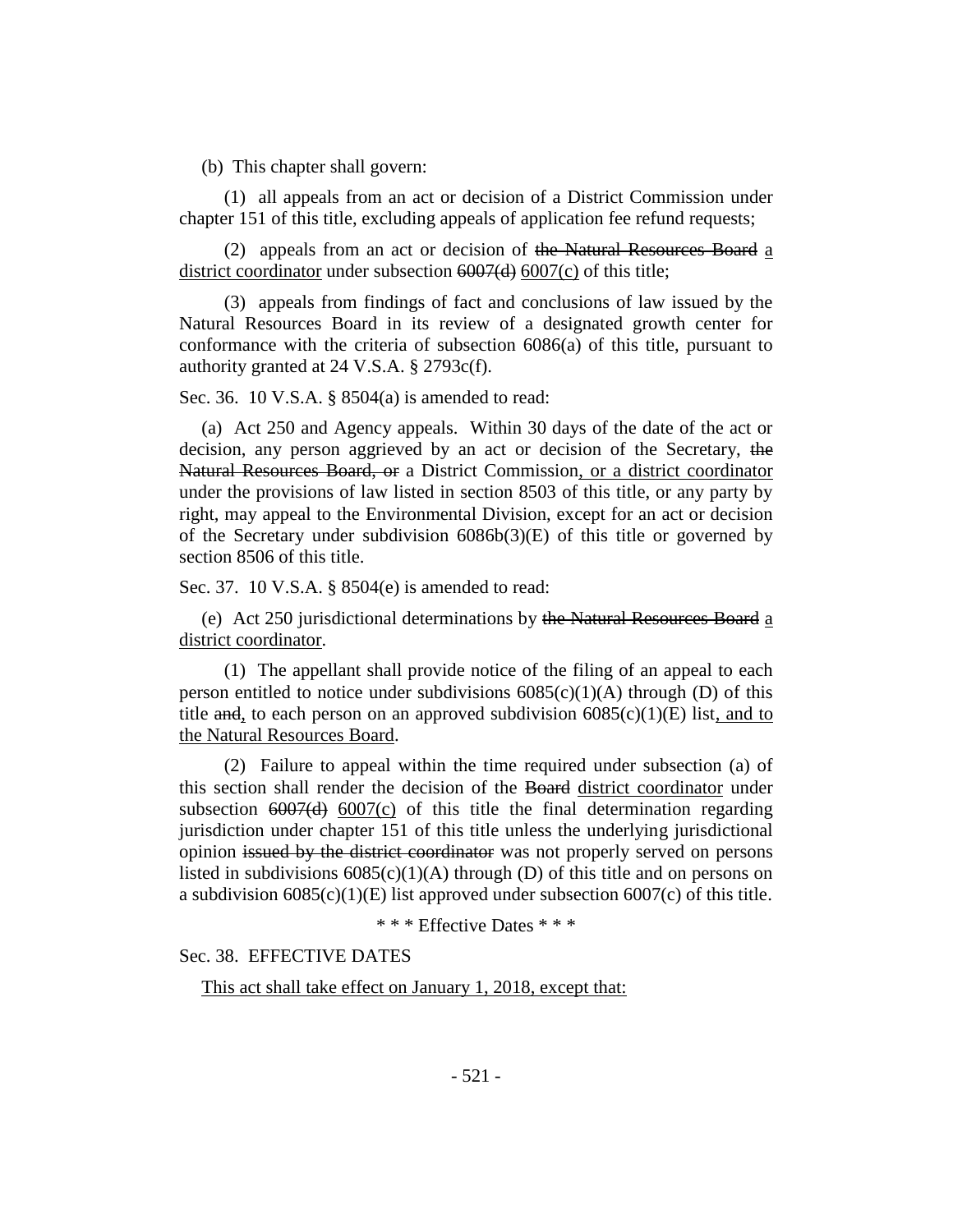(b) This chapter shall govern:

(1) all appeals from an act or decision of a District Commission under chapter 151 of this title, excluding appeals of application fee refund requests;

(2) appeals from an act or decision of ~~the Natural Resources Board~~ <u>a district coordinator</u> under subsection ~~6007(d)~~ <u>6007(c)</u> of this title;

(3) appeals from findings of fact and conclusions of law issued by the Natural Resources Board in its review of a designated growth center for conformance with the criteria of subsection 6086(a) of this title, pursuant to authority granted at 24 V.S.A. § 2793c(f).

Sec. 36. 10 V.S.A. § 8504(a) is amended to read:

(a) Act 250 and Agency appeals. Within 30 days of the date of the act or decision, any person aggrieved by an act or decision of the Secretary, ~~the Natural Resources Board, or~~ a District Commission<u>, or a district coordinator</u> under the provisions of law listed in section 8503 of this title, or any party by right, may appeal to the Environmental Division, except for an act or decision of the Secretary under subdivision 6086b(3)(E) of this title or governed by section 8506 of this title.

Sec. 37. 10 V.S.A. § 8504(e) is amended to read:

(e) Act 250 jurisdictional determinations by ~~the Natural Resources Board~~ <u>a district coordinator</u>.

(1) The appellant shall provide notice of the filing of an appeal to each person entitled to notice under subdivisions 6085(c)(1)(A) through (D) of this title ~~and~~<u>,</u> to each person on an approved subdivision 6085(c)(1)(E) list<u>, and to the Natural Resources Board</u>.

(2) Failure to appeal within the time required under subsection (a) of this section shall render the decision of the ~~Board~~ <u>district coordinator</u> under subsection ~~6007(d)~~ <u>6007(c)</u> of this title the final determination regarding jurisdiction under chapter 151 of this title unless the underlying jurisdictional opinion ~~issued by the district coordinator~~ was not properly served on persons listed in subdivisions 6085(c)(1)(A) through (D) of this title and on persons on a subdivision 6085(c)(1)(E) list approved under subsection 6007(c) of this title.

\* \* \* Effective Dates \* \* \*

Sec. 38. EFFECTIVE DATES

<u>This act shall take effect on January 1, 2018, except that:</u>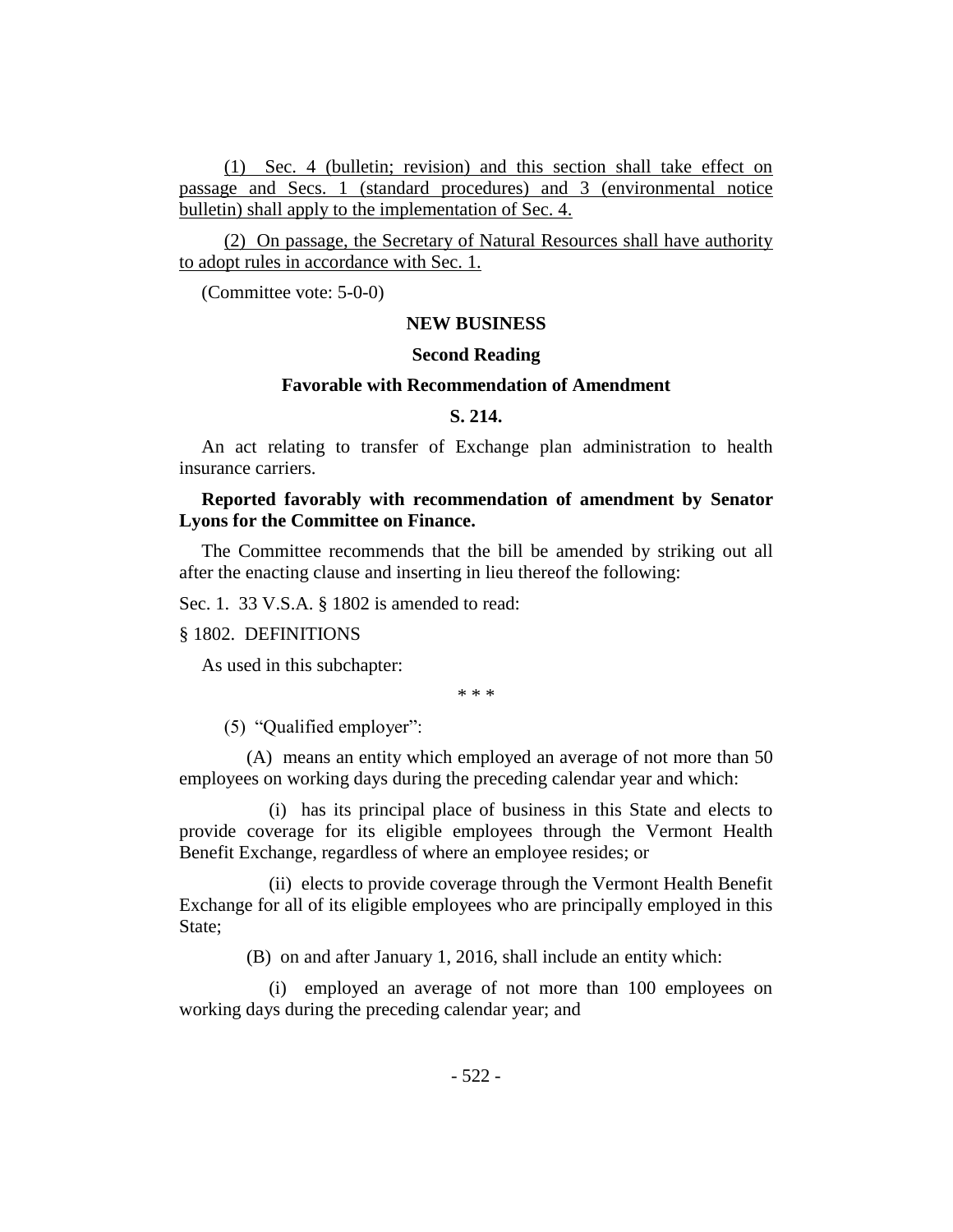(1) Sec. 4 (bulletin; revision) and this section shall take effect on passage and Secs. 1 (standard procedures) and 3 (environmental notice bulletin) shall apply to the implementation of Sec. 4.

(2) On passage, the Secretary of Natural Resources shall have authority to adopt rules in accordance with Sec. 1.

(Committee vote: 5-0-0)

**NEW BUSINESS**

**Second Reading**

**Favorable with Recommendation of Amendment**

**S. 214.**

An act relating to transfer of Exchange plan administration to health insurance carriers.

**Reported favorably with recommendation of amendment by Senator Lyons for the Committee on Finance.**

The Committee recommends that the bill be amended by striking out all after the enacting clause and inserting in lieu thereof the following:

Sec. 1. 33 V.S.A. § 1802 is amended to read:

§ 1802. DEFINITIONS

As used in this subchapter:

\* \* \*

(5) "Qualified employer":

(A) means an entity which employed an average of not more than 50 employees on working days during the preceding calendar year and which:

(i) has its principal place of business in this State and elects to provide coverage for its eligible employees through the Vermont Health Benefit Exchange, regardless of where an employee resides; or

(ii) elects to provide coverage through the Vermont Health Benefit Exchange for all of its eligible employees who are principally employed in this State;

(B) on and after January 1, 2016, shall include an entity which:

(i) employed an average of not more than 100 employees on working days during the preceding calendar year; and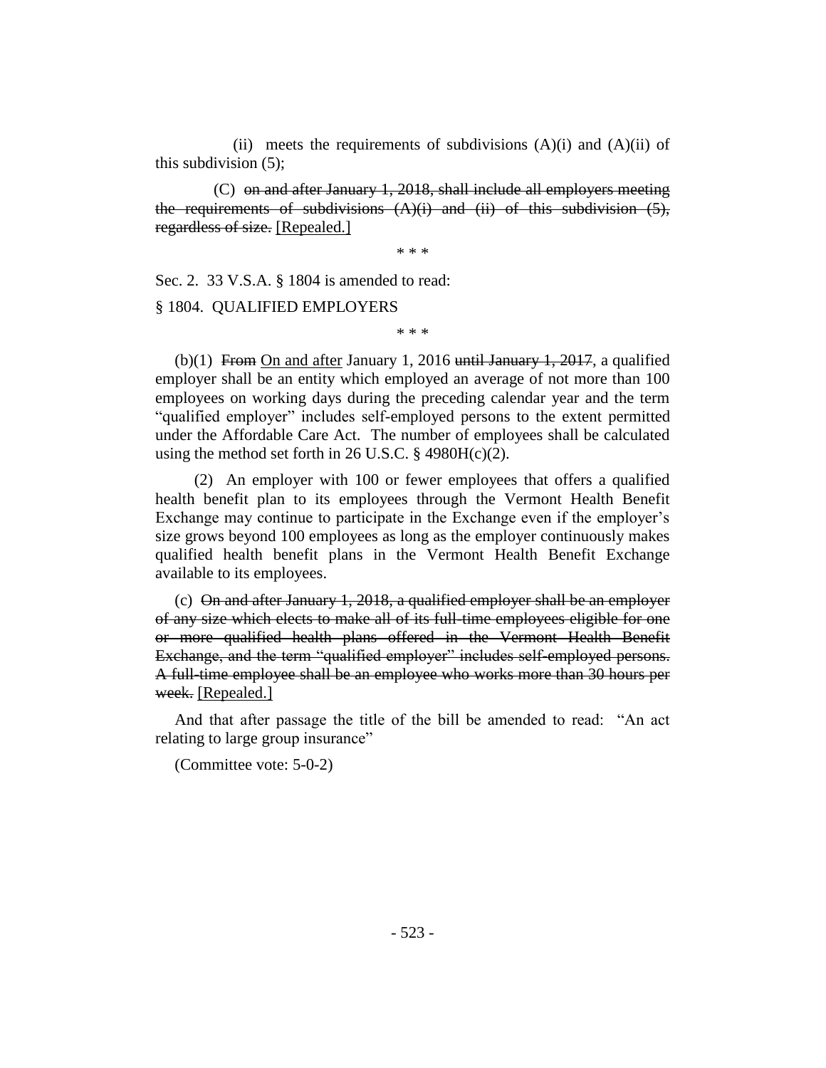(ii) meets the requirements of subdivisions (A)(i) and (A)(ii) of this subdivision (5);

(C) ~~on and after January 1, 2018, shall include all employers meeting the requirements of subdivisions (A)(i) and (ii) of this subdivision (5), regardless of size.~~ [Repealed.]

\* \* \*

Sec. 2. 33 V.S.A. § 1804 is amended to read:

§ 1804. QUALIFIED EMPLOYERS

\* \* \*

(b)(1) ~~From~~ On and after January 1, 2016 ~~until January 1, 2017~~, a qualified employer shall be an entity which employed an average of not more than 100 employees on working days during the preceding calendar year and the term "qualified employer" includes self-employed persons to the extent permitted under the Affordable Care Act. The number of employees shall be calculated using the method set forth in 26 U.S.C. § 4980H(c)(2).

(2) An employer with 100 or fewer employees that offers a qualified health benefit plan to its employees through the Vermont Health Benefit Exchange may continue to participate in the Exchange even if the employer's size grows beyond 100 employees as long as the employer continuously makes qualified health benefit plans in the Vermont Health Benefit Exchange available to its employees.

(c) ~~On and after January 1, 2018, a qualified employer shall be an employer of any size which elects to make all of its full-time employees eligible for one or more qualified health plans offered in the Vermont Health Benefit Exchange, and the term "qualified employer" includes self-employed persons. A full-time employee shall be an employee who works more than 30 hours per week.~~ [Repealed.]

And that after passage the title of the bill be amended to read: "An act relating to large group insurance"

(Committee vote: 5-0-2)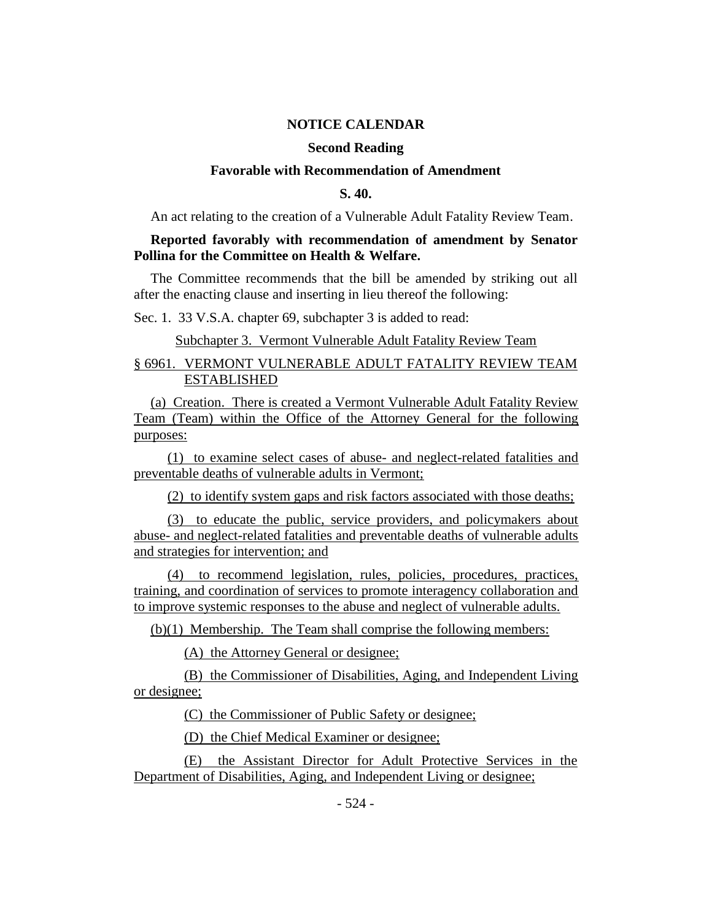**NOTICE CALENDAR**

**Second Reading**

**Favorable with Recommendation of Amendment**

**S. 40.**

An act relating to the creation of a Vulnerable Adult Fatality Review Team.

**Reported favorably with recommendation of amendment by Senator Pollina for the Committee on Health & Welfare.**

The Committee recommends that the bill be amended by striking out all after the enacting clause and inserting in lieu thereof the following:

Sec. 1. 33 V.S.A. chapter 69, subchapter 3 is added to read:

Subchapter 3. Vermont Vulnerable Adult Fatality Review Team

§ 6961. VERMONT VULNERABLE ADULT FATALITY REVIEW TEAM ESTABLISHED

(a) Creation. There is created a Vermont Vulnerable Adult Fatality Review Team (Team) within the Office of the Attorney General for the following purposes:

(1) to examine select cases of abuse- and neglect-related fatalities and preventable deaths of vulnerable adults in Vermont;

(2) to identify system gaps and risk factors associated with those deaths;

(3) to educate the public, service providers, and policymakers about abuse- and neglect-related fatalities and preventable deaths of vulnerable adults and strategies for intervention; and

(4) to recommend legislation, rules, policies, procedures, practices, training, and coordination of services to promote interagency collaboration and to improve systemic responses to the abuse and neglect of vulnerable adults.

(b)(1) Membership. The Team shall comprise the following members:

(A) the Attorney General or designee;

(B) the Commissioner of Disabilities, Aging, and Independent Living or designee;

(C) the Commissioner of Public Safety or designee;

(D) the Chief Medical Examiner or designee;

(E) the Assistant Director for Adult Protective Services in the Department of Disabilities, Aging, and Independent Living or designee;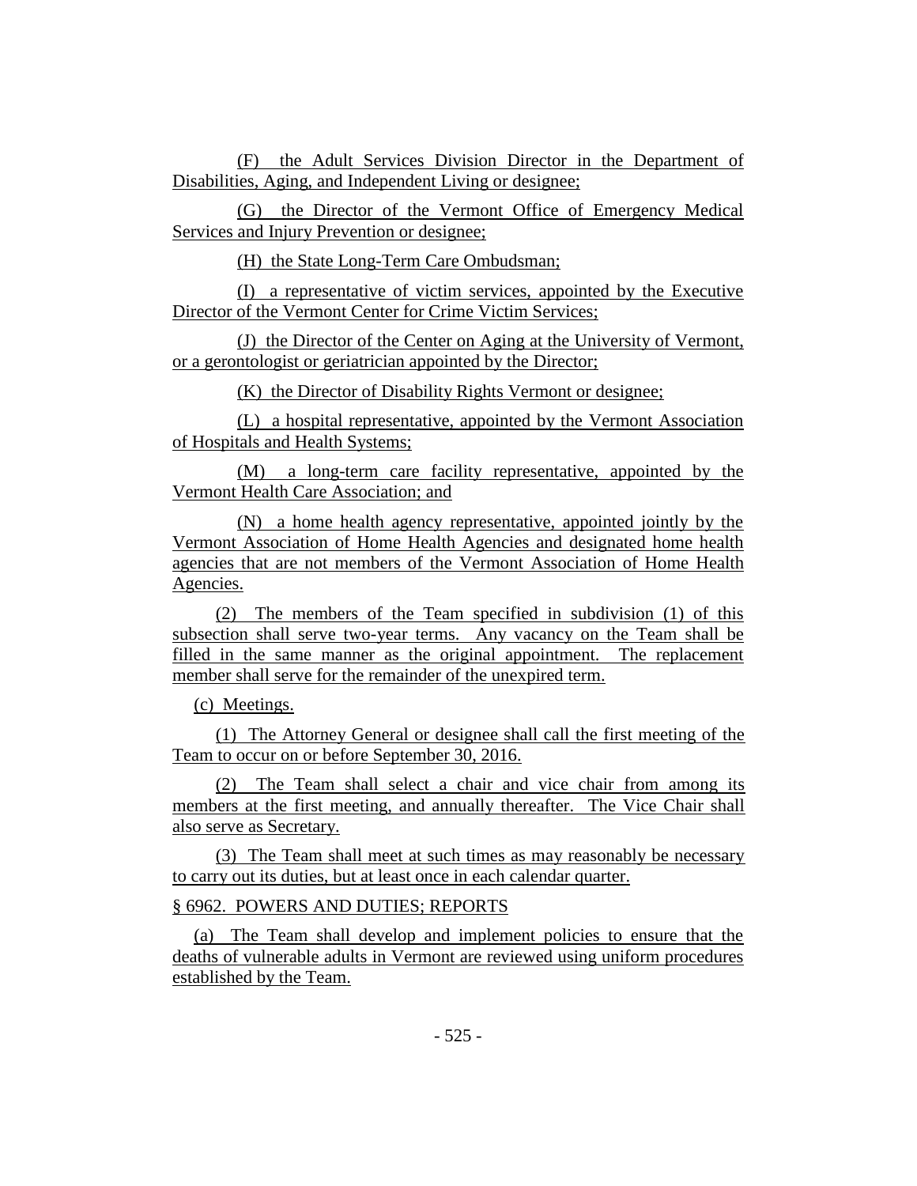(F) the Adult Services Division Director in the Department of Disabilities, Aging, and Independent Living or designee;

(G) the Director of the Vermont Office of Emergency Medical Services and Injury Prevention or designee;

(H) the State Long-Term Care Ombudsman;

(I) a representative of victim services, appointed by the Executive Director of the Vermont Center for Crime Victim Services;

(J) the Director of the Center on Aging at the University of Vermont, or a gerontologist or geriatrician appointed by the Director;

(K) the Director of Disability Rights Vermont or designee;

(L) a hospital representative, appointed by the Vermont Association of Hospitals and Health Systems;

(M) a long-term care facility representative, appointed by the Vermont Health Care Association; and

(N) a home health agency representative, appointed jointly by the Vermont Association of Home Health Agencies and designated home health agencies that are not members of the Vermont Association of Home Health Agencies.

(2) The members of the Team specified in subdivision (1) of this subsection shall serve two-year terms. Any vacancy on the Team shall be filled in the same manner as the original appointment. The replacement member shall serve for the remainder of the unexpired term.

(c) Meetings.

(1) The Attorney General or designee shall call the first meeting of the Team to occur on or before September 30, 2016.

(2) The Team shall select a chair and vice chair from among its members at the first meeting, and annually thereafter. The Vice Chair shall also serve as Secretary.

(3) The Team shall meet at such times as may reasonably be necessary to carry out its duties, but at least once in each calendar quarter.

§ 6962. POWERS AND DUTIES; REPORTS

(a) The Team shall develop and implement policies to ensure that the deaths of vulnerable adults in Vermont are reviewed using uniform procedures established by the Team.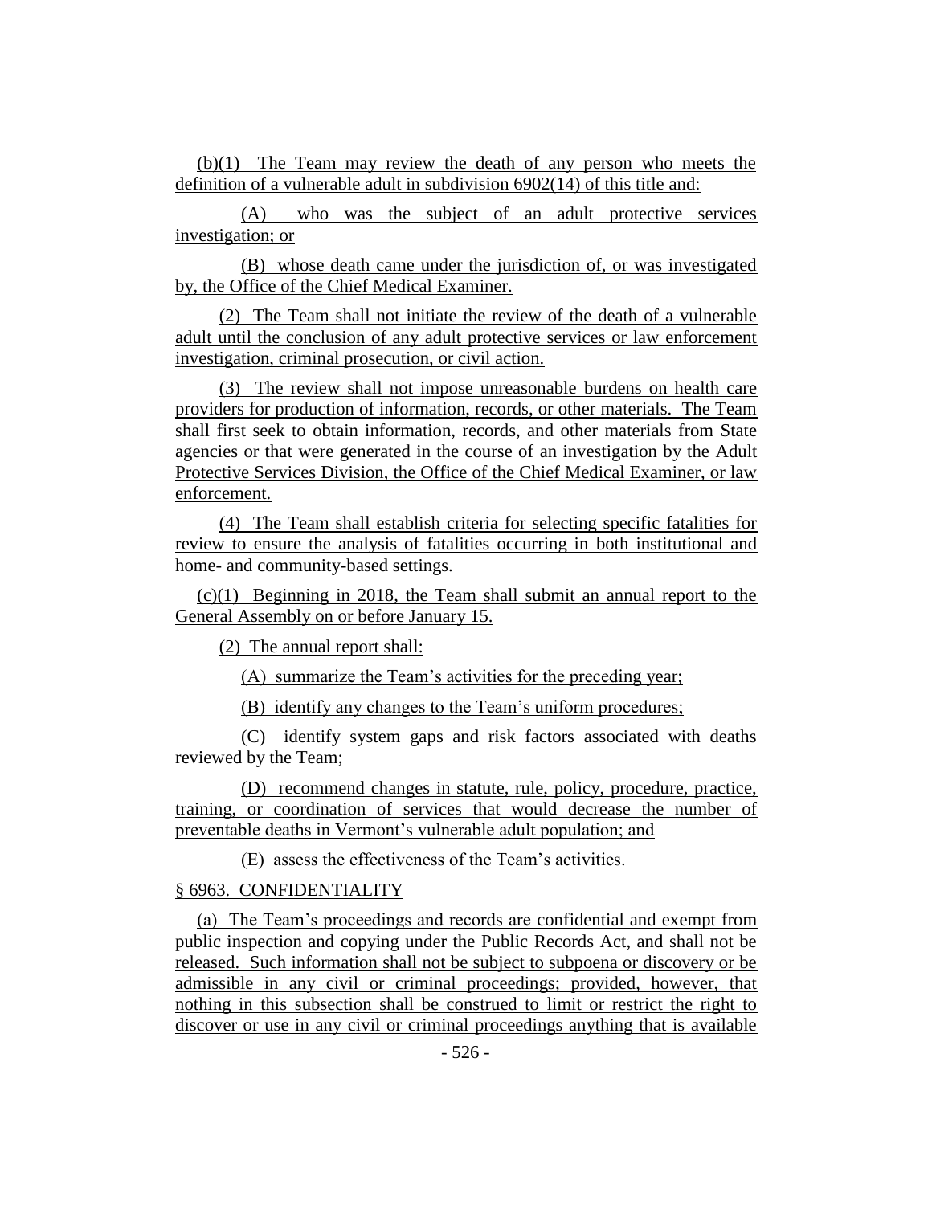(b)(1) The Team may review the death of any person who meets the definition of a vulnerable adult in subdivision 6902(14) of this title and:

(A) who was the subject of an adult protective services investigation; or

(B) whose death came under the jurisdiction of, or was investigated by, the Office of the Chief Medical Examiner.

(2) The Team shall not initiate the review of the death of a vulnerable adult until the conclusion of any adult protective services or law enforcement investigation, criminal prosecution, or civil action.

(3) The review shall not impose unreasonable burdens on health care providers for production of information, records, or other materials. The Team shall first seek to obtain information, records, and other materials from State agencies or that were generated in the course of an investigation by the Adult Protective Services Division, the Office of the Chief Medical Examiner, or law enforcement.

(4) The Team shall establish criteria for selecting specific fatalities for review to ensure the analysis of fatalities occurring in both institutional and home- and community-based settings.

(c)(1) Beginning in 2018, the Team shall submit an annual report to the General Assembly on or before January 15.

(2) The annual report shall:

(A) summarize the Team's activities for the preceding year;

(B) identify any changes to the Team's uniform procedures;

(C) identify system gaps and risk factors associated with deaths reviewed by the Team;

(D) recommend changes in statute, rule, policy, procedure, practice, training, or coordination of services that would decrease the number of preventable deaths in Vermont's vulnerable adult population; and

(E) assess the effectiveness of the Team's activities.

§ 6963. CONFIDENTIALITY

(a) The Team's proceedings and records are confidential and exempt from public inspection and copying under the Public Records Act, and shall not be released. Such information shall not be subject to subpoena or discovery or be admissible in any civil or criminal proceedings; provided, however, that nothing in this subsection shall be construed to limit or restrict the right to discover or use in any civil or criminal proceedings anything that is available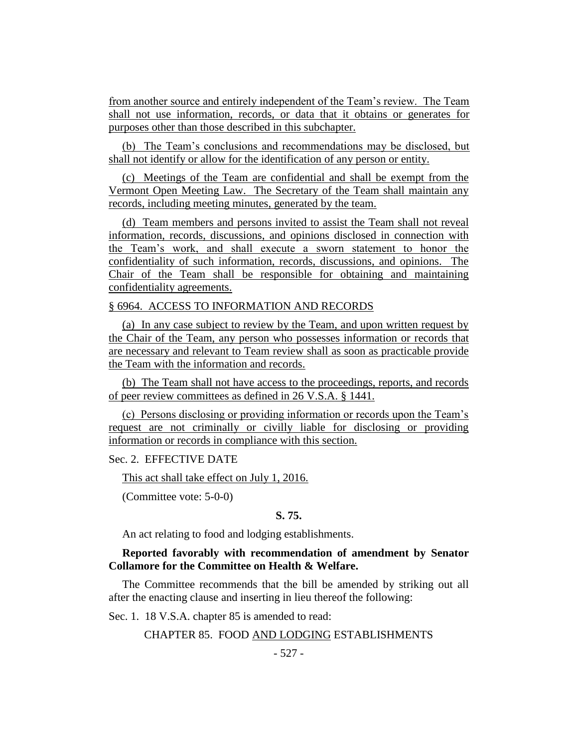from another source and entirely independent of the Team's review. The Team shall not use information, records, or data that it obtains or generates for purposes other than those described in this subchapter.

(b) The Team's conclusions and recommendations may be disclosed, but shall not identify or allow for the identification of any person or entity.

(c) Meetings of the Team are confidential and shall be exempt from the Vermont Open Meeting Law. The Secretary of the Team shall maintain any records, including meeting minutes, generated by the team.

(d) Team members and persons invited to assist the Team shall not reveal information, records, discussions, and opinions disclosed in connection with the Team's work, and shall execute a sworn statement to honor the confidentiality of such information, records, discussions, and opinions. The Chair of the Team shall be responsible for obtaining and maintaining confidentiality agreements.

§ 6964. ACCESS TO INFORMATION AND RECORDS

(a) In any case subject to review by the Team, and upon written request by the Chair of the Team, any person who possesses information or records that are necessary and relevant to Team review shall as soon as practicable provide the Team with the information and records.

(b) The Team shall not have access to the proceedings, reports, and records of peer review committees as defined in 26 V.S.A. § 1441.

(c) Persons disclosing or providing information or records upon the Team's request are not criminally or civilly liable for disclosing or providing information or records in compliance with this section.

Sec. 2. EFFECTIVE DATE

This act shall take effect on July 1, 2016.

(Committee vote: 5-0-0)

**S. 75.**

An act relating to food and lodging establishments.

**Reported favorably with recommendation of amendment by Senator Collamore for the Committee on Health & Welfare.**

The Committee recommends that the bill be amended by striking out all after the enacting clause and inserting in lieu thereof the following:

Sec. 1. 18 V.S.A. chapter 85 is amended to read:

CHAPTER 85. FOOD AND LODGING ESTABLISHMENTS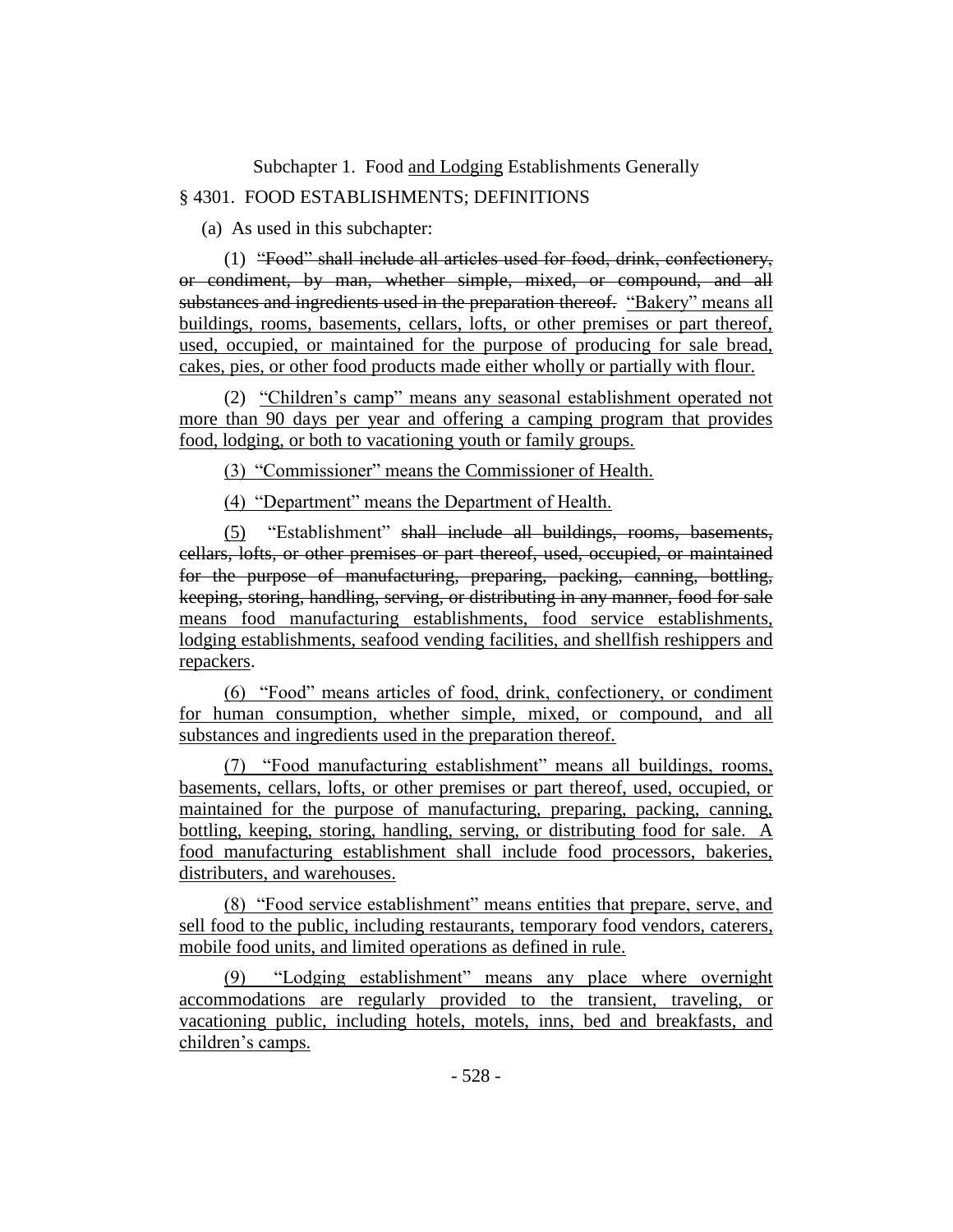Subchapter 1. Food <u>and Lodging</u> Establishments Generally

§ 4301. FOOD ESTABLISHMENTS; DEFINITIONS

(a) As used in this subchapter:

(1) ~~"Food" shall include all articles used for food, drink, confectionery, or condiment, by man, whether simple, mixed, or compound, and all substances and ingredients used in the preparation thereof.~~ <u>"Bakery" means all buildings, rooms, basements, cellars, lofts, or other premises or part thereof, used, occupied, or maintained for the purpose of producing for sale bread, cakes, pies, or other food products made either wholly or partially with flour.</u>

(2) <u>"Children's camp" means any seasonal establishment operated not more than 90 days per year and offering a camping program that provides food, lodging, or both to vacationing youth or family groups.</u>

<u>(3) "Commissioner" means the Commissioner of Health.</u>

<u>(4) "Department" means the Department of Health.</u>

<u>(5)</u> "Establishment" ~~shall include all buildings, rooms, basements, cellars, lofts, or other premises or part thereof, used, occupied, or maintained for the purpose of manufacturing, preparing, packing, canning, bottling, keeping, storing, handling, serving, or distributing in any manner, food for sale~~ <u>means food manufacturing establishments, food service establishments, lodging establishments, seafood vending facilities, and shellfish reshippers and repackers</u>.

<u>(6) "Food" means articles of food, drink, confectionery, or condiment for human consumption, whether simple, mixed, or compound, and all substances and ingredients used in the preparation thereof.</u>

<u>(7) "Food manufacturing establishment" means all buildings, rooms, basements, cellars, lofts, or other premises or part thereof, used, occupied, or maintained for the purpose of manufacturing, preparing, packing, canning, bottling, keeping, storing, handling, serving, or distributing food for sale. A food manufacturing establishment shall include food processors, bakeries, distributers, and warehouses.</u>

<u>(8) "Food service establishment" means entities that prepare, serve, and sell food to the public, including restaurants, temporary food vendors, caterers, mobile food units, and limited operations as defined in rule.</u>

<u>(9) "Lodging establishment" means any place where overnight accommodations are regularly provided to the transient, traveling, or vacationing public, including hotels, motels, inns, bed and breakfasts, and children's camps.</u>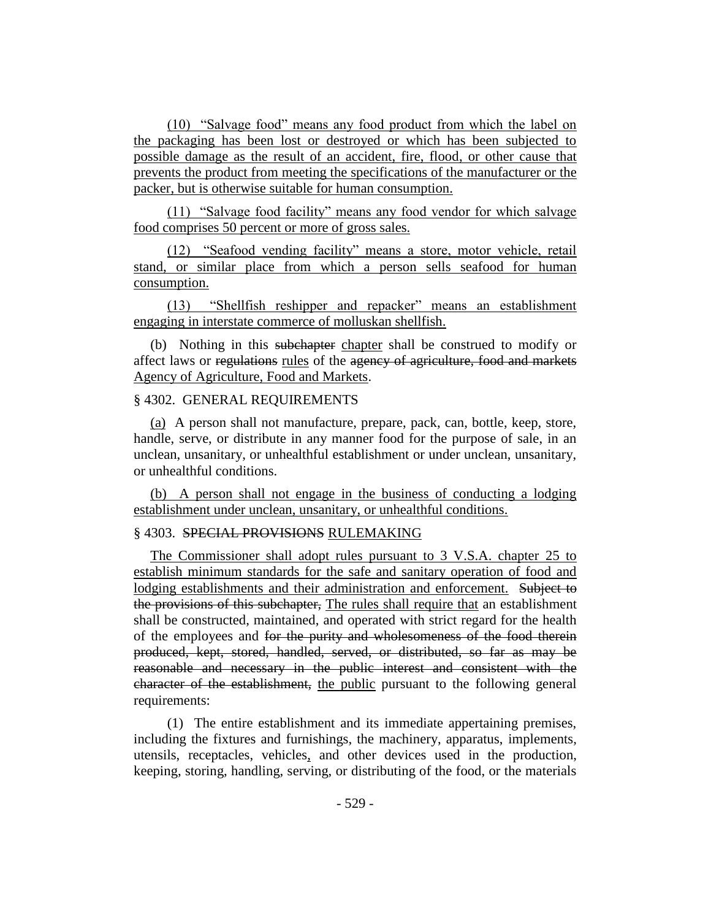(10) "Salvage food" means any food product from which the label on the packaging has been lost or destroyed or which has been subjected to possible damage as the result of an accident, fire, flood, or other cause that prevents the product from meeting the specifications of the manufacturer or the packer, but is otherwise suitable for human consumption.

(11) "Salvage food facility" means any food vendor for which salvage food comprises 50 percent or more of gross sales.

(12) "Seafood vending facility" means a store, motor vehicle, retail stand, or similar place from which a person sells seafood for human consumption.

(13) "Shellfish reshipper and repacker" means an establishment engaging in interstate commerce of molluskan shellfish.

(b) Nothing in this ~~subchapter~~ chapter shall be construed to modify or affect laws or ~~regulations~~ rules of the ~~agency of agriculture, food and markets~~ Agency of Agriculture, Food and Markets.

§ 4302. GENERAL REQUIREMENTS

(a) A person shall not manufacture, prepare, pack, can, bottle, keep, store, handle, serve, or distribute in any manner food for the purpose of sale, in an unclean, unsanitary, or unhealthful establishment or under unclean, unsanitary, or unhealthful conditions.

(b) A person shall not engage in the business of conducting a lodging establishment under unclean, unsanitary, or unhealthful conditions.

§ 4303. ~~SPECIAL PROVISIONS~~ RULEMAKING

The Commissioner shall adopt rules pursuant to 3 V.S.A. chapter 25 to establish minimum standards for the safe and sanitary operation of food and lodging establishments and their administration and enforcement. ~~Subject to the provisions of this subchapter,~~ The rules shall require that an establishment shall be constructed, maintained, and operated with strict regard for the health of the employees and ~~for the purity and wholesomeness of the food therein produced, kept, stored, handled, served, or distributed, so far as may be reasonable and necessary in the public interest and consistent with the character of the establishment,~~ the public pursuant to the following general requirements:

(1) The entire establishment and its immediate appertaining premises, including the fixtures and furnishings, the machinery, apparatus, implements, utensils, receptacles, vehicles, and other devices used in the production, keeping, storing, handling, serving, or distributing of the food, or the materials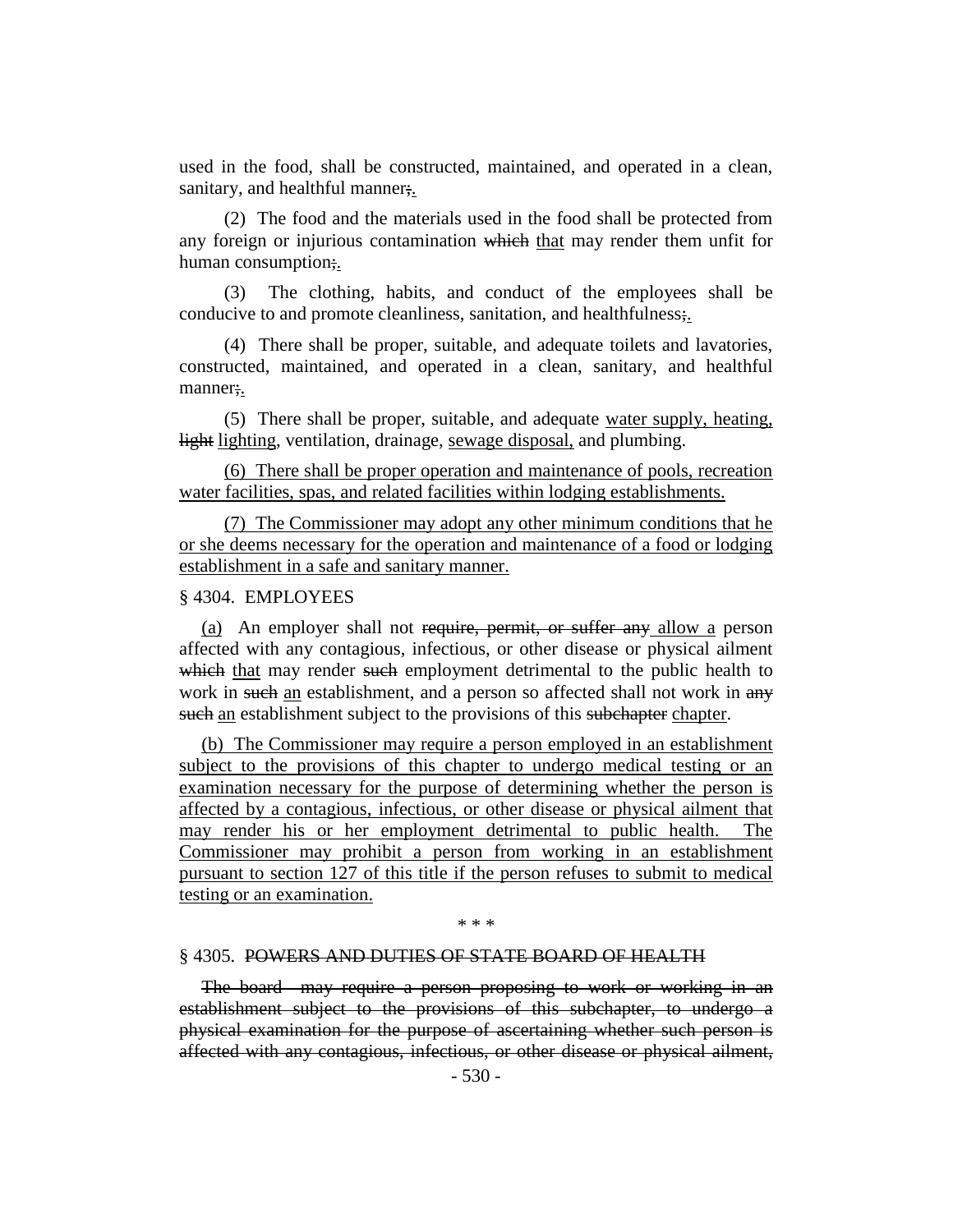used in the food, shall be constructed, maintained, and operated in a clean, sanitary, and healthful manner~~;~~.

(2) The food and the materials used in the food shall be protected from any foreign or injurious contamination ~~which~~ that may render them unfit for human consumption~~;~~.

(3) The clothing, habits, and conduct of the employees shall be conducive to and promote cleanliness, sanitation, and healthfulness~~;~~.

(4) There shall be proper, suitable, and adequate toilets and lavatories, constructed, maintained, and operated in a clean, sanitary, and healthful manner~~;~~.

(5) There shall be proper, suitable, and adequate water supply, heating, ~~light~~ lighting, ventilation, drainage, sewage disposal, and plumbing.

(6) There shall be proper operation and maintenance of pools, recreation water facilities, spas, and related facilities within lodging establishments.

(7) The Commissioner may adopt any other minimum conditions that he or she deems necessary for the operation and maintenance of a food or lodging establishment in a safe and sanitary manner.

§ 4304. EMPLOYEES

(a) An employer shall not ~~require, permit, or suffer any~~ allow a person affected with any contagious, infectious, or other disease or physical ailment ~~which~~ that may render ~~such~~ employment detrimental to the public health to work in ~~such~~ an establishment, and a person so affected shall not work in ~~any such~~ an establishment subject to the provisions of this ~~subchapter~~ chapter.

(b) The Commissioner may require a person employed in an establishment subject to the provisions of this chapter to undergo medical testing or an examination necessary for the purpose of determining whether the person is affected by a contagious, infectious, or other disease or physical ailment that may render his or her employment detrimental to public health. The Commissioner may prohibit a person from working in an establishment pursuant to section 127 of this title if the person refuses to submit to medical testing or an examination.

\* \* \*

§ 4305. ~~POWERS AND DUTIES OF STATE BOARD OF HEALTH~~

~~The board may require a person proposing to work or working in an establishment subject to the provisions of this subchapter, to undergo a physical examination for the purpose of ascertaining whether such person is affected with any contagious, infectious, or other disease or physical ailment,~~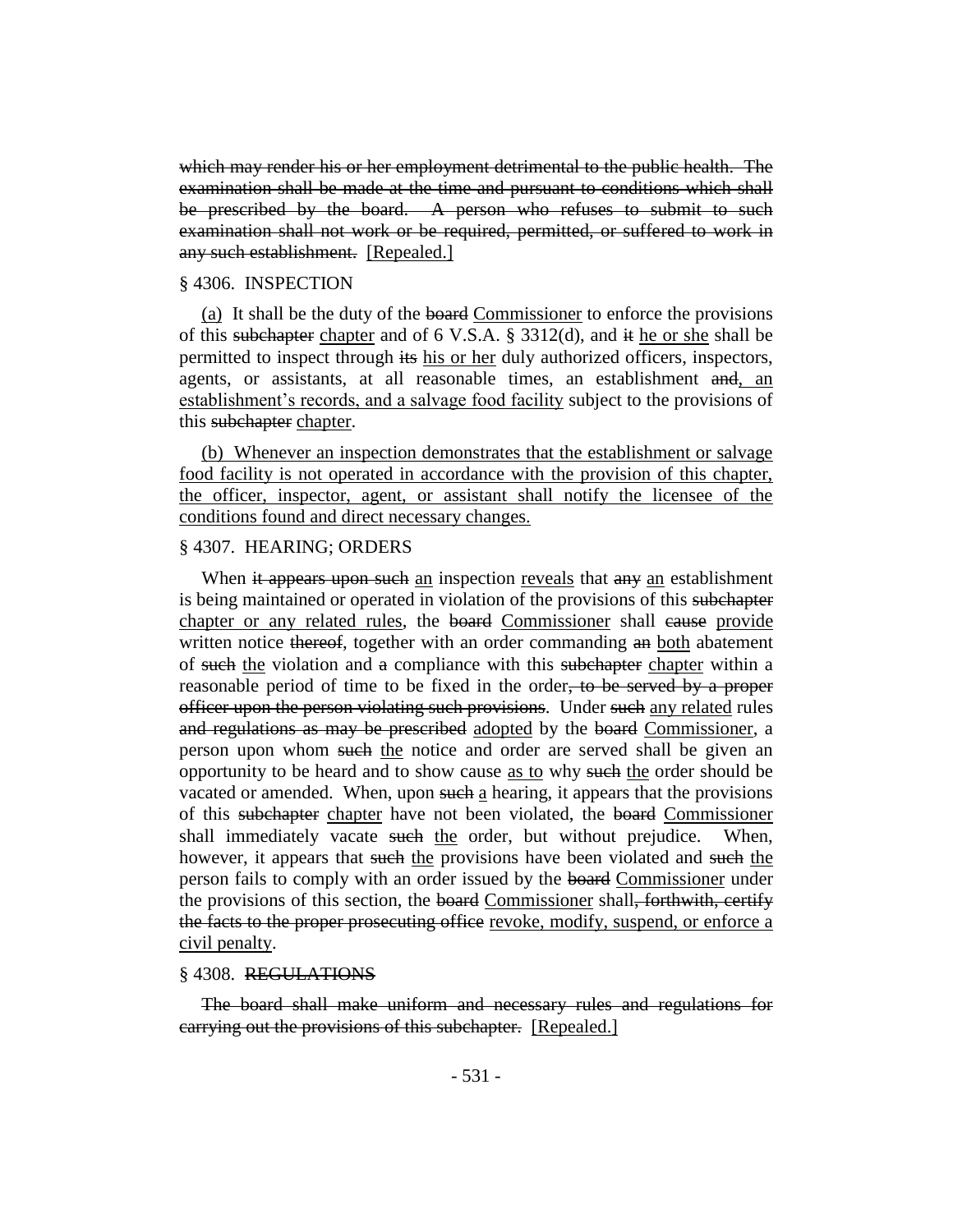~~which may render his or her employment detrimental to the public health. The examination shall be made at the time and pursuant to conditions which shall be prescribed by the board. A person who refuses to submit to such examination shall not work or be required, permitted, or suffered to work in any such establishment.~~ <u>[Repealed.]</u>

§ 4306. INSPECTION

<u>(a)</u> It shall be the duty of the ~~board~~ <u>Commissioner</u> to enforce the provisions of this ~~subchapter~~ <u>chapter</u> and of 6 V.S.A. § 3312(d), and ~~it~~ <u>he or she</u> shall be permitted to inspect through ~~its~~ <u>his or her</u> duly authorized officers, inspectors, agents, or assistants, at all reasonable times, an establishment ~~and~~<u>, an establishment's records, and a salvage food facility</u> subject to the provisions of this ~~subchapter~~ <u>chapter</u>.

<u>(b) Whenever an inspection demonstrates that the establishment or salvage food facility is not operated in accordance with the provision of this chapter, the officer, inspector, agent, or assistant shall notify the licensee of the conditions found and direct necessary changes.</u>

§ 4307. HEARING; ORDERS

When ~~it appears upon such~~ <u>an</u> inspection <u>reveals</u> that ~~any~~ <u>an</u> establishment is being maintained or operated in violation of the provisions of this ~~subchapter~~ <u>chapter or any related rules</u>, the ~~board~~ <u>Commissioner</u> shall ~~cause~~ <u>provide</u> written notice ~~thereof~~, together with an order commanding ~~an~~ <u>both</u> abatement of ~~such~~ <u>the</u> violation and ~~a~~ compliance with this ~~subchapter~~ <u>chapter</u> within a reasonable period of time to be fixed in the order~~, to be served by a proper officer upon the person violating such provisions~~. Under ~~such~~ <u>any related</u> rules ~~and regulations as may be prescribed~~ <u>adopted</u> by the ~~board~~ <u>Commissioner</u>, a person upon whom ~~such~~ <u>the</u> notice and order are served shall be given an opportunity to be heard and to show cause <u>as to</u> why ~~such~~ <u>the</u> order should be vacated or amended. When, upon ~~such~~ <u>a</u> hearing, it appears that the provisions of this ~~subchapter~~ <u>chapter</u> have not been violated, the ~~board~~ <u>Commissioner</u> shall immediately vacate ~~such~~ <u>the</u> order, but without prejudice. When, however, it appears that ~~such~~ <u>the</u> provisions have been violated and ~~such~~ <u>the</u> person fails to comply with an order issued by the ~~board~~ <u>Commissioner</u> under the provisions of this section, the ~~board~~ <u>Commissioner</u> shall~~, forthwith, certify the facts to the proper prosecuting office~~ <u>revoke, modify, suspend, or enforce a civil penalty</u>.

§ 4308. ~~REGULATIONS~~

~~The board shall make uniform and necessary rules and regulations for carrying out the provisions of this subchapter.~~ <u>[Repealed.]</u>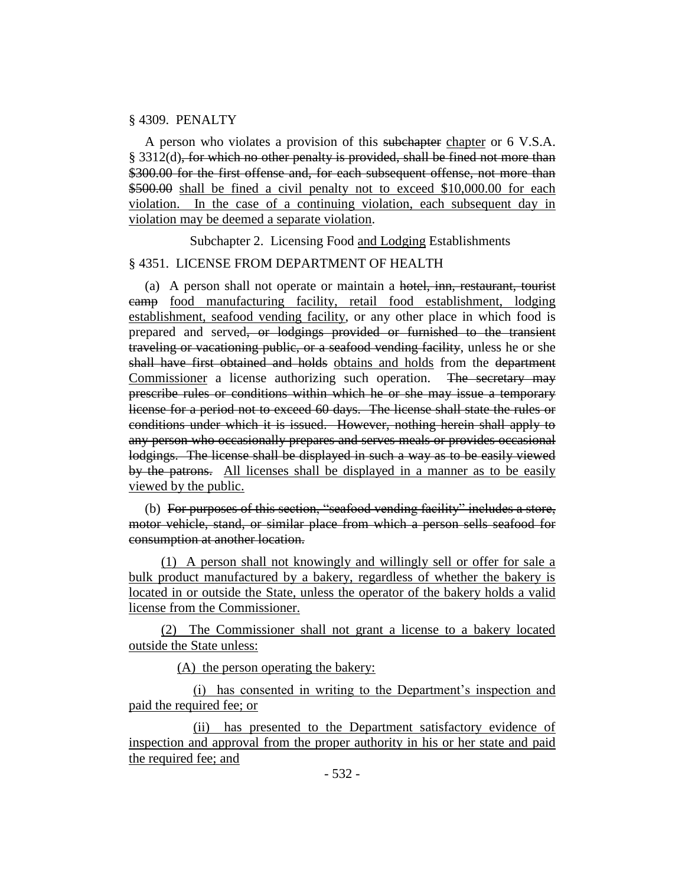§ 4309. PENALTY

A person who violates a provision of this ~~subchapter~~ chapter or 6 V.S.A. § 3312(d)~~, for which no other penalty is provided, shall be fined not more than \$300.00 for the first offense and, for each subsequent offense, not more than \$500.00~~ shall be fined a civil penalty not to exceed \$10,000.00 for each violation. In the case of a continuing violation, each subsequent day in violation may be deemed a separate violation.

Subchapter 2. Licensing Food and Lodging Establishments

§ 4351. LICENSE FROM DEPARTMENT OF HEALTH

(a) A person shall not operate or maintain a ~~hotel, inn, restaurant, tourist camp~~ food manufacturing facility, retail food establishment, lodging establishment, seafood vending facility, or any other place in which food is prepared and served~~, or lodgings provided or furnished to the transient traveling or vacationing public, or a seafood vending facility~~, unless he or she ~~shall have first obtained and holds~~ obtains and holds from the ~~department~~ Commissioner a license authorizing such operation. ~~The secretary may prescribe rules or conditions within which he or she may issue a temporary license for a period not to exceed 60 days. The license shall state the rules or conditions under which it is issued. However, nothing herein shall apply to any person who occasionally prepares and serves meals or provides occasional lodgings. The license shall be displayed in such a way as to be easily viewed by the patrons.~~ All licenses shall be displayed in a manner as to be easily viewed by the public.

(b) ~~For purposes of this section, "seafood vending facility" includes a store, motor vehicle, stand, or similar place from which a person sells seafood for consumption at another location.~~

(1) A person shall not knowingly and willingly sell or offer for sale a bulk product manufactured by a bakery, regardless of whether the bakery is located in or outside the State, unless the operator of the bakery holds a valid license from the Commissioner.

(2) The Commissioner shall not grant a license to a bakery located outside the State unless:

(A) the person operating the bakery:

(i) has consented in writing to the Department's inspection and paid the required fee; or

(ii) has presented to the Department satisfactory evidence of inspection and approval from the proper authority in his or her state and paid the required fee; and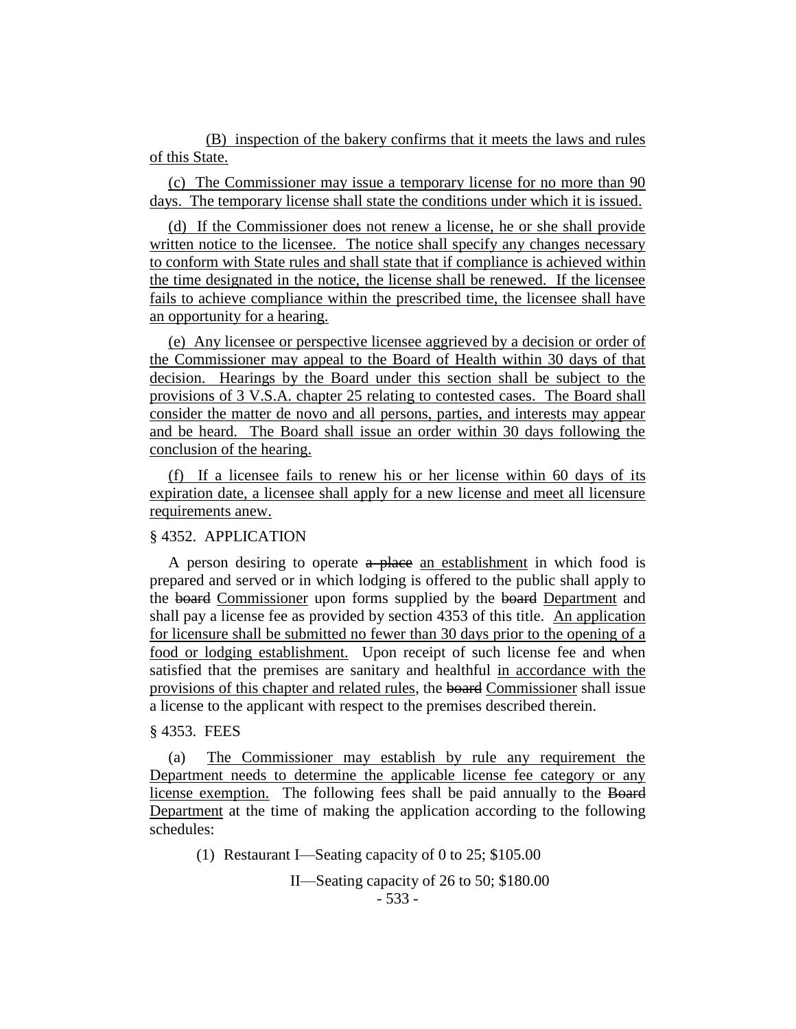(B) inspection of the bakery confirms that it meets the laws and rules of this State.

(c) The Commissioner may issue a temporary license for no more than 90 days. The temporary license shall state the conditions under which it is issued.

(d) If the Commissioner does not renew a license, he or she shall provide written notice to the licensee. The notice shall specify any changes necessary to conform with State rules and shall state that if compliance is achieved within the time designated in the notice, the license shall be renewed. If the licensee fails to achieve compliance within the prescribed time, the licensee shall have an opportunity for a hearing.

(e) Any licensee or perspective licensee aggrieved by a decision or order of the Commissioner may appeal to the Board of Health within 30 days of that decision. Hearings by the Board under this section shall be subject to the provisions of 3 V.S.A. chapter 25 relating to contested cases. The Board shall consider the matter de novo and all persons, parties, and interests may appear and be heard. The Board shall issue an order within 30 days following the conclusion of the hearing.

(f) If a licensee fails to renew his or her license within 60 days of its expiration date, a licensee shall apply for a new license and meet all licensure requirements anew.

§ 4352. APPLICATION

A person desiring to operate ~~a place~~ an establishment in which food is prepared and served or in which lodging is offered to the public shall apply to the ~~board~~ Commissioner upon forms supplied by the ~~board~~ Department and shall pay a license fee as provided by section 4353 of this title. An application for licensure shall be submitted no fewer than 30 days prior to the opening of a food or lodging establishment. Upon receipt of such license fee and when satisfied that the premises are sanitary and healthful in accordance with the provisions of this chapter and related rules, the ~~board~~ Commissioner shall issue a license to the applicant with respect to the premises described therein.

§ 4353. FEES

(a) The Commissioner may establish by rule any requirement the Department needs to determine the applicable license fee category or any license exemption. The following fees shall be paid annually to the ~~Board~~ Department at the time of making the application according to the following schedules:

(1) Restaurant I—Seating capacity of 0 to 25; $105.00

II—Seating capacity of 26 to 50; $180.00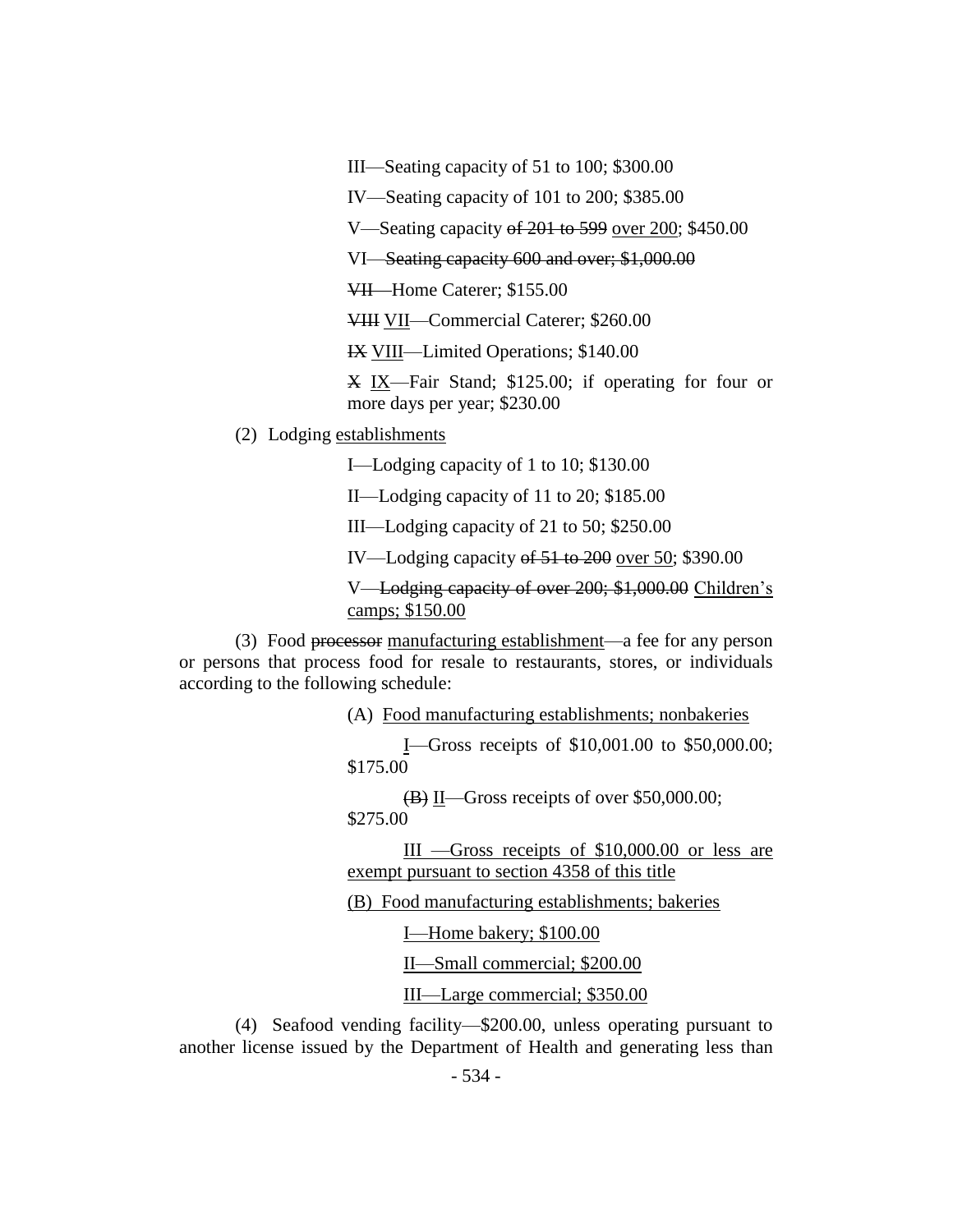III—Seating capacity of 51 to 100; $300.00

IV—Seating capacity of 101 to 200; $385.00

V—Seating capacity ~~of 201 to 599~~ <u>over 200</u>; $450.00

VI—~~Seating capacity 600 and over; $1,000.00~~

~~VII~~—Home Caterer; $155.00

~~VIII~~ <u>VII</u>—Commercial Caterer; $260.00

~~IX~~ <u>VIII</u>—Limited Operations; $140.00

~~X~~ <u>IX</u>—Fair Stand; $125.00; if operating for four or more days per year; $230.00

(2) Lodging <u>establishments</u>

I—Lodging capacity of 1 to 10; $130.00

II—Lodging capacity of 11 to 20; $185.00

III—Lodging capacity of 21 to 50; $250.00

IV—Lodging capacity ~~of 51 to 200~~ <u>over 50</u>; $390.00

V—~~Lodging capacity of over 200; $1,000.00~~ <u>Children's camps; $150.00</u>

(3) Food ~~processor~~ <u>manufacturing establishment</u>—a fee for any person or persons that process food for resale to restaurants, stores, or individuals according to the following schedule:

(A) <u>Food manufacturing establishments; nonbakeries</u>

<u>I</u>—Gross receipts of $10,001.00 to $50,000.00; $175.00

~~(B)~~ <u>II</u>—Gross receipts of over $50,000.00; $275.00

<u>III —Gross receipts of $10,000.00 or less are exempt pursuant to section 4358 of this title</u>

<u>(B) Food manufacturing establishments; bakeries</u>

<u>I—Home bakery; $100.00</u>

<u>II—Small commercial; $200.00</u>

<u>III—Large commercial; $350.00</u>

(4) Seafood vending facility—$200.00, unless operating pursuant to another license issued by the Department of Health and generating less than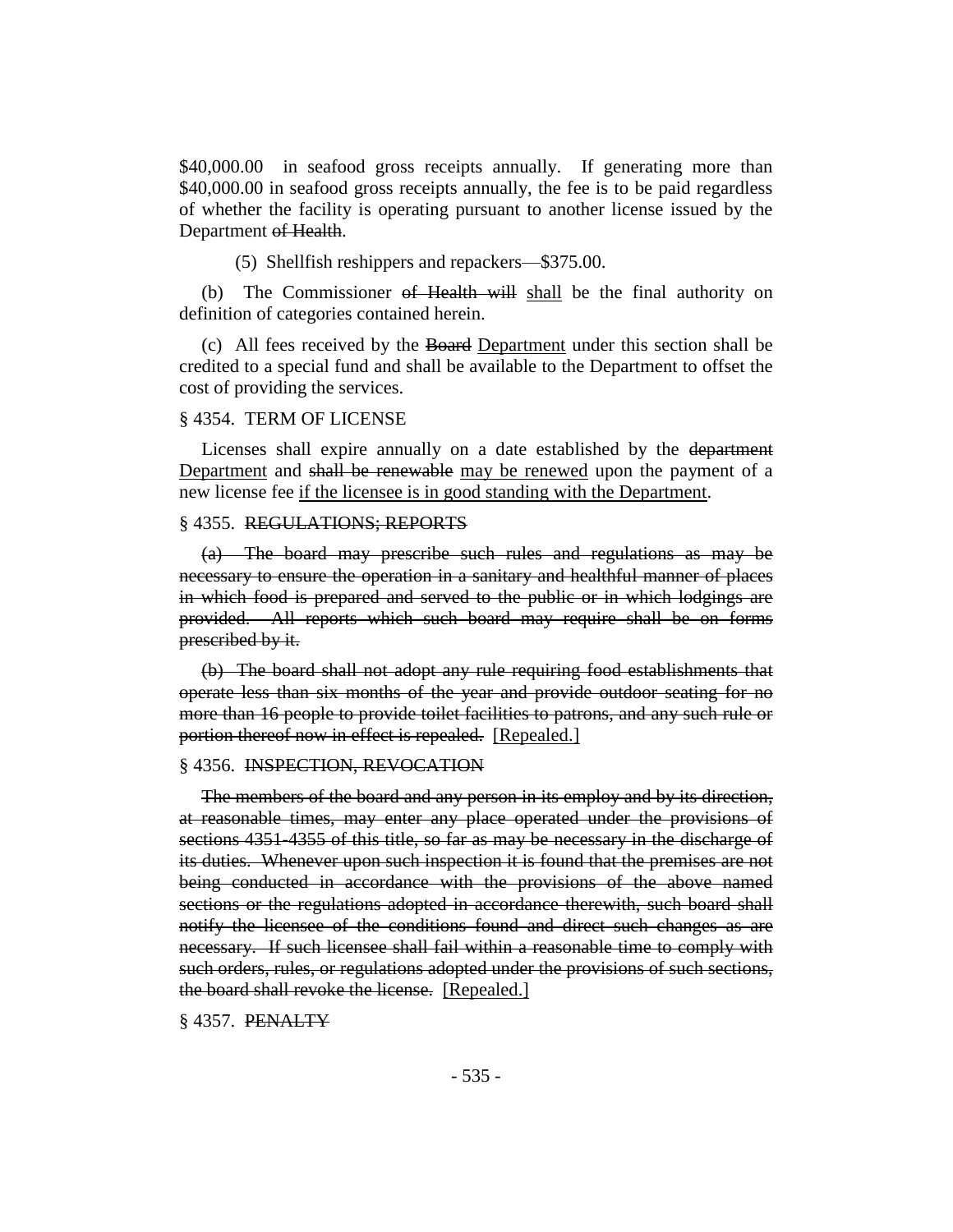$40,000.00 in seafood gross receipts annually. If generating more than $40,000.00 in seafood gross receipts annually, the fee is to be paid regardless of whether the facility is operating pursuant to another license issued by the Department ~~of Health~~.

(5) Shellfish reshippers and repackers—$375.00.

(b) The Commissioner ~~of Health will~~ <u>shall</u> be the final authority on definition of categories contained herein.

(c) All fees received by the ~~Board~~ <u>Department</u> under this section shall be credited to a special fund and shall be available to the Department to offset the cost of providing the services.

§ 4354. TERM OF LICENSE

Licenses shall expire annually on a date established by the ~~department~~ <u>Department</u> and ~~shall be renewable~~ <u>may be renewed</u> upon the payment of a new license fee <u>if the licensee is in good standing with the Department</u>.

§ 4355. ~~REGULATIONS; REPORTS~~

~~(a) The board may prescribe such rules and regulations as may be necessary to ensure the operation in a sanitary and healthful manner of places in which food is prepared and served to the public or in which lodgings are provided. All reports which such board may require shall be on forms prescribed by it.~~

~~(b) The board shall not adopt any rule requiring food establishments that operate less than six months of the year and provide outdoor seating for no more than 16 people to provide toilet facilities to patrons, and any such rule or portion thereof now in effect is repealed.~~ <u>[Repealed.]</u>

§ 4356. ~~INSPECTION, REVOCATION~~

~~The members of the board and any person in its employ and by its direction, at reasonable times, may enter any place operated under the provisions of sections 4351-4355 of this title, so far as may be necessary in the discharge of its duties. Whenever upon such inspection it is found that the premises are not being conducted in accordance with the provisions of the above named sections or the regulations adopted in accordance therewith, such board shall notify the licensee of the conditions found and direct such changes as are necessary. If such licensee shall fail within a reasonable time to comply with such orders, rules, or regulations adopted under the provisions of such sections, the board shall revoke the license.~~ <u>[Repealed.]</u>

§ 4357. ~~PENALTY~~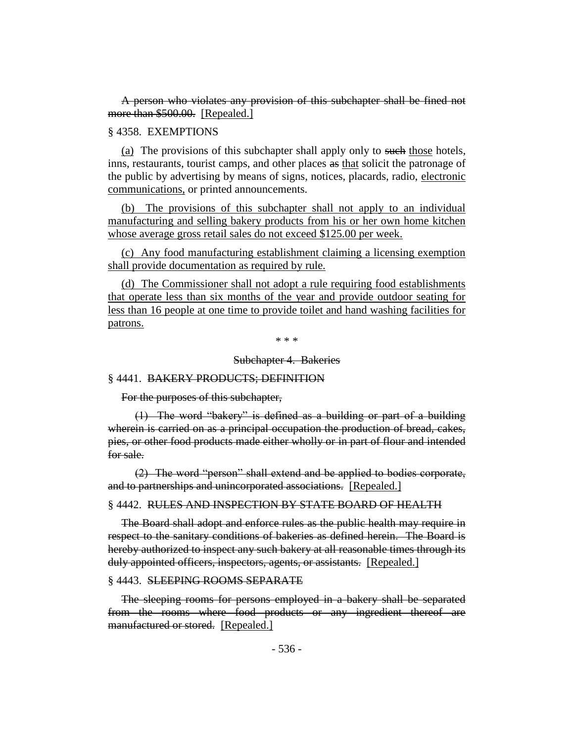~~A person who violates any provision of this subchapter shall be fined not more than $500.00.~~ [Repealed.]

§ 4358. EXEMPTIONS

(a) The provisions of this subchapter shall apply only to ~~such~~ those hotels, inns, restaurants, tourist camps, and other places ~~as~~ that solicit the patronage of the public by advertising by means of signs, notices, placards, radio, electronic communications, or printed announcements.

(b) The provisions of this subchapter shall not apply to an individual manufacturing and selling bakery products from his or her own home kitchen whose average gross retail sales do not exceed $125.00 per week.

(c) Any food manufacturing establishment claiming a licensing exemption shall provide documentation as required by rule.

(d) The Commissioner shall not adopt a rule requiring food establishments that operate less than six months of the year and provide outdoor seating for less than 16 people at one time to provide toilet and hand washing facilities for patrons.

\* \* \*

~~Subchapter 4. Bakeries~~

§ 4441. ~~BAKERY PRODUCTS; DEFINITION~~

~~For the purposes of this subchapter,~~

~~(1) The word "bakery" is defined as a building or part of a building wherein is carried on as a principal occupation the production of bread, cakes, pies, or other food products made either wholly or in part of flour and intended for sale.~~

~~(2) The word "person" shall extend and be applied to bodies corporate, and to partnerships and unincorporated associations.~~ [Repealed.]

§ 4442. ~~RULES AND INSPECTION BY STATE BOARD OF HEALTH~~

~~The Board shall adopt and enforce rules as the public health may require in respect to the sanitary conditions of bakeries as defined herein. The Board is hereby authorized to inspect any such bakery at all reasonable times through its duly appointed officers, inspectors, agents, or assistants.~~ [Repealed.]

§ 4443. ~~SLEEPING ROOMS SEPARATE~~

~~The sleeping rooms for persons employed in a bakery shall be separated from the rooms where food products or any ingredient thereof are manufactured or stored.~~ [Repealed.]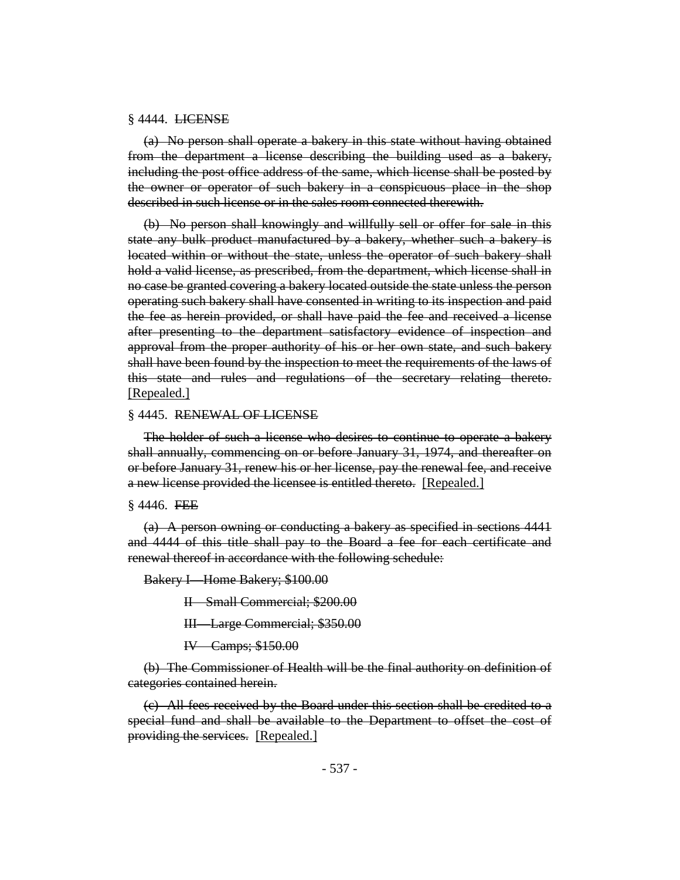§ 4444. ~~LICENSE~~

~~(a) No person shall operate a bakery in this state without having obtained from the department a license describing the building used as a bakery, including the post office address of the same, which license shall be posted by the owner or operator of such bakery in a conspicuous place in the shop described in such license or in the sales room connected therewith.~~

~~(b) No person shall knowingly and willfully sell or offer for sale in this state any bulk product manufactured by a bakery, whether such a bakery is located within or without the state, unless the operator of such bakery shall hold a valid license, as prescribed, from the department, which license shall in no case be granted covering a bakery located outside the state unless the person operating such bakery shall have consented in writing to its inspection and paid the fee as herein provided, or shall have paid the fee and received a license after presenting to the department satisfactory evidence of inspection and approval from the proper authority of his or her own state, and such bakery shall have been found by the inspection to meet the requirements of the laws of this state and rules and regulations of the secretary relating thereto.~~ [Repealed.]

§ 4445. ~~RENEWAL OF LICENSE~~

~~The holder of such a license who desires to continue to operate a bakery shall annually, commencing on or before January 31, 1974, and thereafter on or before January 31, renew his or her license, pay the renewal fee, and receive a new license provided the licensee is entitled thereto.~~ [Repealed.]

§ 4446. ~~FEE~~

~~(a) A person owning or conducting a bakery as specified in sections 4441 and 4444 of this title shall pay to the Board a fee for each certificate and renewal thereof in accordance with the following schedule:~~

~~Bakery I—Home Bakery; $100.00~~

~~II—Small Commercial; $200.00~~

~~III—Large Commercial; $350.00~~

~~IV—Camps; $150.00~~

~~(b) The Commissioner of Health will be the final authority on definition of categories contained herein.~~

~~(c) All fees received by the Board under this section shall be credited to a special fund and shall be available to the Department to offset the cost of providing the services.~~ [Repealed.]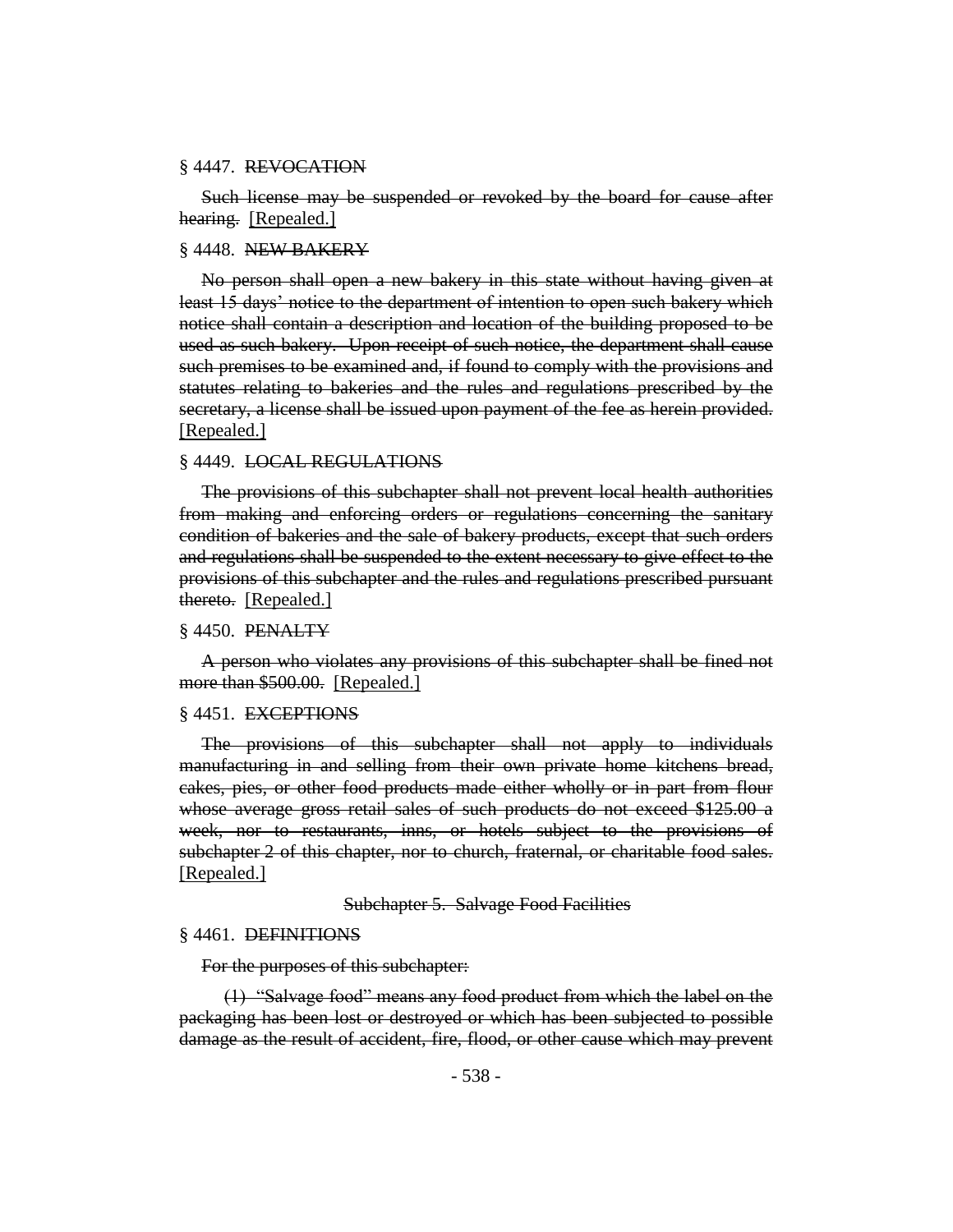§ 4447. ~~REVOCATION~~

~~Such license may be suspended or revoked by the board for cause after hearing.~~ [Repealed.]

§ 4448. ~~NEW BAKERY~~

~~No person shall open a new bakery in this state without having given at least 15 days' notice to the department of intention to open such bakery which notice shall contain a description and location of the building proposed to be used as such bakery. Upon receipt of such notice, the department shall cause such premises to be examined and, if found to comply with the provisions and statutes relating to bakeries and the rules and regulations prescribed by the secretary, a license shall be issued upon payment of the fee as herein provided.~~ [Repealed.]

§ 4449. ~~LOCAL REGULATIONS~~

~~The provisions of this subchapter shall not prevent local health authorities from making and enforcing orders or regulations concerning the sanitary condition of bakeries and the sale of bakery products, except that such orders and regulations shall be suspended to the extent necessary to give effect to the provisions of this subchapter and the rules and regulations prescribed pursuant thereto.~~ [Repealed.]

§ 4450. ~~PENALTY~~

~~A person who violates any provisions of this subchapter shall be fined not more than $500.00.~~ [Repealed.]

§ 4451. ~~EXCEPTIONS~~

~~The provisions of this subchapter shall not apply to individuals manufacturing in and selling from their own private home kitchens bread, cakes, pies, or other food products made either wholly or in part from flour whose average gross retail sales of such products do not exceed $125.00 a week, nor to restaurants, inns, or hotels subject to the provisions of subchapter 2 of this chapter, nor to church, fraternal, or charitable food sales.~~ [Repealed.]

~~Subchapter 5. Salvage Food Facilities~~

§ 4461. ~~DEFINITIONS~~

~~For the purposes of this subchapter:~~

~~(1) "Salvage food" means any food product from which the label on the packaging has been lost or destroyed or which has been subjected to possible damage as the result of accident, fire, flood, or other cause which may prevent~~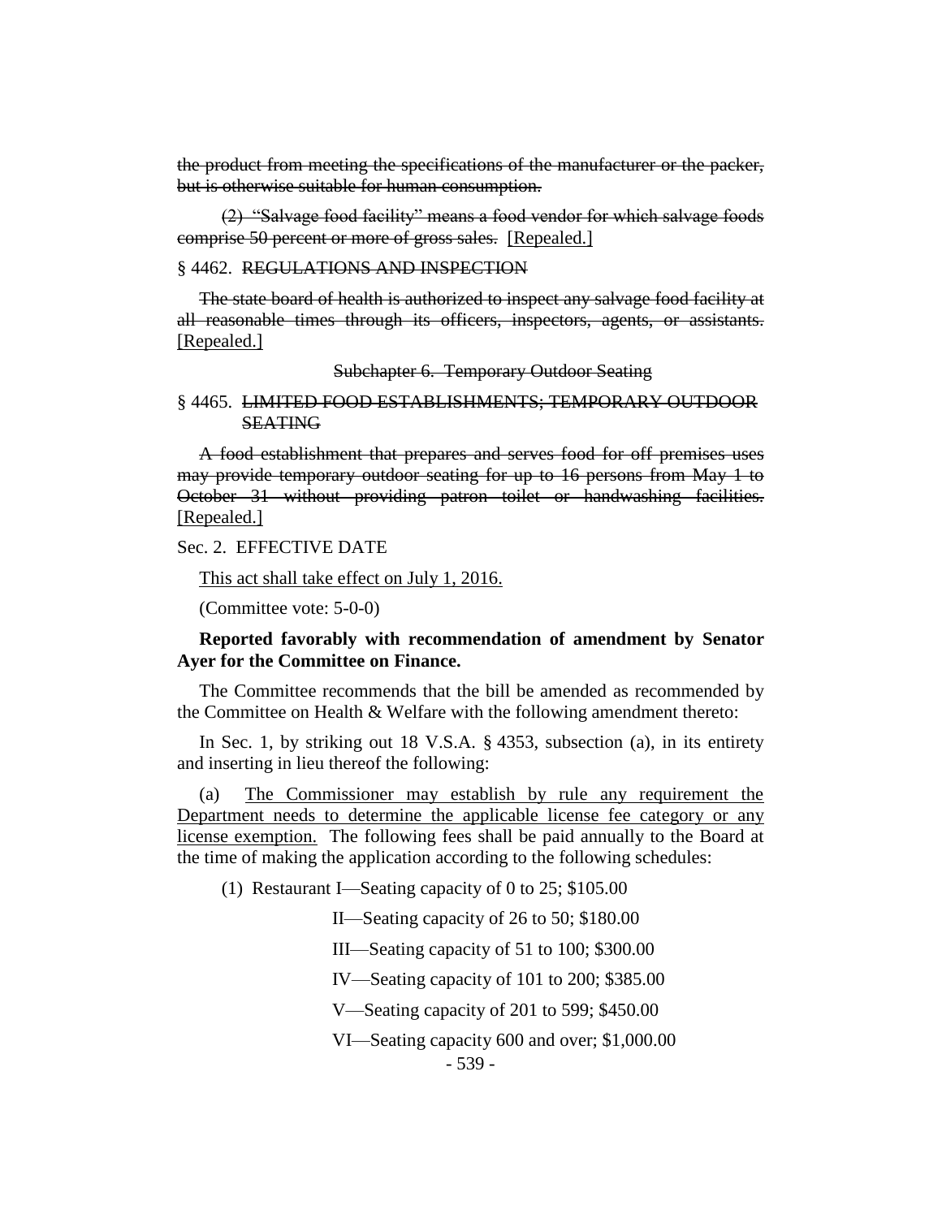~~the product from meeting the specifications of the manufacturer or the packer, but is otherwise suitable for human consumption.~~

~~(2) "Salvage food facility" means a food vendor for which salvage foods comprise 50 percent or more of gross sales.~~ [Repealed.]

§ 4462. ~~REGULATIONS AND INSPECTION~~

~~The state board of health is authorized to inspect any salvage food facility at all reasonable times through its officers, inspectors, agents, or assistants.~~ [Repealed.]

~~Subchapter 6. Temporary Outdoor Seating~~

§ 4465. ~~LIMITED FOOD ESTABLISHMENTS; TEMPORARY OUTDOOR SEATING~~

~~A food establishment that prepares and serves food for off premises uses may provide temporary outdoor seating for up to 16 persons from May 1 to October 31 without providing patron toilet or handwashing facilities.~~ [Repealed.]

Sec. 2. EFFECTIVE DATE

<u>This act shall take effect on July 1, 2016.</u>

(Committee vote: 5-0-0)

**Reported favorably with recommendation of amendment by Senator Ayer for the Committee on Finance.**

The Committee recommends that the bill be amended as recommended by the Committee on Health & Welfare with the following amendment thereto:

In Sec. 1, by striking out 18 V.S.A. § 4353, subsection (a), in its entirety and inserting in lieu thereof the following:

(a) <u>The Commissioner may establish by rule any requirement the Department needs to determine the applicable license fee category or any license exemption.</u> The following fees shall be paid annually to the Board at the time of making the application according to the following schedules:

(1) Restaurant I—Seating capacity of 0 to 25; $105.00

II—Seating capacity of 26 to 50; $180.00

III—Seating capacity of 51 to 100; $300.00

IV—Seating capacity of 101 to 200; $385.00

V—Seating capacity of 201 to 599; $450.00

VI—Seating capacity 600 and over; $1,000.00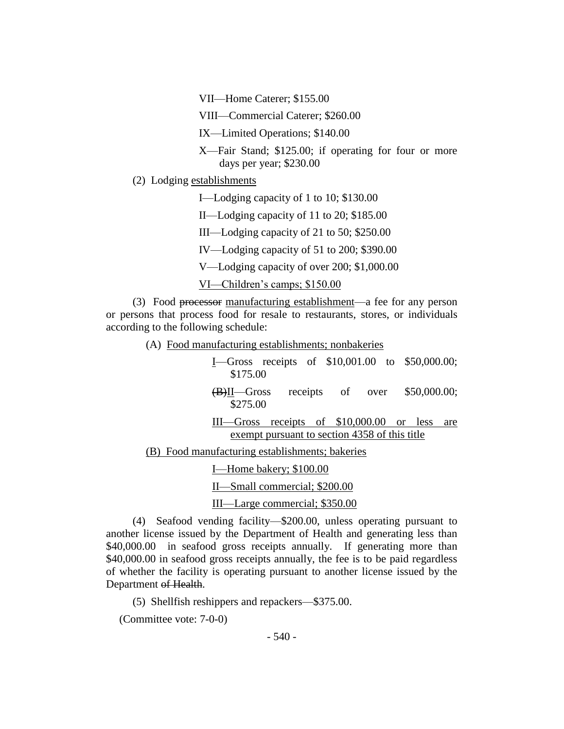VII—Home Caterer; $155.00

VIII—Commercial Caterer; $260.00

IX—Limited Operations; $140.00

X—Fair Stand; $125.00; if operating for four or more days per year; $230.00

(2) Lodging establishments

I—Lodging capacity of 1 to 10; $130.00

II—Lodging capacity of 11 to 20; $185.00

III—Lodging capacity of 21 to 50; $250.00

IV—Lodging capacity of 51 to 200; $390.00

V—Lodging capacity of over 200; $1,000.00

VI—Children's camps; $150.00

(3) Food ~~processor~~ manufacturing establishment—a fee for any person or persons that process food for resale to restaurants, stores, or individuals according to the following schedule:

(A) Food manufacturing establishments; nonbakeries

I—Gross receipts of $10,001.00 to $50,000.00; $175.00

~~(B)~~II—Gross receipts of over $50,000.00; $275.00

III—Gross receipts of $10,000.00 or less are exempt pursuant to section 4358 of this title

(B) Food manufacturing establishments; bakeries

I—Home bakery; $100.00

II—Small commercial; $200.00

III—Large commercial; $350.00

(4) Seafood vending facility—$200.00, unless operating pursuant to another license issued by the Department of Health and generating less than $40,000.00 in seafood gross receipts annually. If generating more than $40,000.00 in seafood gross receipts annually, the fee is to be paid regardless of whether the facility is operating pursuant to another license issued by the Department ~~of Health~~.

(5) Shellfish reshippers and repackers—$375.00.

(Committee vote: 7-0-0)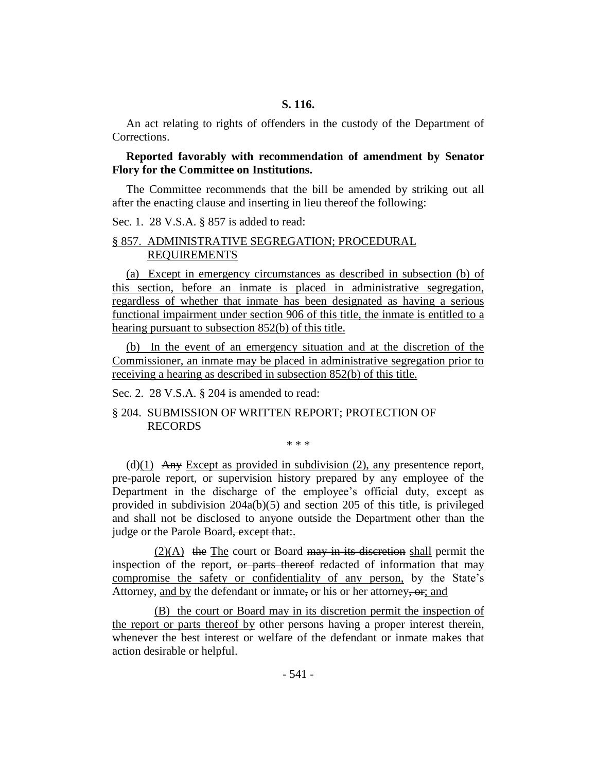**S. 116.**

An act relating to rights of offenders in the custody of the Department of Corrections.

**Reported favorably with recommendation of amendment by Senator Flory for the Committee on Institutions.**

The Committee recommends that the bill be amended by striking out all after the enacting clause and inserting in lieu thereof the following:

Sec. 1. 28 V.S.A. § 857 is added to read:

<u>§ 857. ADMINISTRATIVE SEGREGATION; PROCEDURAL REQUIREMENTS</u>

<u>(a) Except in emergency circumstances as described in subsection (b) of this section, before an inmate is placed in administrative segregation, regardless of whether that inmate has been designated as having a serious functional impairment under section 906 of this title, the inmate is entitled to a hearing pursuant to subsection 852(b) of this title.</u>

<u>(b) In the event of an emergency situation and at the discretion of the Commissioner, an inmate may be placed in administrative segregation prior to receiving a hearing as described in subsection 852(b) of this title.</u>

Sec. 2. 28 V.S.A. § 204 is amended to read:

§ 204. SUBMISSION OF WRITTEN REPORT; PROTECTION OF RECORDS

\* \* \*

(d)<u>(1)</u> ~~Any~~ <u>Except as provided in subdivision (2), any</u> presentence report, pre-parole report, or supervision history prepared by any employee of the Department in the discharge of the employee's official duty, except as provided in subdivision 204a(b)(5) and section 205 of this title, is privileged and shall not be disclosed to anyone outside the Department other than the judge or the Parole Board~~, except that:~~<u>.</u>

<u>(2)(A)</u> ~~the~~ <u>The</u> court or Board ~~may in its discretion~~ <u>shall</u> permit the inspection of the report, ~~or parts thereof~~ <u>redacted of information that may compromise the safety or confidentiality of any person,</u> by the State's Attorney, <u>and by</u> the defendant or inmate~~,~~ or his or her attorney~~, or~~<u>; and</u>

<u>(B) the court or Board may in its discretion permit the inspection of the report or parts thereof by</u> other persons having a proper interest therein, whenever the best interest or welfare of the defendant or inmate makes that action desirable or helpful.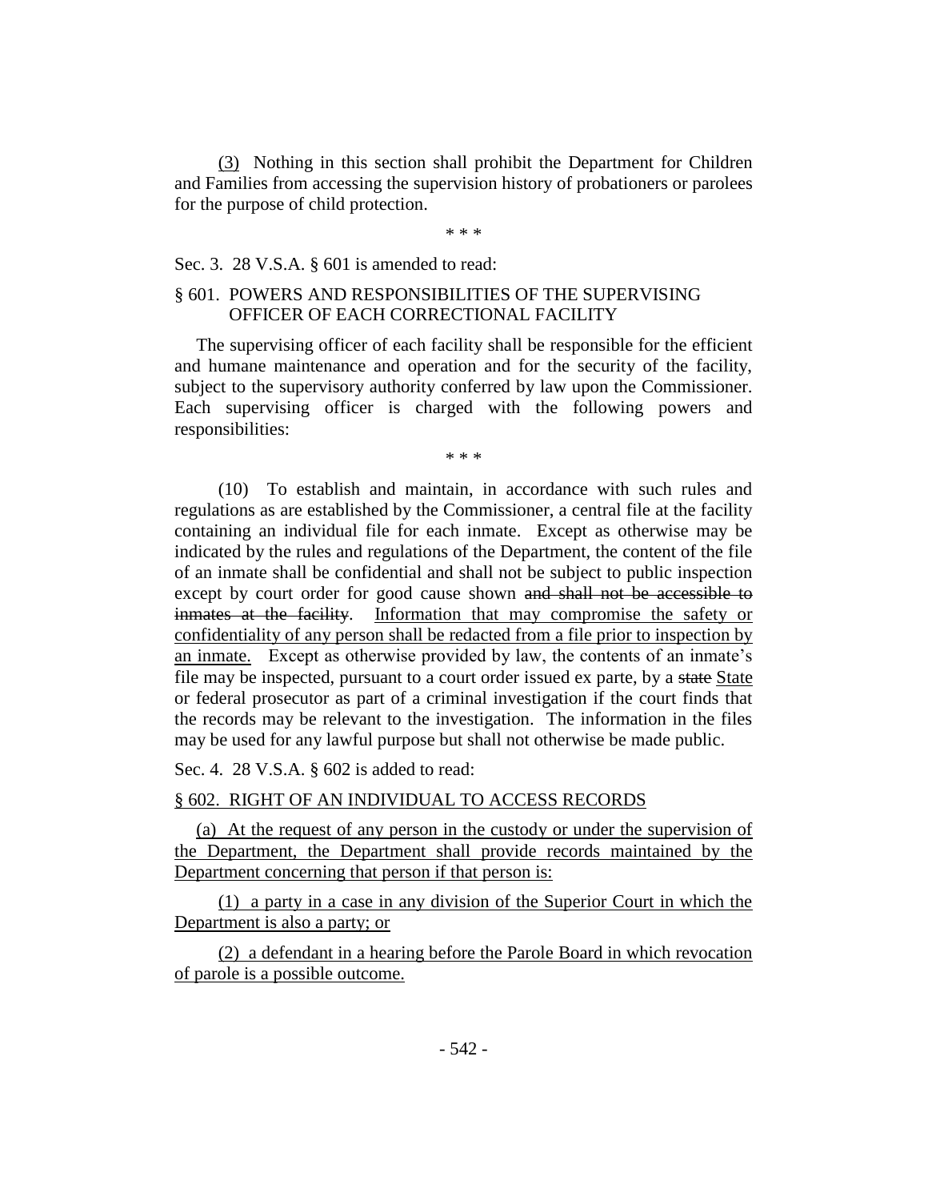(3) Nothing in this section shall prohibit the Department for Children and Families from accessing the supervision history of probationers or parolees for the purpose of child protection.

\* \* \*

Sec. 3. 28 V.S.A. § 601 is amended to read:

§ 601. POWERS AND RESPONSIBILITIES OF THE SUPERVISING OFFICER OF EACH CORRECTIONAL FACILITY

The supervising officer of each facility shall be responsible for the efficient and humane maintenance and operation and for the security of the facility, subject to the supervisory authority conferred by law upon the Commissioner. Each supervising officer is charged with the following powers and responsibilities:

\* \* \*

(10) To establish and maintain, in accordance with such rules and regulations as are established by the Commissioner, a central file at the facility containing an individual file for each inmate. Except as otherwise may be indicated by the rules and regulations of the Department, the content of the file of an inmate shall be confidential and shall not be subject to public inspection except by court order for good cause shown ~~and shall not be accessible to inmates at the facility~~. <u>Information that may compromise the safety or confidentiality of any person shall be redacted from a file prior to inspection by an inmate.</u> Except as otherwise provided by law, the contents of an inmate's file may be inspected, pursuant to a court order issued ex parte, by a ~~state~~ <u>State</u> or federal prosecutor as part of a criminal investigation if the court finds that the records may be relevant to the investigation. The information in the files may be used for any lawful purpose but shall not otherwise be made public.

Sec. 4. 28 V.S.A. § 602 is added to read:

<u>§ 602. RIGHT OF AN INDIVIDUAL TO ACCESS RECORDS</u>

<u>(a) At the request of any person in the custody or under the supervision of the Department, the Department shall provide records maintained by the Department concerning that person if that person is:</u>

<u>(1) a party in a case in any division of the Superior Court in which the Department is also a party; or</u>

<u>(2) a defendant in a hearing before the Parole Board in which revocation of parole is a possible outcome.</u>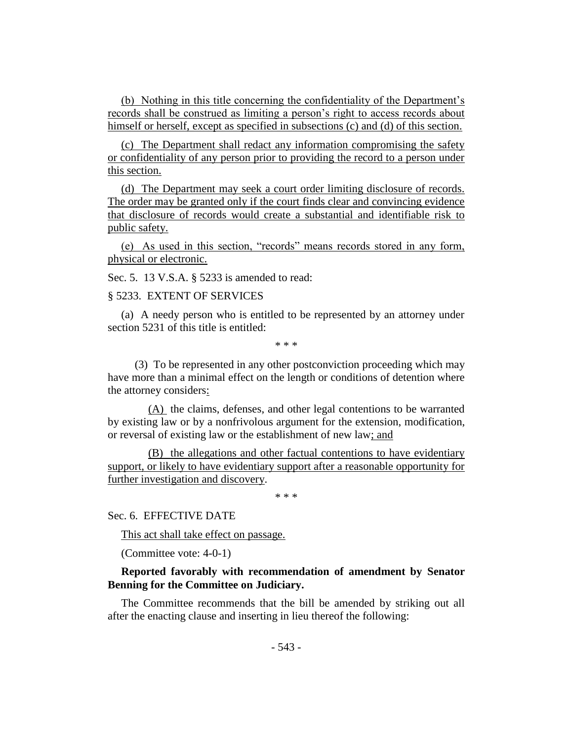(b) Nothing in this title concerning the confidentiality of the Department's records shall be construed as limiting a person's right to access records about himself or herself, except as specified in subsections (c) and (d) of this section.

(c) The Department shall redact any information compromising the safety or confidentiality of any person prior to providing the record to a person under this section.

(d) The Department may seek a court order limiting disclosure of records. The order may be granted only if the court finds clear and convincing evidence that disclosure of records would create a substantial and identifiable risk to public safety.

(e) As used in this section, "records" means records stored in any form, physical or electronic.

Sec. 5. 13 V.S.A. § 5233 is amended to read:

§ 5233. EXTENT OF SERVICES

(a) A needy person who is entitled to be represented by an attorney under section 5231 of this title is entitled:

\* \* \*

(3) To be represented in any other postconviction proceeding which may have more than a minimal effect on the length or conditions of detention where the attorney considers:

(A) the claims, defenses, and other legal contentions to be warranted by existing law or by a nonfrivolous argument for the extension, modification, or reversal of existing law or the establishment of new law; and

(B) the allegations and other factual contentions to have evidentiary support, or likely to have evidentiary support after a reasonable opportunity for further investigation and discovery.

\* \* \*

Sec. 6. EFFECTIVE DATE

This act shall take effect on passage.

(Committee vote: 4-0-1)

**Reported favorably with recommendation of amendment by Senator Benning for the Committee on Judiciary.**

The Committee recommends that the bill be amended by striking out all after the enacting clause and inserting in lieu thereof the following: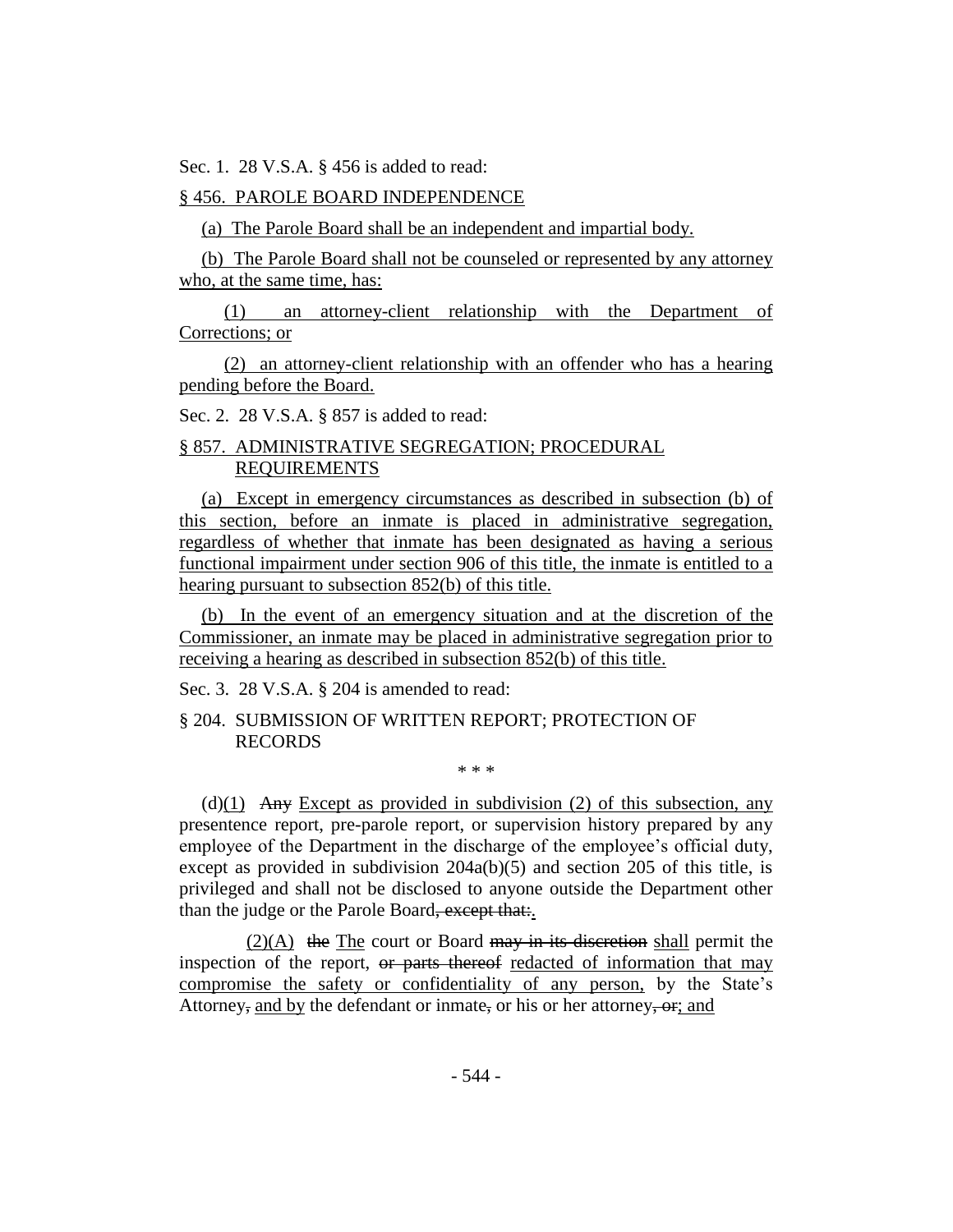Sec. 1. 28 V.S.A. § 456 is added to read:

§ 456. PAROLE BOARD INDEPENDENCE

(a) The Parole Board shall be an independent and impartial body.

(b) The Parole Board shall not be counseled or represented by any attorney who, at the same time, has:

(1) an attorney-client relationship with the Department of Corrections; or

(2) an attorney-client relationship with an offender who has a hearing pending before the Board.

Sec. 2. 28 V.S.A. § 857 is added to read:

§ 857. ADMINISTRATIVE SEGREGATION; PROCEDURAL REQUIREMENTS

(a) Except in emergency circumstances as described in subsection (b) of this section, before an inmate is placed in administrative segregation, regardless of whether that inmate has been designated as having a serious functional impairment under section 906 of this title, the inmate is entitled to a hearing pursuant to subsection 852(b) of this title.

(b) In the event of an emergency situation and at the discretion of the Commissioner, an inmate may be placed in administrative segregation prior to receiving a hearing as described in subsection 852(b) of this title.

Sec. 3. 28 V.S.A. § 204 is amended to read:

§ 204. SUBMISSION OF WRITTEN REPORT; PROTECTION OF RECORDS

\* \* \*

(d)(1) ~~Any~~ Except as provided in subdivision (2) of this subsection, any presentence report, pre-parole report, or supervision history prepared by any employee of the Department in the discharge of the employee's official duty, except as provided in subdivision 204a(b)(5) and section 205 of this title, is privileged and shall not be disclosed to anyone outside the Department other than the judge or the Parole Board~~, except that:~~.

(2)(A) ~~the~~ The court or Board ~~may in its discretion~~ shall permit the inspection of the report, ~~or parts thereof~~ redacted of information that may compromise the safety or confidentiality of any person, by the State's Attorney~~,~~ and by the defendant or inmate~~,~~ or his or her attorney~~, or~~; and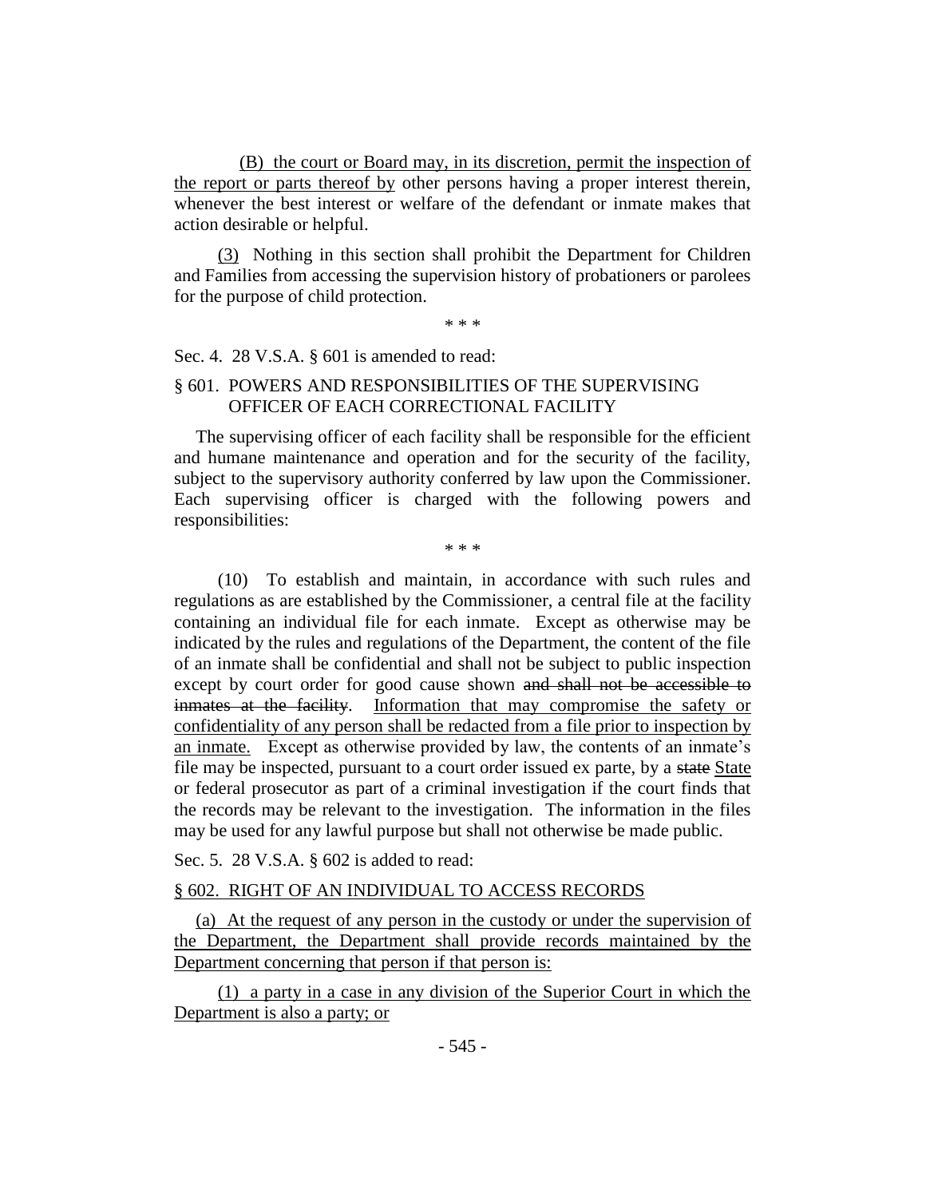(B) the court or Board may, in its discretion, permit the inspection of the report or parts thereof by other persons having a proper interest therein, whenever the best interest or welfare of the defendant or inmate makes that action desirable or helpful.

(3) Nothing in this section shall prohibit the Department for Children and Families from accessing the supervision history of probationers or parolees for the purpose of child protection.

\* \* \*

Sec. 4. 28 V.S.A. § 601 is amended to read:

§ 601. POWERS AND RESPONSIBILITIES OF THE SUPERVISING OFFICER OF EACH CORRECTIONAL FACILITY

The supervising officer of each facility shall be responsible for the efficient and humane maintenance and operation and for the security of the facility, subject to the supervisory authority conferred by law upon the Commissioner. Each supervising officer is charged with the following powers and responsibilities:

\* \* \*

(10) To establish and maintain, in accordance with such rules and regulations as are established by the Commissioner, a central file at the facility containing an individual file for each inmate. Except as otherwise may be indicated by the rules and regulations of the Department, the content of the file of an inmate shall be confidential and shall not be subject to public inspection except by court order for good cause shown ~~and shall not be accessible to inmates at the facility~~. Information that may compromise the safety or confidentiality of any person shall be redacted from a file prior to inspection by an inmate. Except as otherwise provided by law, the contents of an inmate's file may be inspected, pursuant to a court order issued ex parte, by a ~~state~~ State or federal prosecutor as part of a criminal investigation if the court finds that the records may be relevant to the investigation. The information in the files may be used for any lawful purpose but shall not otherwise be made public.

Sec. 5. 28 V.S.A. § 602 is added to read:

§ 602. RIGHT OF AN INDIVIDUAL TO ACCESS RECORDS

(a) At the request of any person in the custody or under the supervision of the Department, the Department shall provide records maintained by the Department concerning that person if that person is:

(1) a party in a case in any division of the Superior Court in which the Department is also a party; or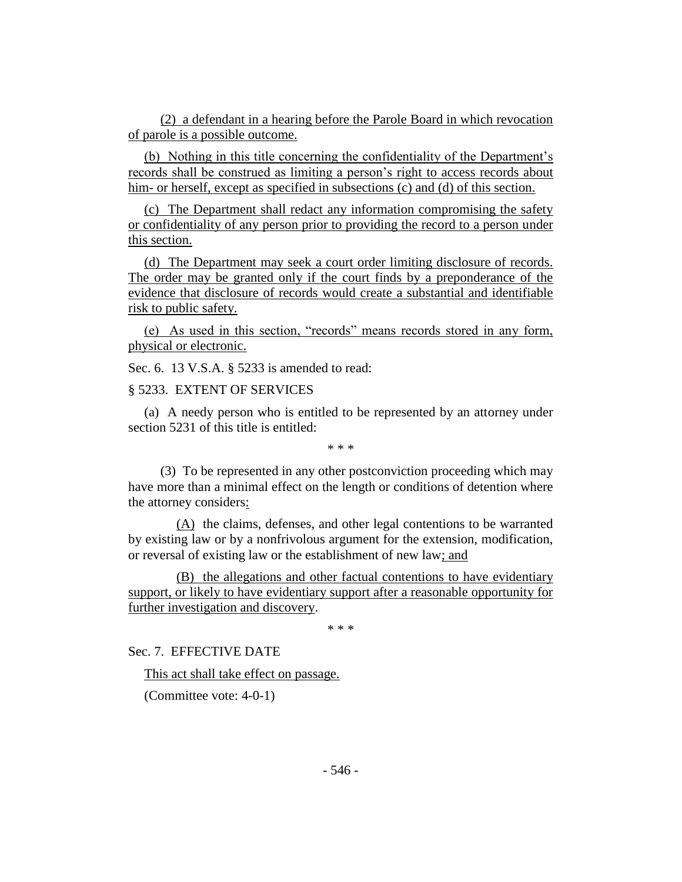(2) a defendant in a hearing before the Parole Board in which revocation of parole is a possible outcome.

(b) Nothing in this title concerning the confidentiality of the Department's records shall be construed as limiting a person's right to access records about him- or herself, except as specified in subsections (c) and (d) of this section.

(c) The Department shall redact any information compromising the safety or confidentiality of any person prior to providing the record to a person under this section.

(d) The Department may seek a court order limiting disclosure of records. The order may be granted only if the court finds by a preponderance of the evidence that disclosure of records would create a substantial and identifiable risk to public safety.

(e) As used in this section, "records" means records stored in any form, physical or electronic.

Sec. 6. 13 V.S.A. § 5233 is amended to read:

§ 5233. EXTENT OF SERVICES

(a) A needy person who is entitled to be represented by an attorney under section 5231 of this title is entitled:

\* \* \*

(3) To be represented in any other postconviction proceeding which may have more than a minimal effect on the length or conditions of detention where the attorney considers:

(A) the claims, defenses, and other legal contentions to be warranted by existing law or by a nonfrivolous argument for the extension, modification, or reversal of existing law or the establishment of new law; and

(B) the allegations and other factual contentions to have evidentiary support, or likely to have evidentiary support after a reasonable opportunity for further investigation and discovery.

\* \* \*

Sec. 7. EFFECTIVE DATE

This act shall take effect on passage.

(Committee vote: 4-0-1)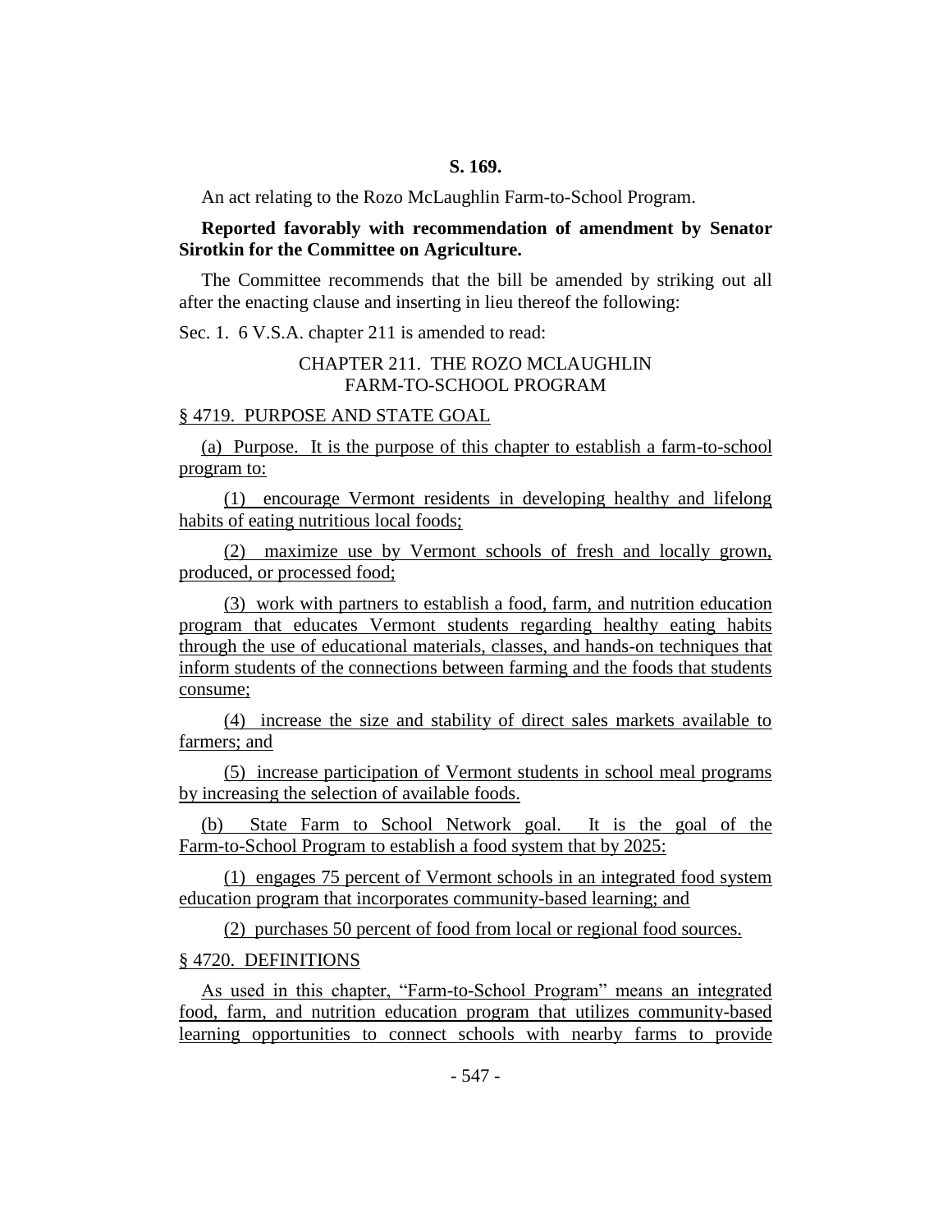**S. 169.**

An act relating to the Rozo McLaughlin Farm-to-School Program.

**Reported favorably with recommendation of amendment by Senator Sirotkin for the Committee on Agriculture.**

The Committee recommends that the bill be amended by striking out all after the enacting clause and inserting in lieu thereof the following:

Sec. 1. 6 V.S.A. chapter 211 is amended to read:

CHAPTER 211. THE ROZO MCLAUGHLIN FARM-TO-SCHOOL PROGRAM

§ 4719. PURPOSE AND STATE GOAL

(a) Purpose. It is the purpose of this chapter to establish a farm-to-school program to:

(1) encourage Vermont residents in developing healthy and lifelong habits of eating nutritious local foods;

(2) maximize use by Vermont schools of fresh and locally grown, produced, or processed food;

(3) work with partners to establish a food, farm, and nutrition education program that educates Vermont students regarding healthy eating habits through the use of educational materials, classes, and hands-on techniques that inform students of the connections between farming and the foods that students consume;

(4) increase the size and stability of direct sales markets available to farmers; and

(5) increase participation of Vermont students in school meal programs by increasing the selection of available foods.

(b) State Farm to School Network goal. It is the goal of the Farm-to-School Program to establish a food system that by 2025:

(1) engages 75 percent of Vermont schools in an integrated food system education program that incorporates community-based learning; and

(2) purchases 50 percent of food from local or regional food sources.

§ 4720. DEFINITIONS

As used in this chapter, "Farm-to-School Program" means an integrated food, farm, and nutrition education program that utilizes community-based learning opportunities to connect schools with nearby farms to provide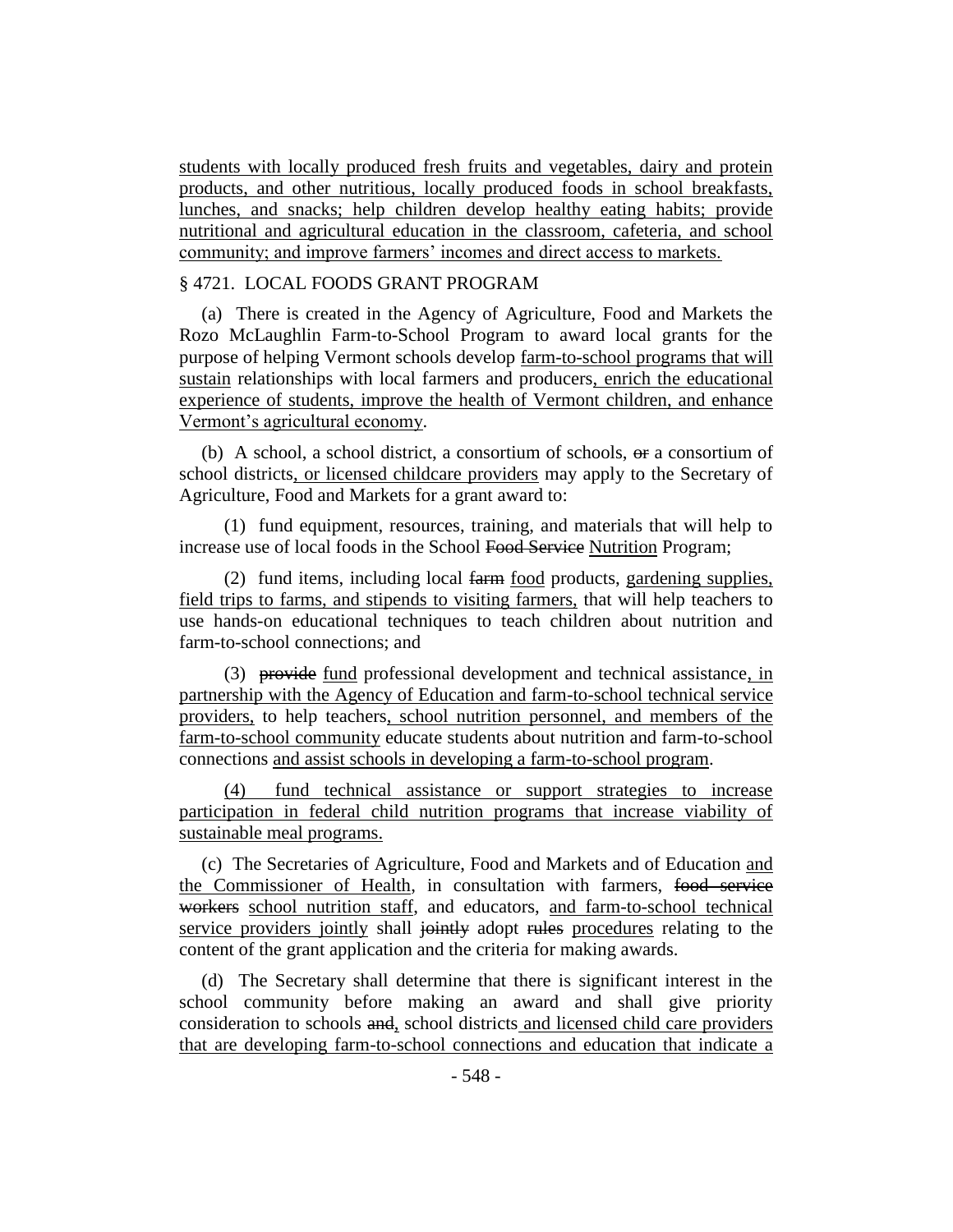<u>students with locally produced fresh fruits and vegetables, dairy and protein products, and other nutritious, locally produced foods in school breakfasts, lunches, and snacks; help children develop healthy eating habits; provide nutritional and agricultural education in the classroom, cafeteria, and school community; and improve farmers' incomes and direct access to markets.</u>

§ 4721. LOCAL FOODS GRANT PROGRAM

(a) There is created in the Agency of Agriculture, Food and Markets the Rozo McLaughlin Farm-to-School Program to award local grants for the purpose of helping Vermont schools develop <u>farm-to-school programs that will sustain</u> relationships with local farmers and producers<u>, enrich the educational experience of students, improve the health of Vermont children, and enhance Vermont's agricultural economy</u>.

(b) A school, a school district, a consortium of schools, ~~or~~ a consortium of school districts<u>, or licensed childcare providers</u> may apply to the Secretary of Agriculture, Food and Markets for a grant award to:

(1) fund equipment, resources, training, and materials that will help to increase use of local foods in the School ~~Food Service~~ <u>Nutrition</u> Program;

(2) fund items, including local ~~farm~~ <u>food</u> products, <u>gardening supplies, field trips to farms, and stipends to visiting farmers,</u> that will help teachers to use hands-on educational techniques to teach children about nutrition and farm-to-school connections; and

(3) ~~provide~~ <u>fund</u> professional development and technical assistance<u>, in partnership with the Agency of Education and farm-to-school technical service providers,</u> to help teachers<u>, school nutrition personnel, and members of the farm-to-school community</u> educate students about nutrition and farm-to-school connections <u>and assist schools in developing a farm-to-school program</u>.

<u>(4) fund technical assistance or support strategies to increase participation in federal child nutrition programs that increase viability of sustainable meal programs.</u>

(c) The Secretaries of Agriculture, Food and Markets and of Education <u>and the Commissioner of Health</u>, in consultation with farmers, ~~food service workers~~ <u>school nutrition staff</u>, and educators, <u>and farm-to-school technical service providers jointly</u> shall ~~jointly~~ adopt ~~rules~~ <u>procedures</u> relating to the content of the grant application and the criteria for making awards.

(d) The Secretary shall determine that there is significant interest in the school community before making an award and shall give priority consideration to schools ~~and~~<u>,</u> school districts <u>and licensed child care providers that are developing farm-to-school connections and education that indicate a</u>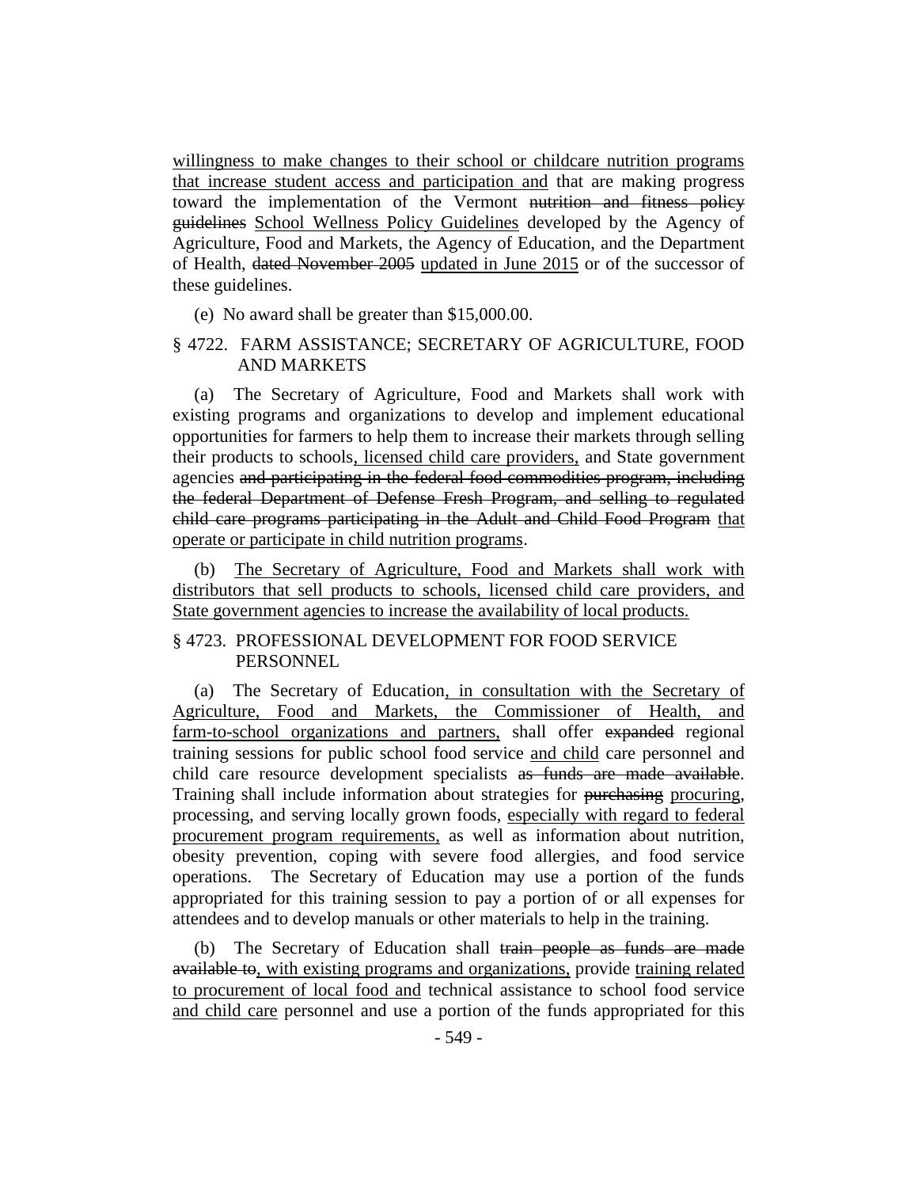willingness to make changes to their school or childcare nutrition programs that increase student access and participation and that are making progress toward the implementation of the Vermont ~~nutrition and fitness policy guidelines~~ School Wellness Policy Guidelines developed by the Agency of Agriculture, Food and Markets, the Agency of Education, and the Department of Health, ~~dated November 2005~~ updated in June 2015 or of the successor of these guidelines.

(e) No award shall be greater than $15,000.00.

§ 4722. FARM ASSISTANCE; SECRETARY OF AGRICULTURE, FOOD AND MARKETS

(a) The Secretary of Agriculture, Food and Markets shall work with existing programs and organizations to develop and implement educational opportunities for farmers to help them to increase their markets through selling their products to schools, licensed child care providers, and State government agencies ~~and participating in the federal food commodities program, including the federal Department of Defense Fresh Program, and selling to regulated child care programs participating in the Adult and Child Food Program~~ that operate or participate in child nutrition programs.

(b) The Secretary of Agriculture, Food and Markets shall work with distributors that sell products to schools, licensed child care providers, and State government agencies to increase the availability of local products.

§ 4723. PROFESSIONAL DEVELOPMENT FOR FOOD SERVICE PERSONNEL

(a) The Secretary of Education, in consultation with the Secretary of Agriculture, Food and Markets, the Commissioner of Health, and farm-to-school organizations and partners, shall offer ~~expanded~~ regional training sessions for public school food service and child care personnel and child care resource development specialists ~~as funds are made available~~. Training shall include information about strategies for ~~purchasing~~ procuring, processing, and serving locally grown foods, especially with regard to federal procurement program requirements, as well as information about nutrition, obesity prevention, coping with severe food allergies, and food service operations. The Secretary of Education may use a portion of the funds appropriated for this training session to pay a portion of or all expenses for attendees and to develop manuals or other materials to help in the training.

(b) The Secretary of Education shall ~~train people as funds are made available to~~, with existing programs and organizations, provide training related to procurement of local food and technical assistance to school food service and child care personnel and use a portion of the funds appropriated for this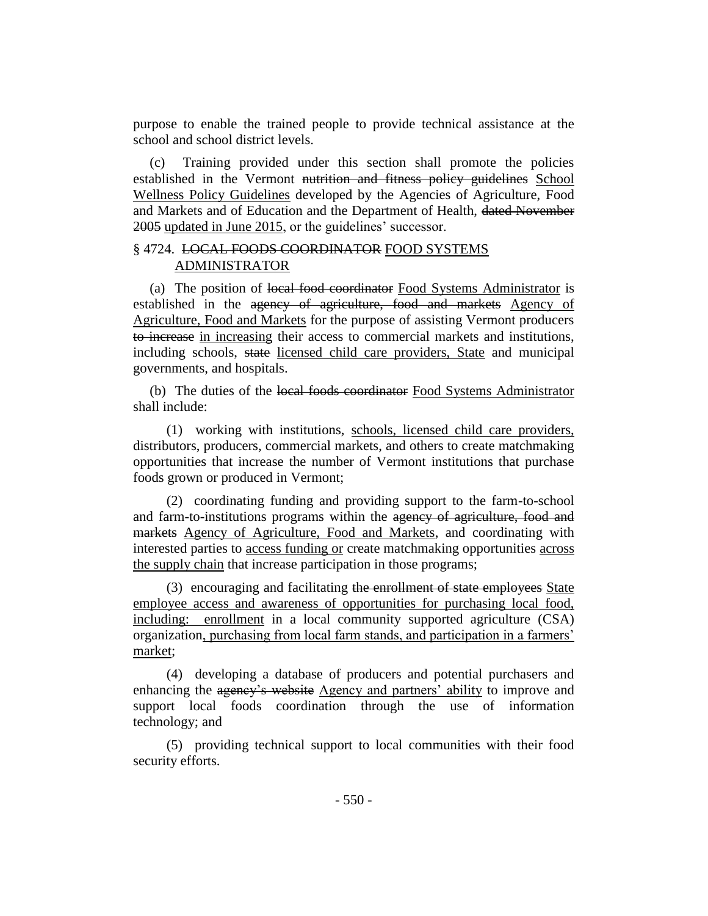purpose to enable the trained people to provide technical assistance at the school and school district levels.

(c) Training provided under this section shall promote the policies established in the Vermont ~~nutrition and fitness policy guidelines~~ School Wellness Policy Guidelines developed by the Agencies of Agriculture, Food and Markets and of Education and the Department of Health, ~~dated November 2005~~ updated in June 2015, or the guidelines' successor.

§ 4724. ~~LOCAL FOODS COORDINATOR~~ FOOD SYSTEMS ADMINISTRATOR

(a) The position of ~~local food coordinator~~ Food Systems Administrator is established in the ~~agency of agriculture, food and markets~~ Agency of Agriculture, Food and Markets for the purpose of assisting Vermont producers ~~to increase~~ in increasing their access to commercial markets and institutions, including schools, ~~state~~ licensed child care providers, State and municipal governments, and hospitals.

(b) The duties of the ~~local foods coordinator~~ Food Systems Administrator shall include:

(1) working with institutions, schools, licensed child care providers, distributors, producers, commercial markets, and others to create matchmaking opportunities that increase the number of Vermont institutions that purchase foods grown or produced in Vermont;

(2) coordinating funding and providing support to the farm-to-school and farm-to-institutions programs within the ~~agency of agriculture, food and markets~~ Agency of Agriculture, Food and Markets, and coordinating with interested parties to access funding or create matchmaking opportunities across the supply chain that increase participation in those programs;

(3) encouraging and facilitating ~~the enrollment of state employees~~ State employee access and awareness of opportunities for purchasing local food, including: enrollment in a local community supported agriculture (CSA) organization, purchasing from local farm stands, and participation in a farmers' market;

(4) developing a database of producers and potential purchasers and enhancing the ~~agency's website~~ Agency and partners' ability to improve and support local foods coordination through the use of information technology; and

(5) providing technical support to local communities with their food security efforts.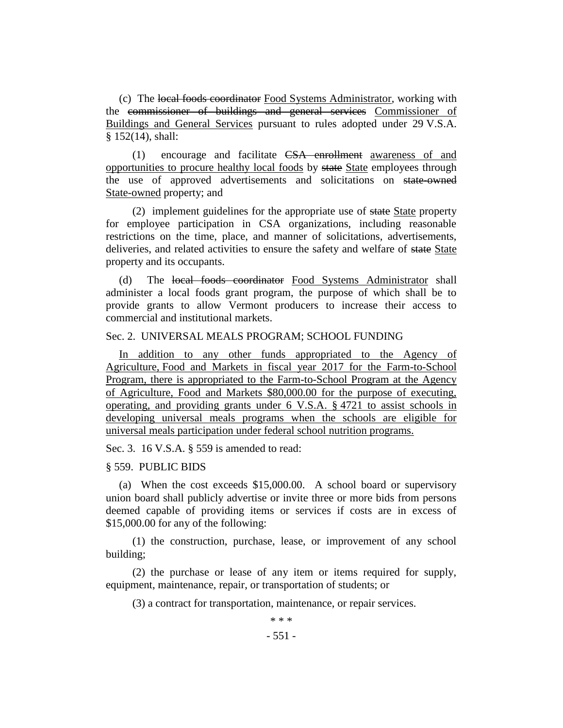(c) The ~~local foods coordinator~~ Food Systems Administrator, working with the ~~commissioner of buildings and general services~~ Commissioner of Buildings and General Services pursuant to rules adopted under 29 V.S.A. § 152(14), shall:

(1) encourage and facilitate ~~CSA enrollment~~ awareness of and opportunities to procure healthy local foods by ~~state~~ State employees through the use of approved advertisements and solicitations on ~~state-owned~~ State-owned property; and

(2) implement guidelines for the appropriate use of ~~state~~ State property for employee participation in CSA organizations, including reasonable restrictions on the time, place, and manner of solicitations, advertisements, deliveries, and related activities to ensure the safety and welfare of ~~state~~ State property and its occupants.

(d) The ~~local foods coordinator~~ Food Systems Administrator shall administer a local foods grant program, the purpose of which shall be to provide grants to allow Vermont producers to increase their access to commercial and institutional markets.

Sec. 2. UNIVERSAL MEALS PROGRAM; SCHOOL FUNDING

In addition to any other funds appropriated to the Agency of Agriculture, Food and Markets in fiscal year 2017 for the Farm-to-School Program, there is appropriated to the Farm-to-School Program at the Agency of Agriculture, Food and Markets $80,000.00 for the purpose of executing, operating, and providing grants under 6 V.S.A. § 4721 to assist schools in developing universal meals programs when the schools are eligible for universal meals participation under federal school nutrition programs.

Sec. 3. 16 V.S.A. § 559 is amended to read:

§ 559. PUBLIC BIDS

(a) When the cost exceeds $15,000.00. A school board or supervisory union board shall publicly advertise or invite three or more bids from persons deemed capable of providing items or services if costs are in excess of $15,000.00 for any of the following:

(1) the construction, purchase, lease, or improvement of any school building;

(2) the purchase or lease of any item or items required for supply, equipment, maintenance, repair, or transportation of students; or

(3) a contract for transportation, maintenance, or repair services.

\* \* \*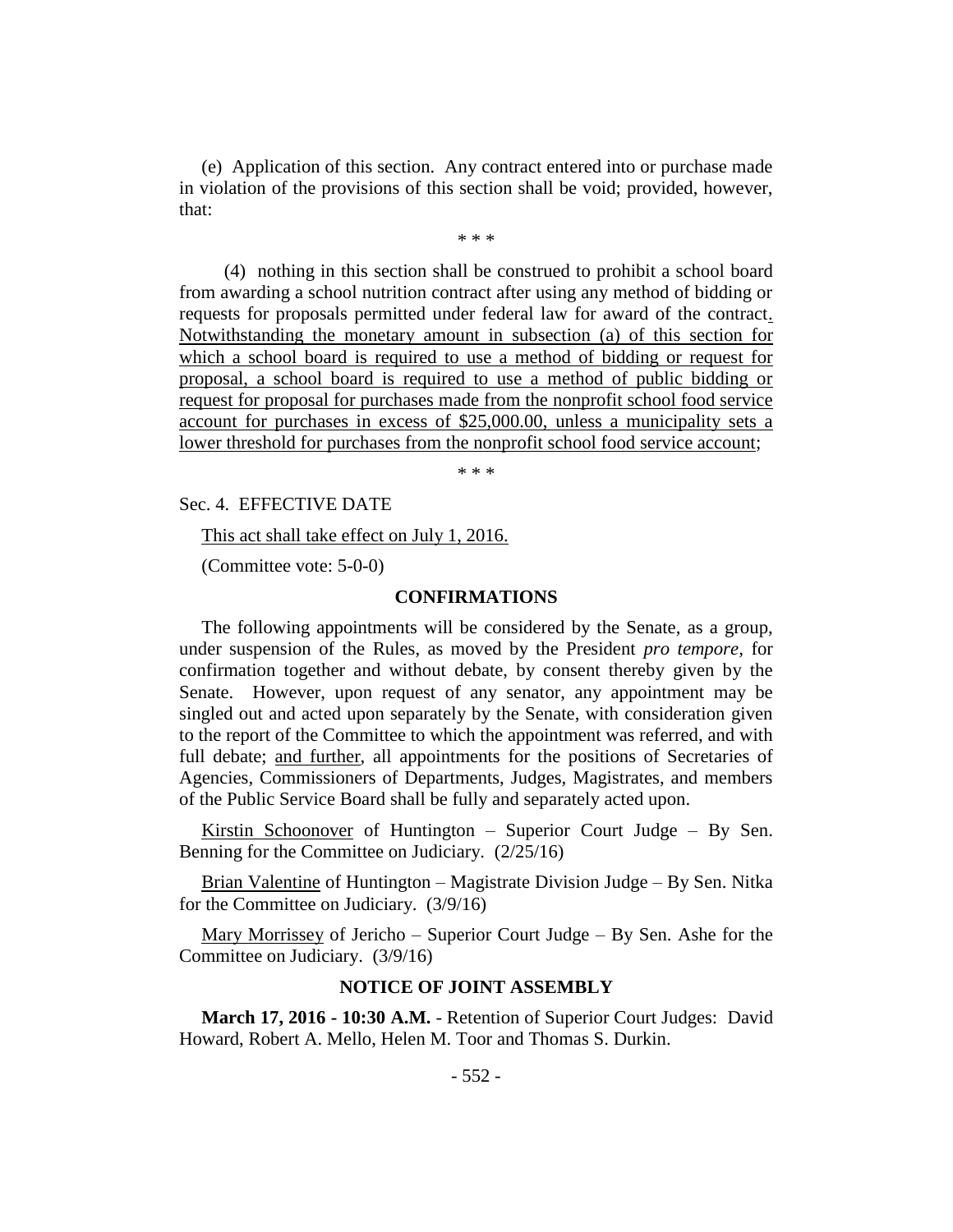(e) Application of this section. Any contract entered into or purchase made in violation of the provisions of this section shall be void; provided, however, that:

\* \* \*

(4) nothing in this section shall be construed to prohibit a school board from awarding a school nutrition contract after using any method of bidding or requests for proposals permitted under federal law for award of the contract. Notwithstanding the monetary amount in subsection (a) of this section for which a school board is required to use a method of bidding or request for proposal, a school board is required to use a method of public bidding or request for proposal for purchases made from the nonprofit school food service account for purchases in excess of $25,000.00, unless a municipality sets a lower threshold for purchases from the nonprofit school food service account;

\* \* \*

Sec. 4. EFFECTIVE DATE

This act shall take effect on July 1, 2016.

(Committee vote: 5-0-0)

## CONFIRMATIONS

The following appointments will be considered by the Senate, as a group, under suspension of the Rules, as moved by the President *pro tempore*, for confirmation together and without debate, by consent thereby given by the Senate. However, upon request of any senator, any appointment may be singled out and acted upon separately by the Senate, with consideration given to the report of the Committee to which the appointment was referred, and with full debate; and further, all appointments for the positions of Secretaries of Agencies, Commissioners of Departments, Judges, Magistrates, and members of the Public Service Board shall be fully and separately acted upon.

Kirstin Schoonover of Huntington – Superior Court Judge – By Sen. Benning for the Committee on Judiciary. (2/25/16)

Brian Valentine of Huntington – Magistrate Division Judge – By Sen. Nitka for the Committee on Judiciary. (3/9/16)

Mary Morrissey of Jericho – Superior Court Judge – By Sen. Ashe for the Committee on Judiciary. (3/9/16)

## NOTICE OF JOINT ASSEMBLY

**March 17, 2016 - 10:30 A.M.** - Retention of Superior Court Judges: David Howard, Robert A. Mello, Helen M. Toor and Thomas S. Durkin.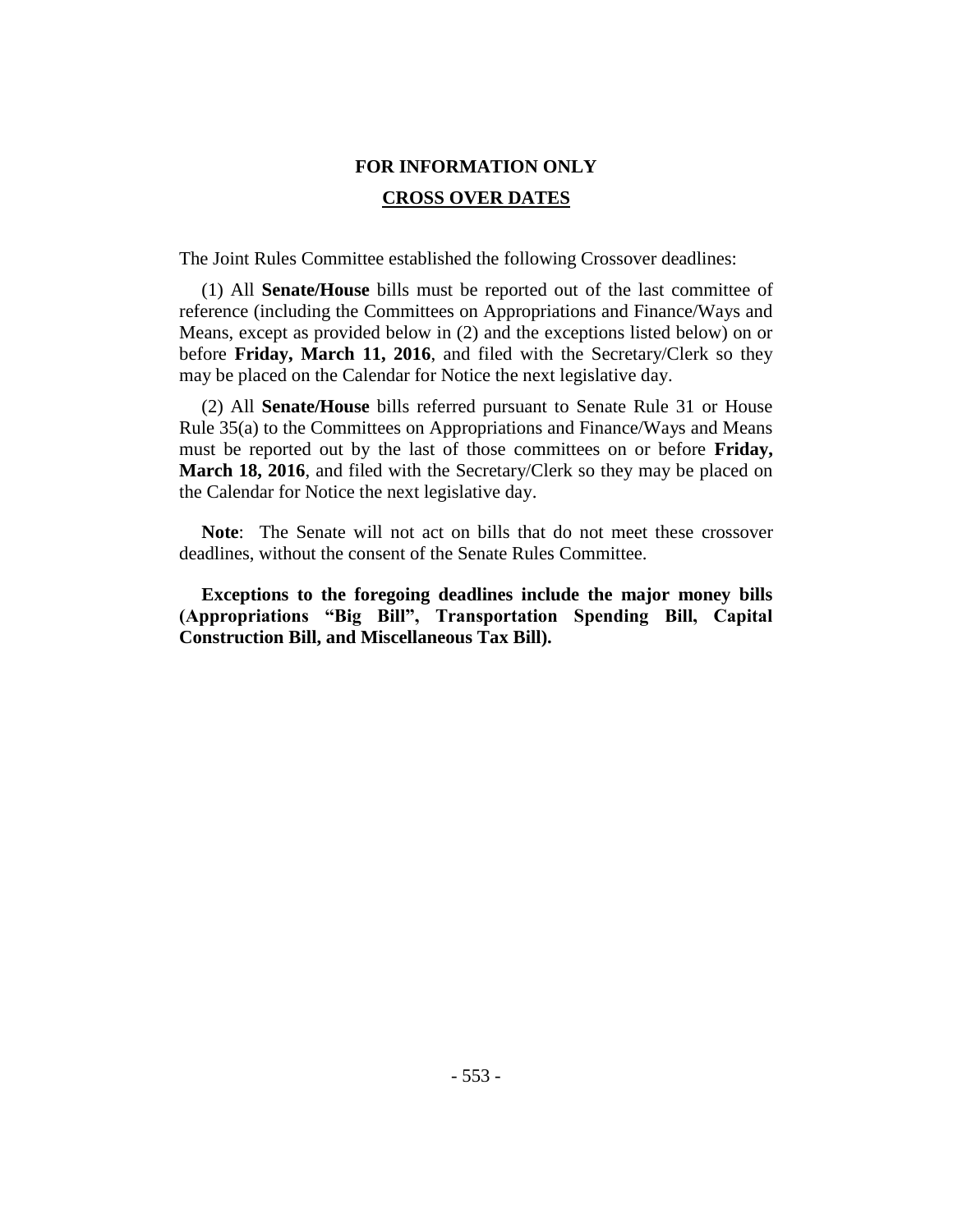# FOR INFORMATION ONLY

## CROSS OVER DATES

The Joint Rules Committee established the following Crossover deadlines:

(1) All **Senate/House** bills must be reported out of the last committee of reference (including the Committees on Appropriations and Finance/Ways and Means, except as provided below in (2) and the exceptions listed below) on or before **Friday, March 11, 2016**, and filed with the Secretary/Clerk so they may be placed on the Calendar for Notice the next legislative day.

(2) All **Senate/House** bills referred pursuant to Senate Rule 31 or House Rule 35(a) to the Committees on Appropriations and Finance/Ways and Means must be reported out by the last of those committees on or before **Friday, March 18, 2016**, and filed with the Secretary/Clerk so they may be placed on the Calendar for Notice the next legislative day.

**Note**: The Senate will not act on bills that do not meet these crossover deadlines, without the consent of the Senate Rules Committee.

**Exceptions to the foregoing deadlines include the major money bills (Appropriations "Big Bill", Transportation Spending Bill, Capital Construction Bill, and Miscellaneous Tax Bill).**